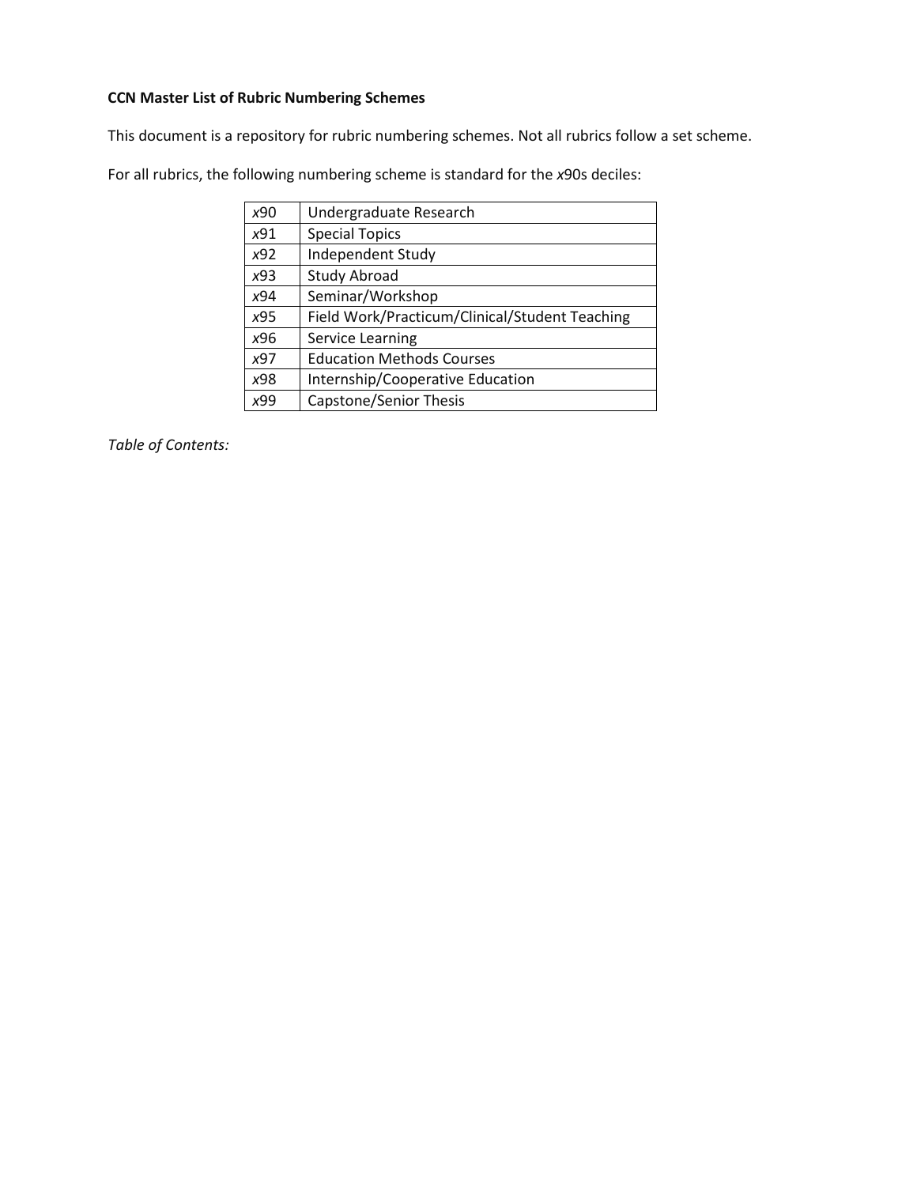**CCN Master List of Rubric Numbering Schemes**

This document is a repository for rubric numbering schemes. Not all rubrics follow a set scheme.

For all rubrics, the following numbering scheme is standard for the *x*90s deciles:

| | |
|---|---|
| *x*90 | Undergraduate Research |
| *x*91 | Special Topics |
| *x*92 | Independent Study |
| *x*93 | Study Abroad |
| *x*94 | Seminar/Workshop |
| *x*95 | Field Work/Practicum/Clinical/Student Teaching |
| *x*96 | Service Learning |
| *x*97 | Education Methods Courses |
| *x*98 | Internship/Cooperative Education |
| *x*99 | Capstone/Senior Thesis |

*Table of Contents:*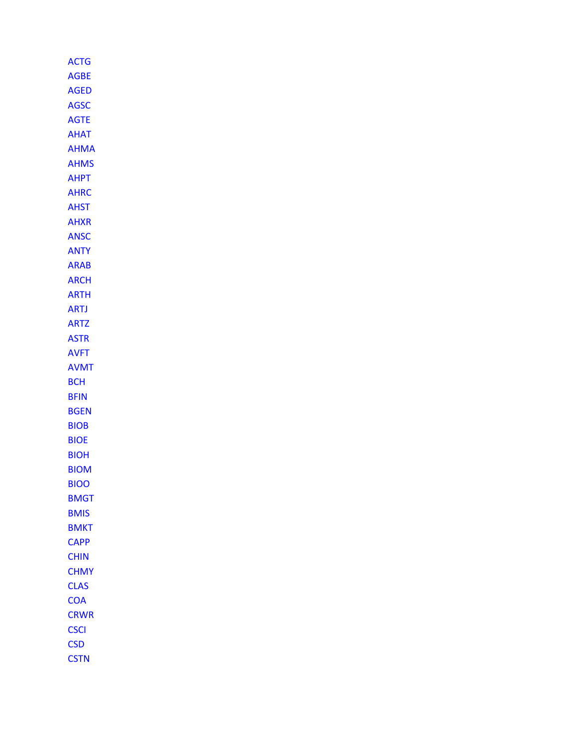ACTG
AGBE
AGED
AGSC
AGTE
AHAT
AHMA
AHMS
AHPT
AHRC
AHST
AHXR
ANSC
ANTY
ARAB
ARCH
ARTH
ARTJ
ARTZ
ASTR
AVFT
AVMT
BCH
BFIN
BGEN
BIOB
BIOE
BIOH
BIOM
BIOO
BMGT
BMIS
BMKT
CAPP
CHIN
CHMY
CLAS
COA
CRWR
CSCI
CSD
CSTN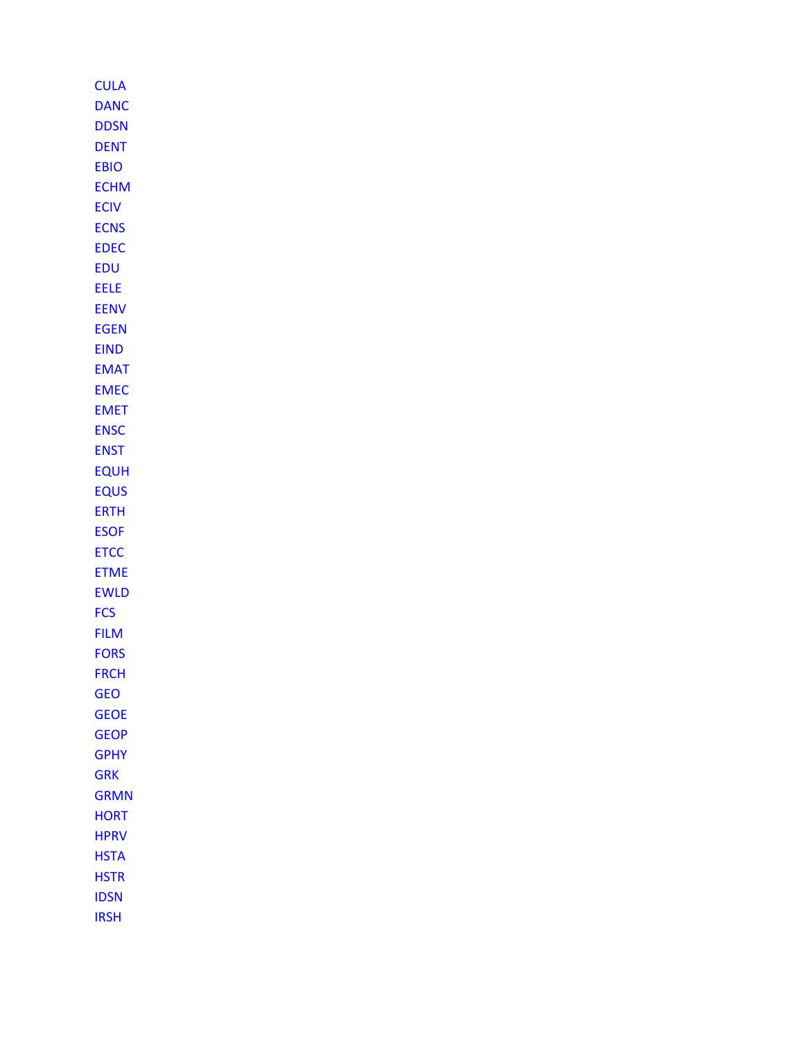CULA
DANC
DDSN
DENT
EBIO
ECHM
ECIV
ECNS
EDEC
EDU
EELE
EENV
EGEN
EIND
EMAT
EMEC
EMET
ENSC
ENST
EQUH
EQUS
ERTH
ESOF
ETCC
ETME
EWLD
FCS
FILM
FORS
FRCH
GEO
GEOE
GEOP
GPHY
GRK
GRMN
HORT
HPRV
HSTA
HSTR
IDSN
IRSH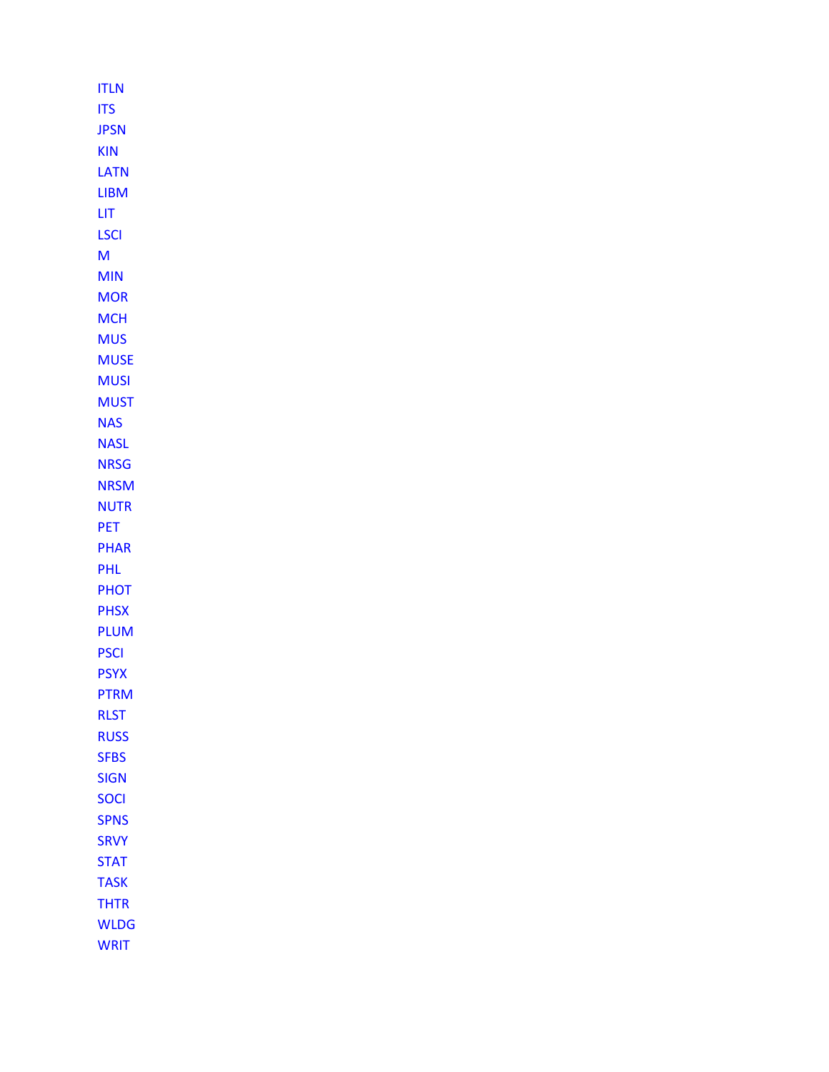ITLN
ITS
JPSN
KIN
LATN
LIBM
LIT
LSCI
M
MIN
MOR
MCH
MUS
MUSE
MUSI
MUST
NAS
NASL
NRSG
NRSM
NUTR
PET
PHAR
PHL
PHOT
PHSX
PLUM
PSCI
PSYX
PTRM
RLST
RUSS
SFBS
SIGN
SOCI
SPNS
SRVY
STAT
TASK
THTR
WLDG
WRIT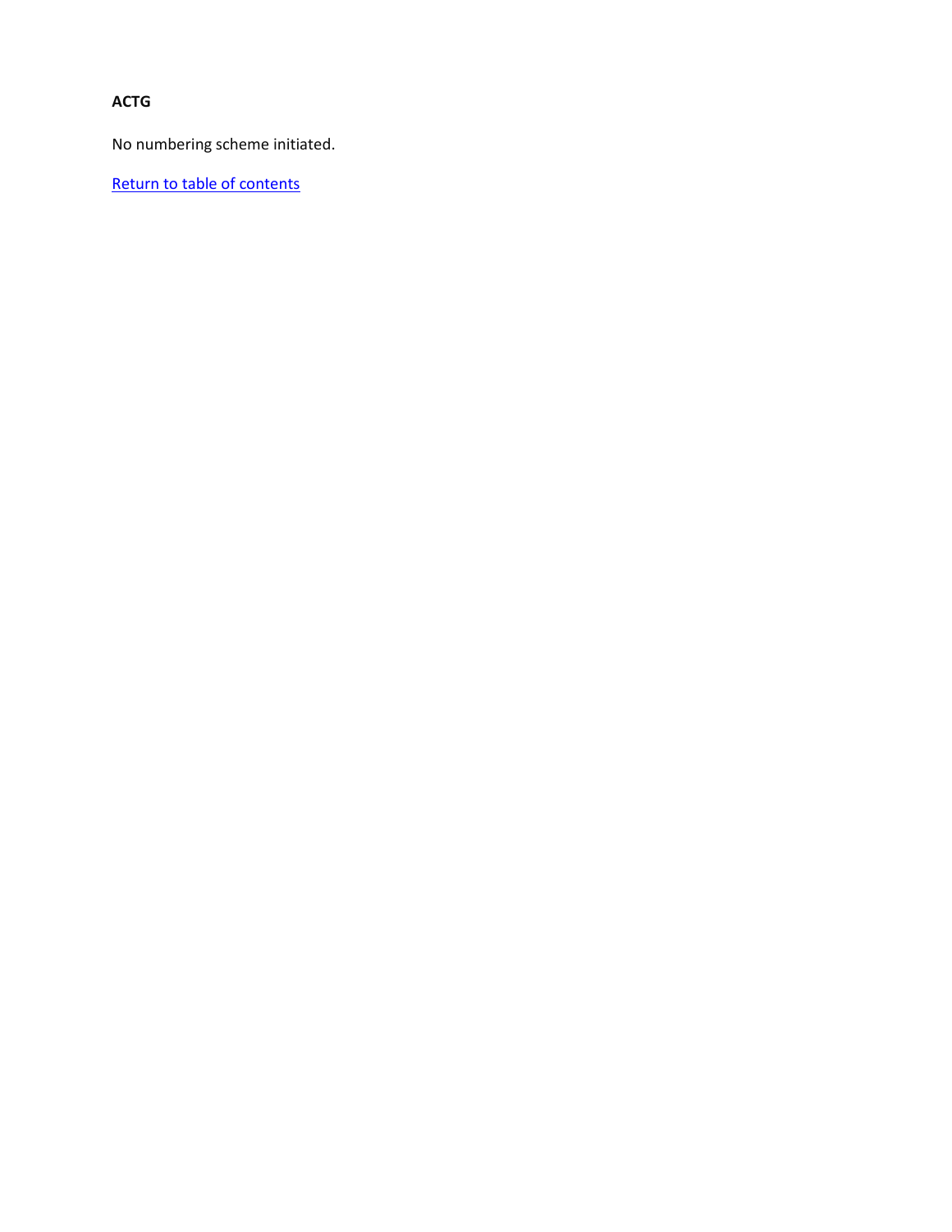**ACTG**

No numbering scheme initiated.

Return to table of contents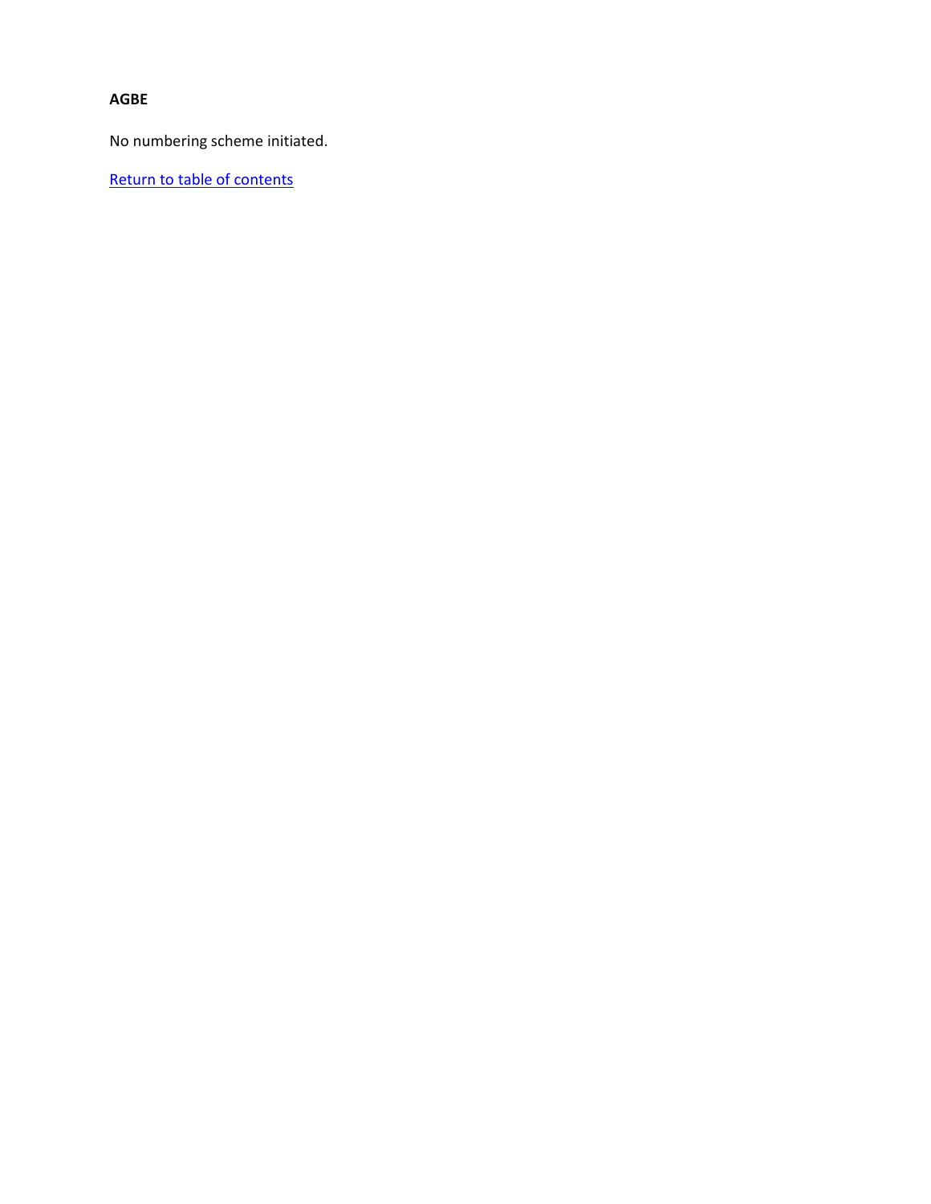**AGBE**

No numbering scheme initiated.

Return to table of contents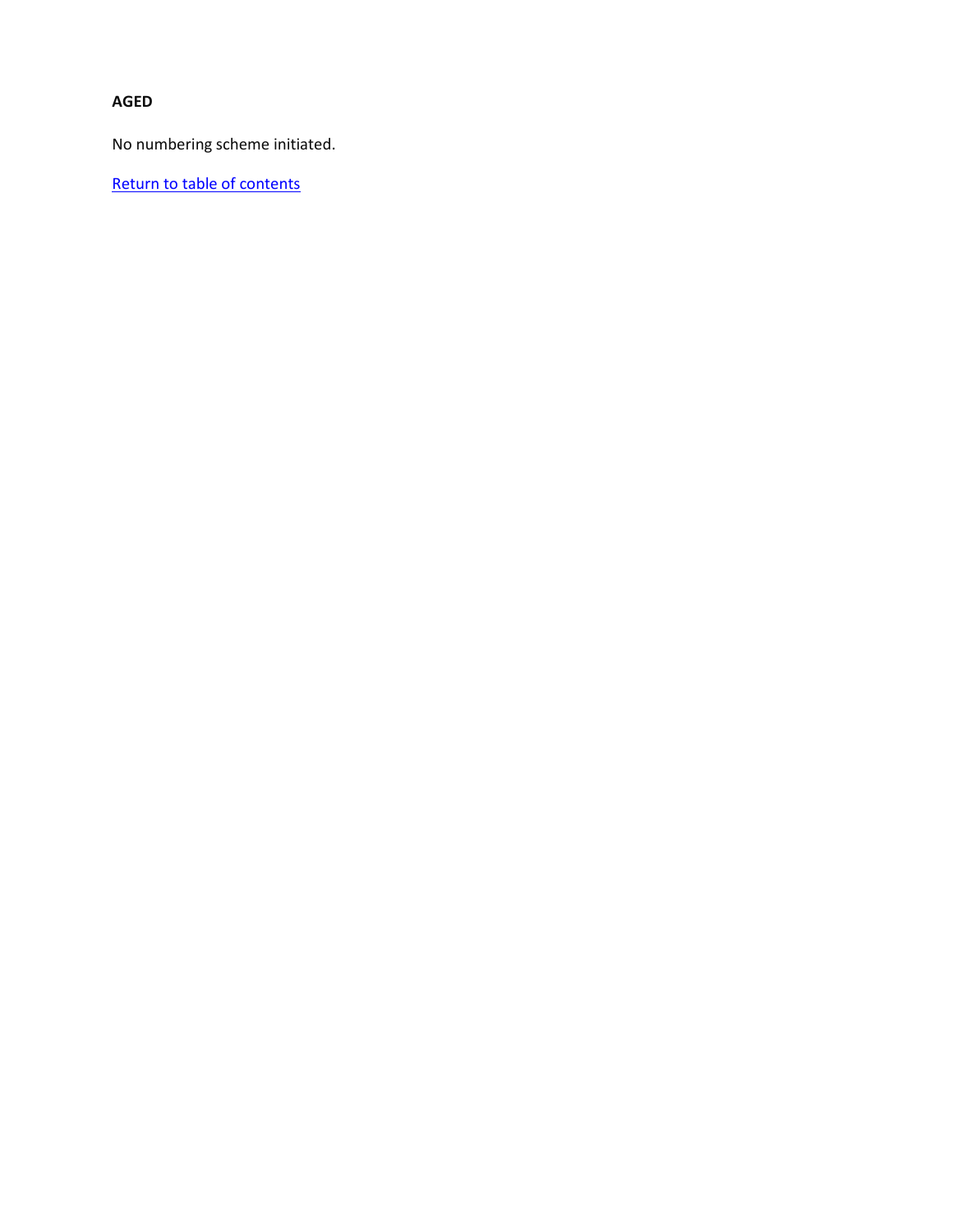**AGED**

No numbering scheme initiated.

Return to table of contents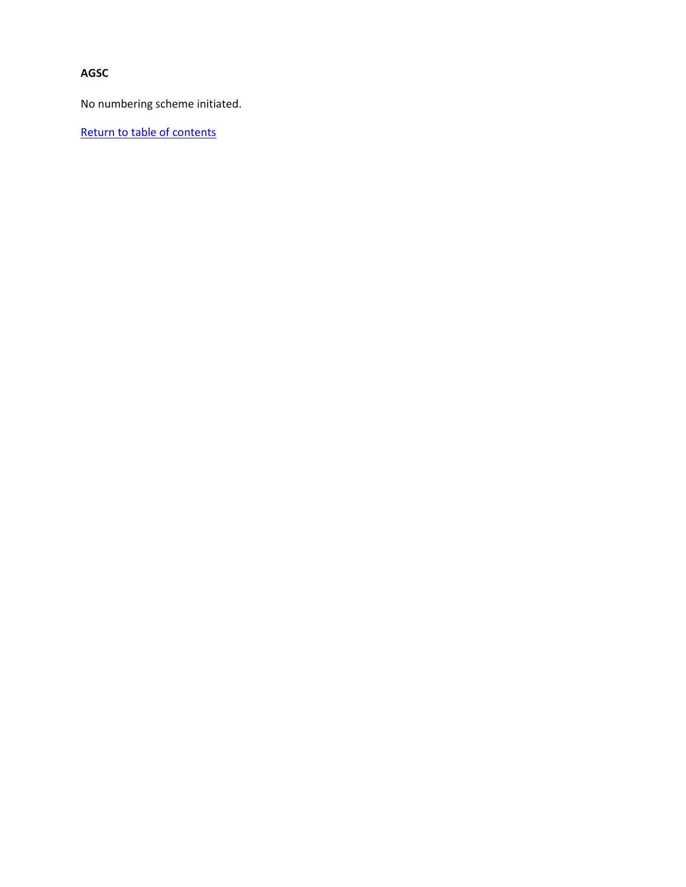**AGSC**

No numbering scheme initiated.

Return to table of contents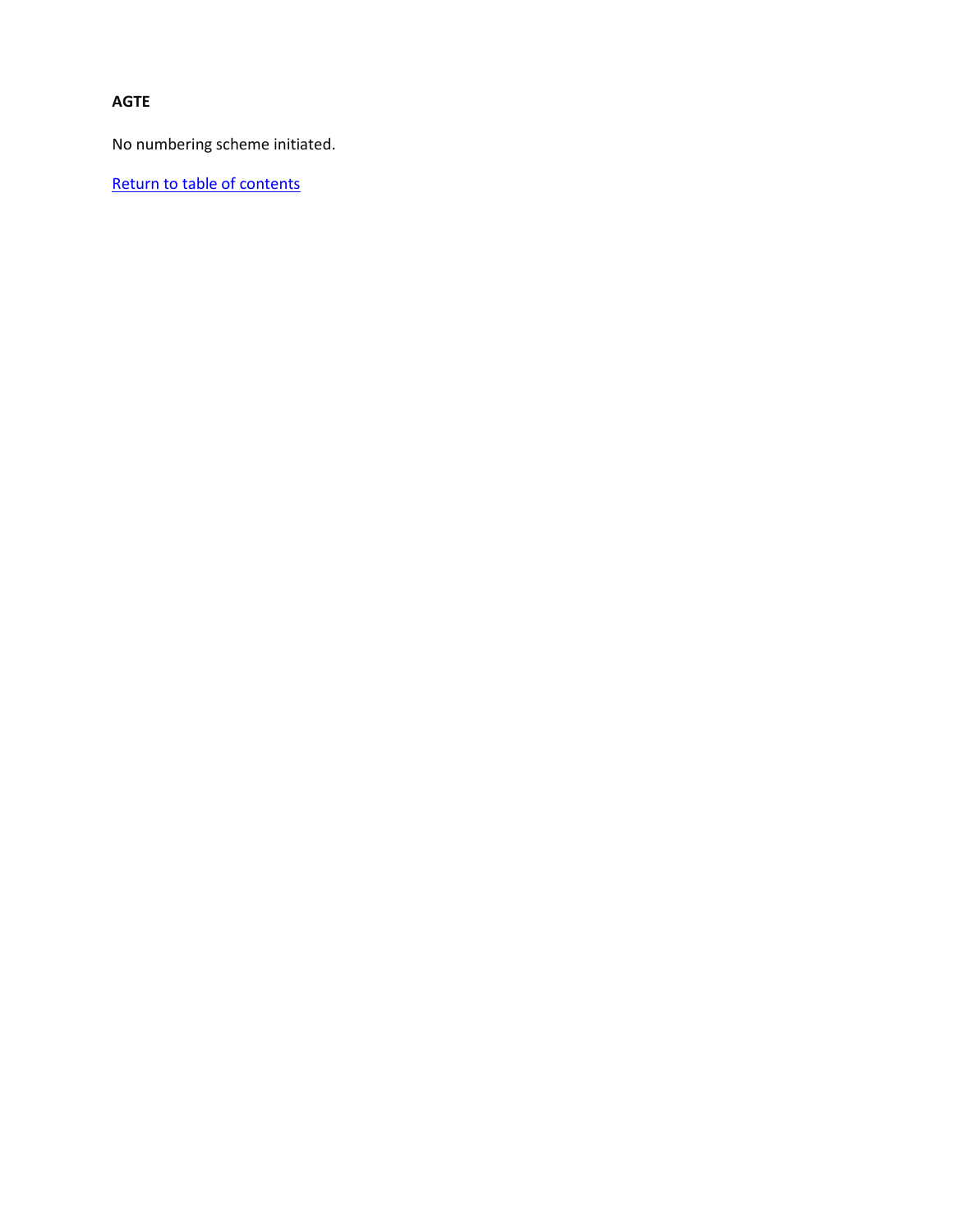**AGTE**

No numbering scheme initiated.

Return to table of contents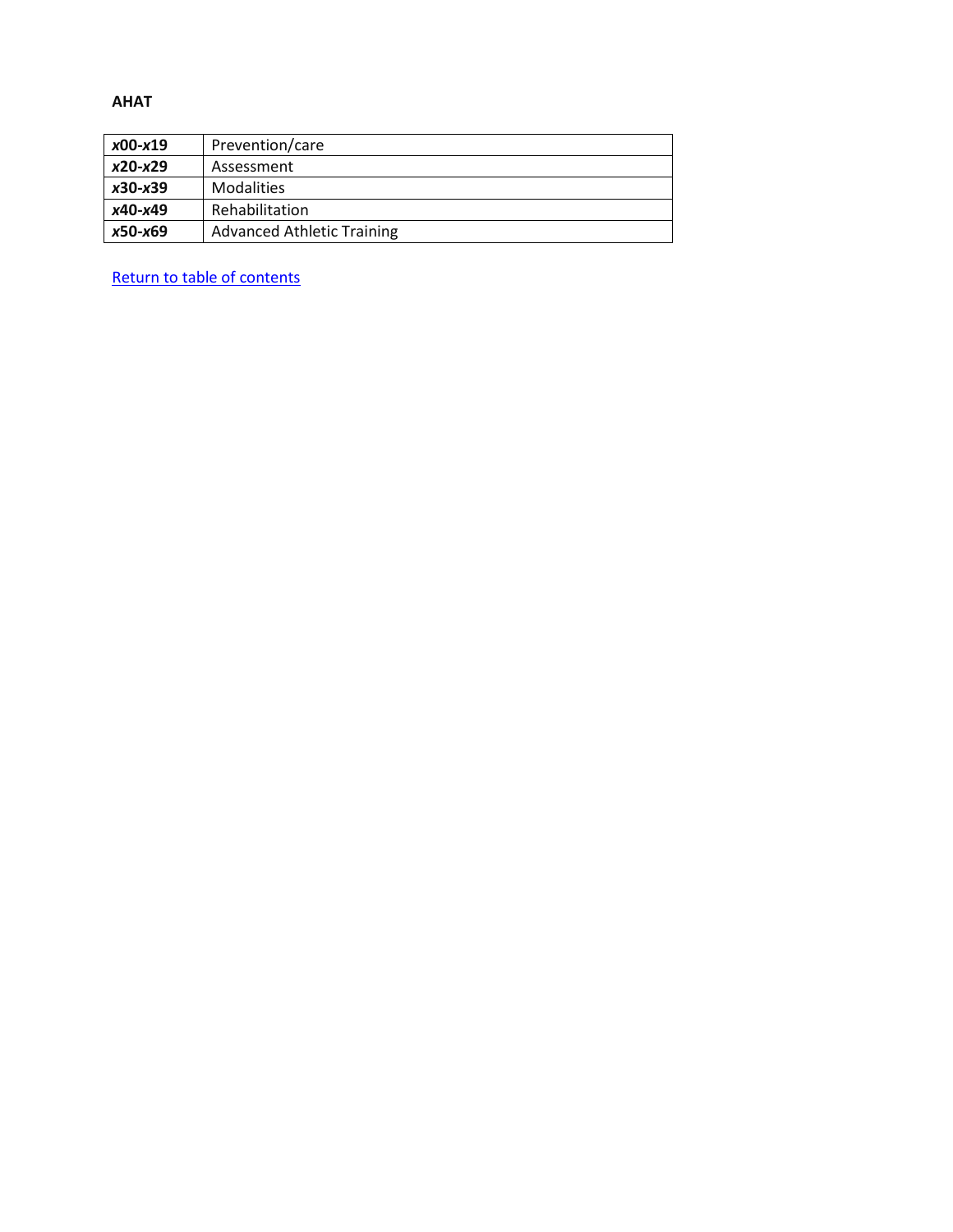**AHAT**

| | |
|---|---|
| ***x*00-*x*19** | Prevention/care |
| ***x*20-*x*29** | Assessment |
| ***x*30-*x*39** | Modalities |
| ***x*40-*x*49** | Rehabilitation |
| ***x*50-*x*69** | Advanced Athletic Training |

Return to table of contents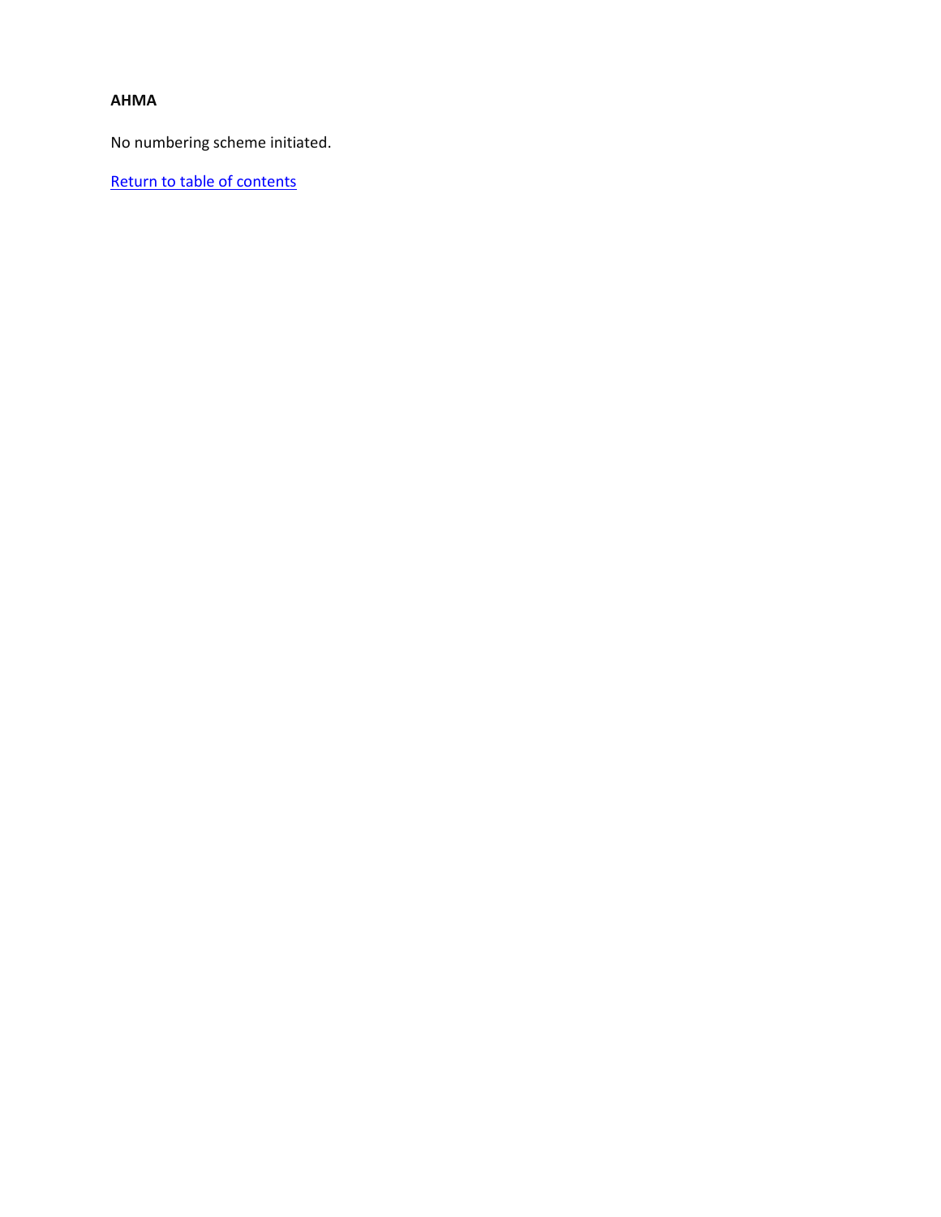**AHMA**

No numbering scheme initiated.

Return to table of contents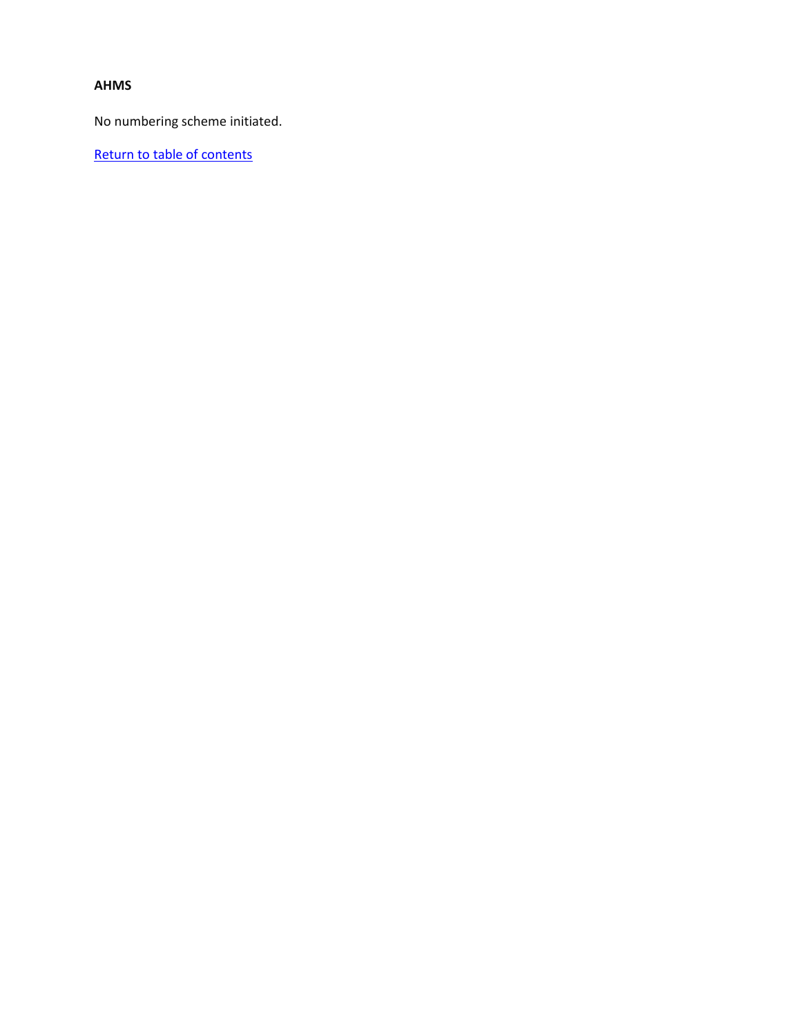**AHMS**

No numbering scheme initiated.

Return to table of contents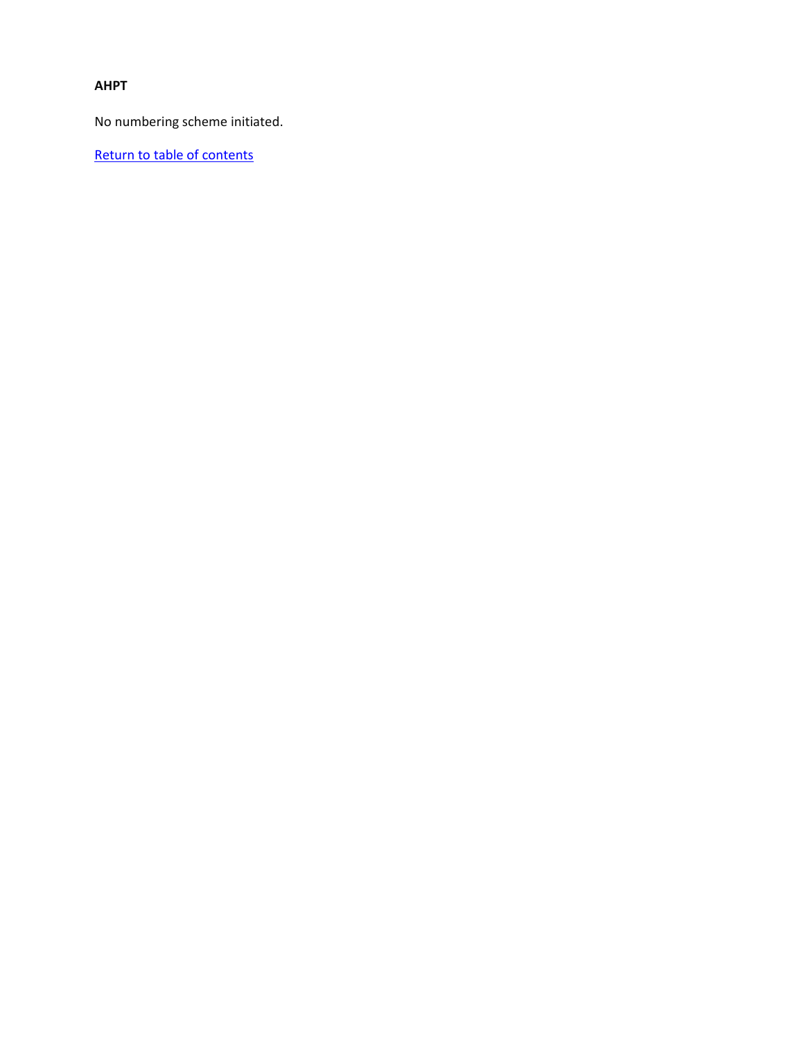**AHPT**

No numbering scheme initiated.

Return to table of contents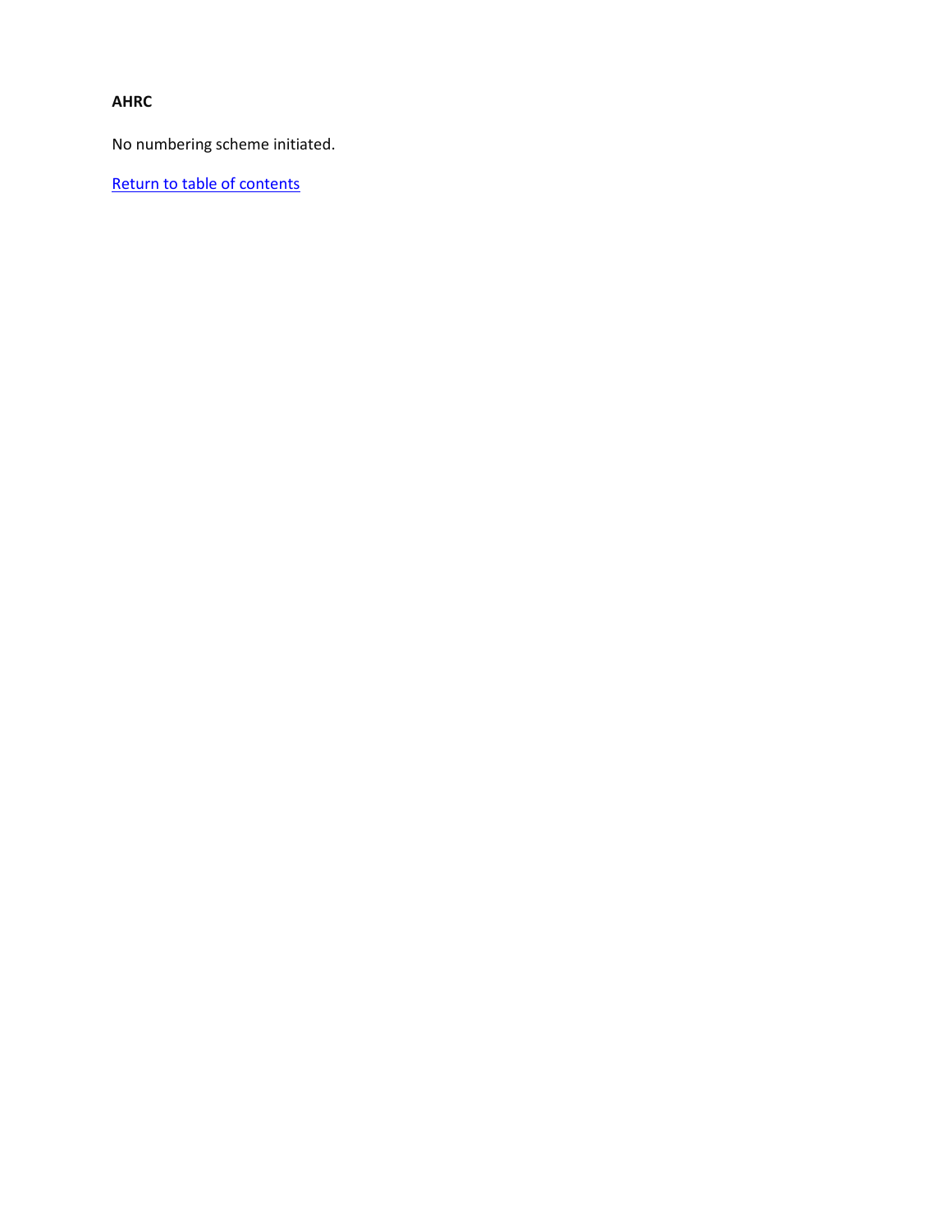**AHRC**

No numbering scheme initiated.

Return to table of contents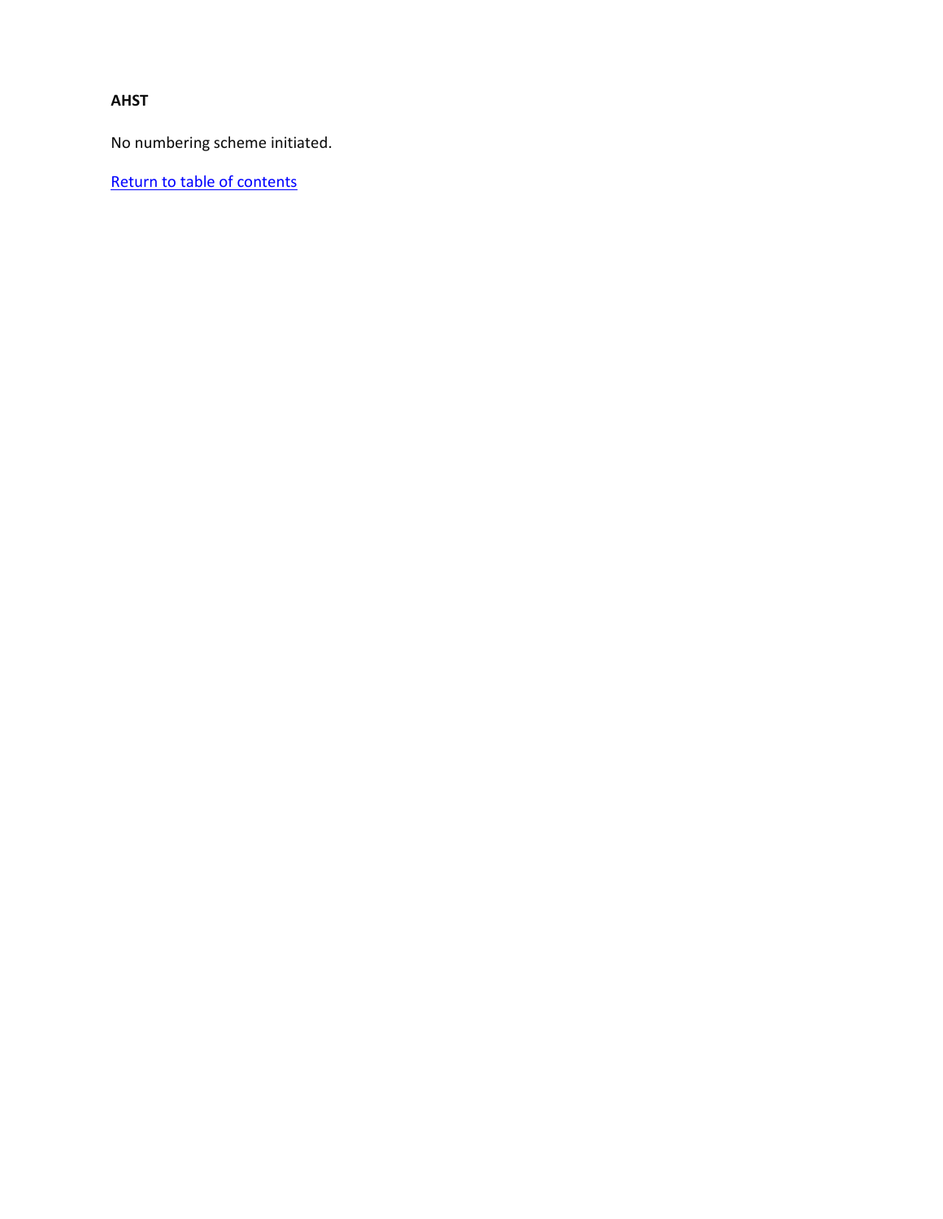**AHST**

No numbering scheme initiated.

Return to table of contents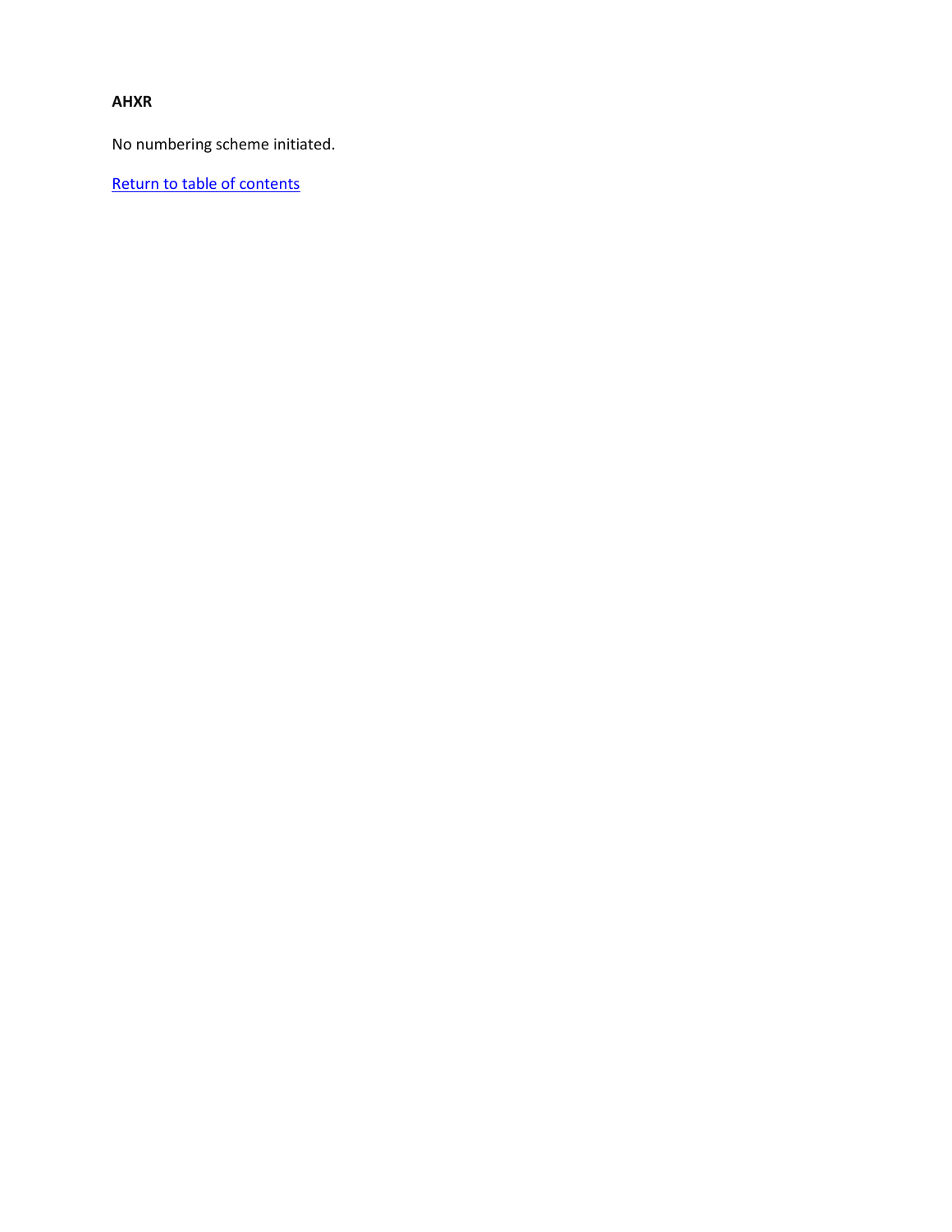**AHXR**

No numbering scheme initiated.

Return to table of contents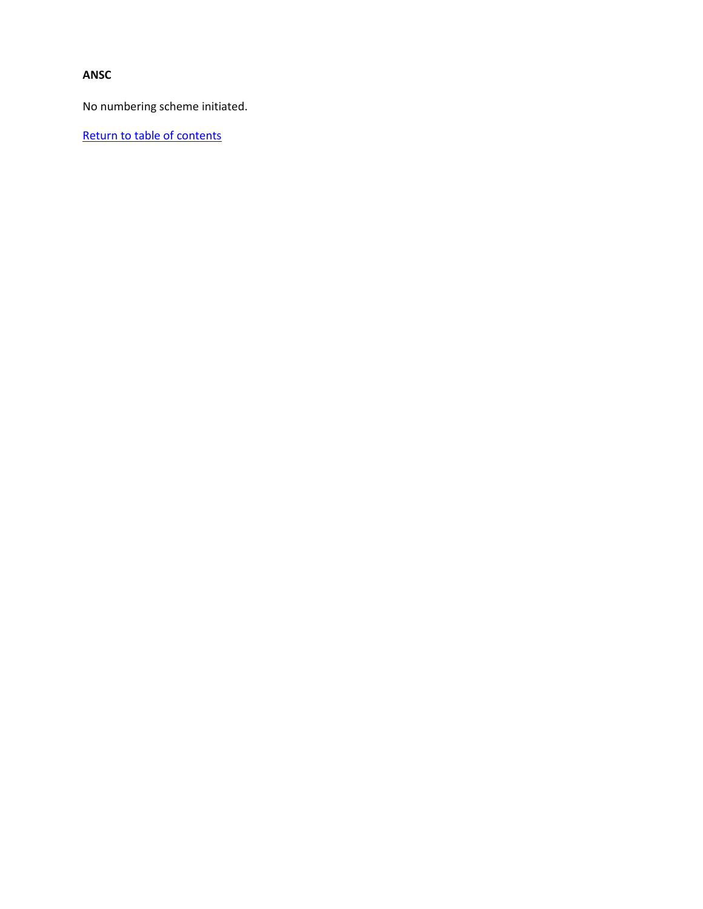**ANSC**

No numbering scheme initiated.

Return to table of contents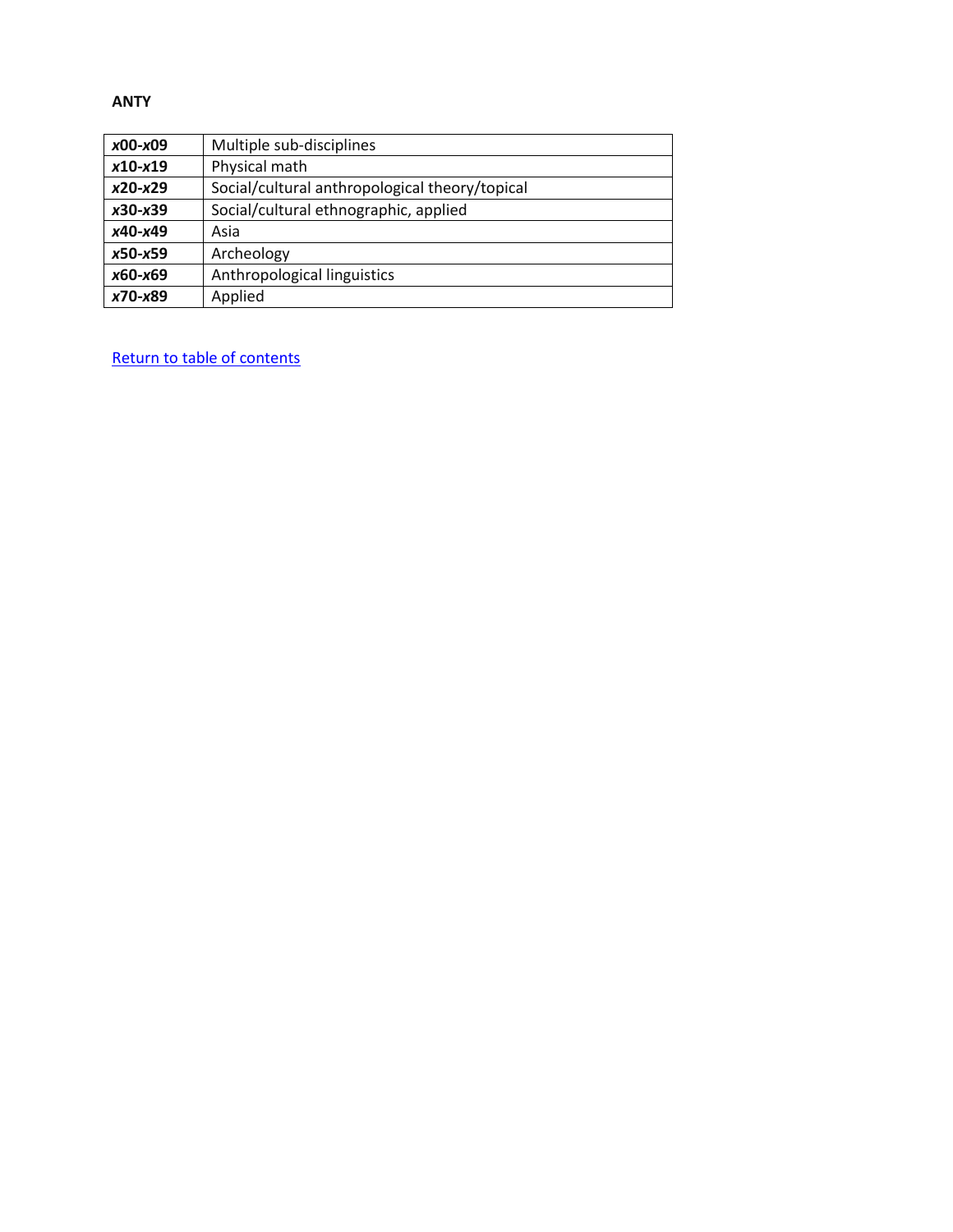**ANTY**

| | |
|---|---|
| ***x*00-*x*09** | Multiple sub-disciplines |
| ***x*10-*x*19** | Physical math |
| ***x*20-*x*29** | Social/cultural anthropological theory/topical |
| ***x*30-*x*39** | Social/cultural ethnographic, applied |
| ***x*40-*x*49** | Asia |
| ***x*50-*x*59** | Archeology |
| ***x*60-*x*69** | Anthropological linguistics |
| ***x*70-*x*89** | Applied |

Return to table of contents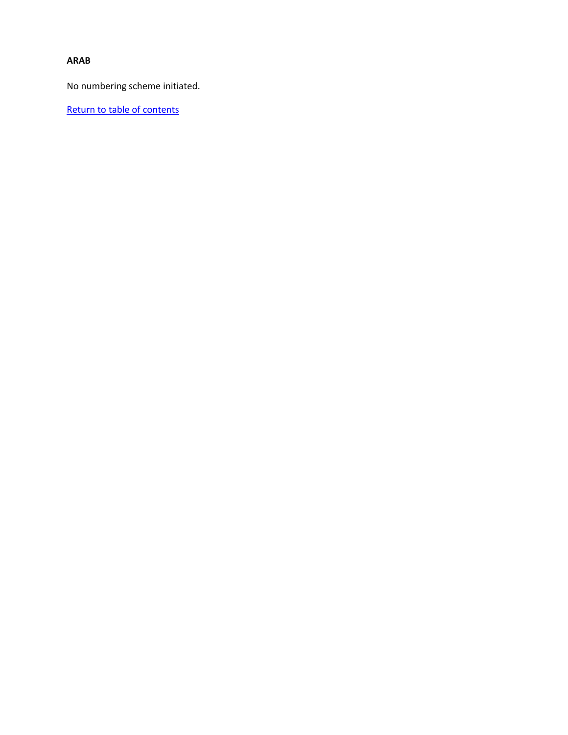**ARAB**

No numbering scheme initiated.

Return to table of contents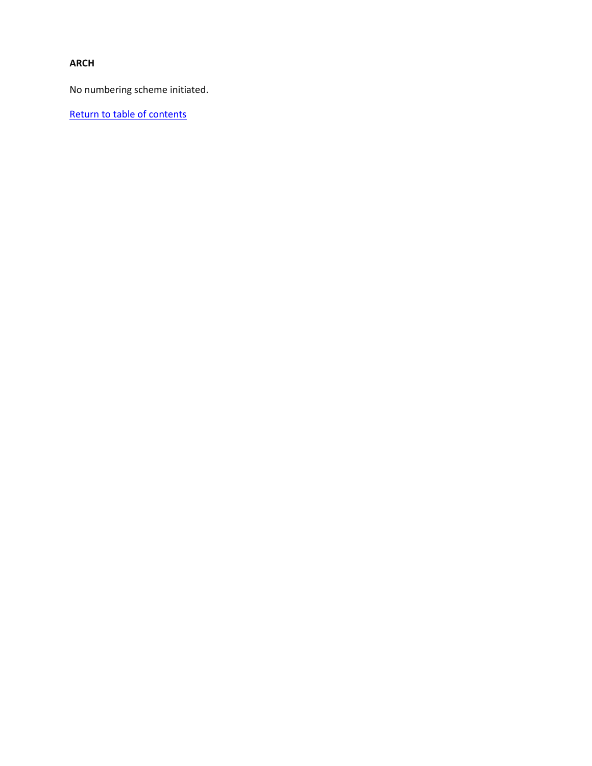**ARCH**

No numbering scheme initiated.

Return to table of contents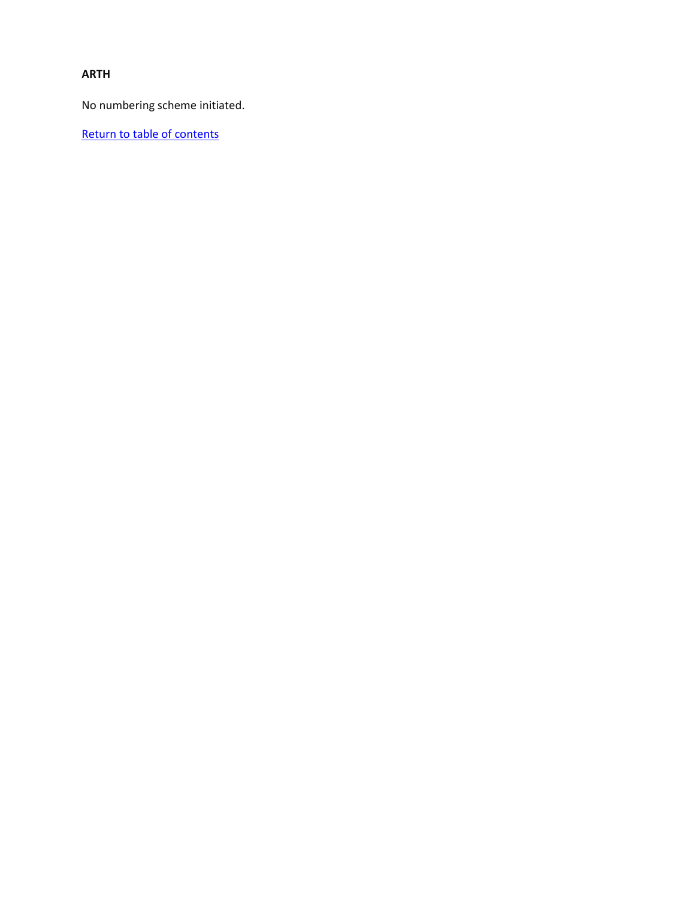**ARTH**

No numbering scheme initiated.

Return to table of contents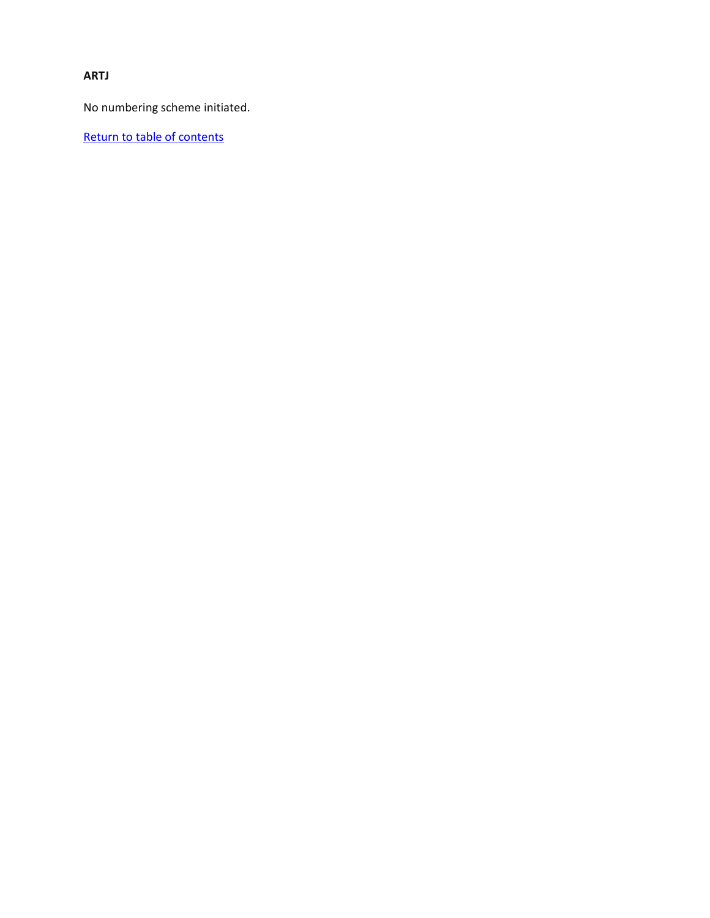**ARTJ**

No numbering scheme initiated.

Return to table of contents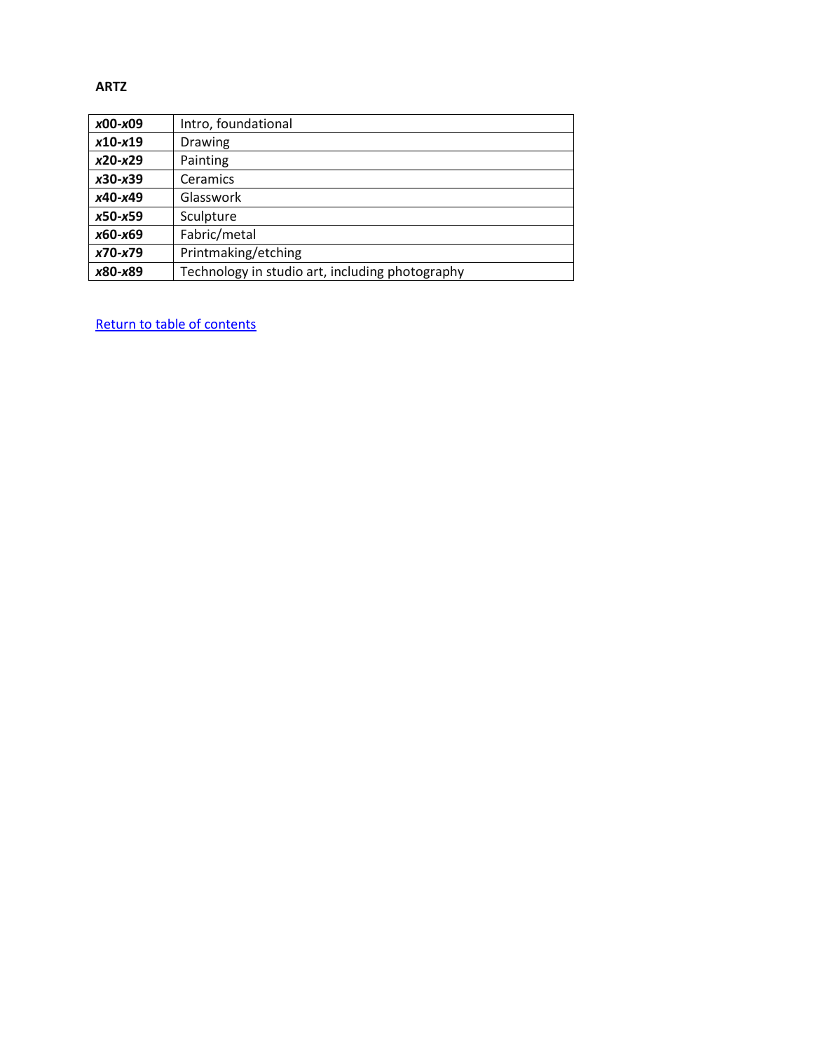**ARTZ**

| | |
|---|---|
| ***x*00-*x*09** | Intro, foundational |
| ***x*10-*x*19** | Drawing |
| ***x*20-*x*29** | Painting |
| ***x*30-*x*39** | Ceramics |
| ***x*40-*x*49** | Glasswork |
| ***x*50-*x*59** | Sculpture |
| ***x*60-*x*69** | Fabric/metal |
| ***x*70-*x*79** | Printmaking/etching |
| ***x*80-*x*89** | Technology in studio art, including photography |

Return to table of contents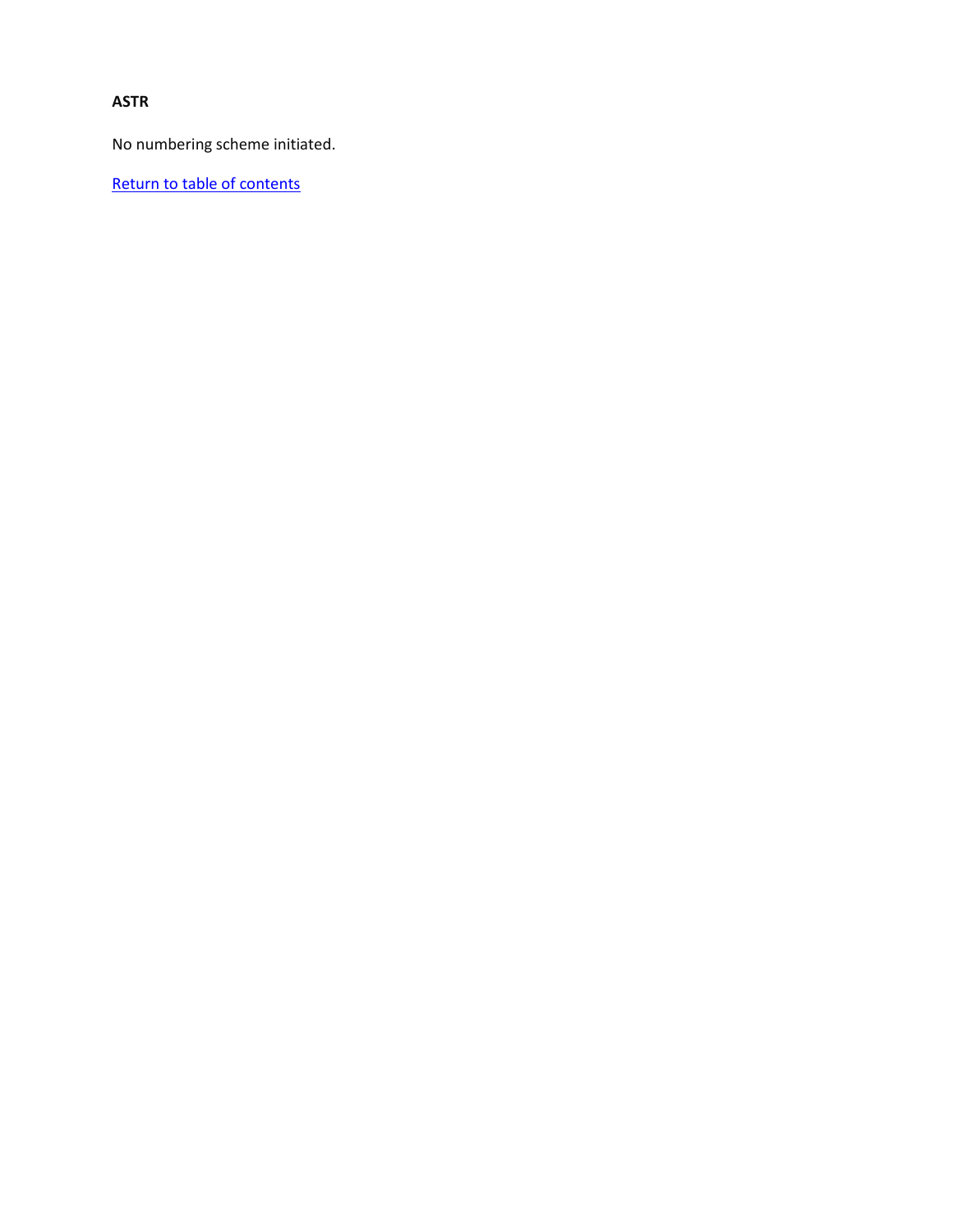**ASTR**

No numbering scheme initiated.

Return to table of contents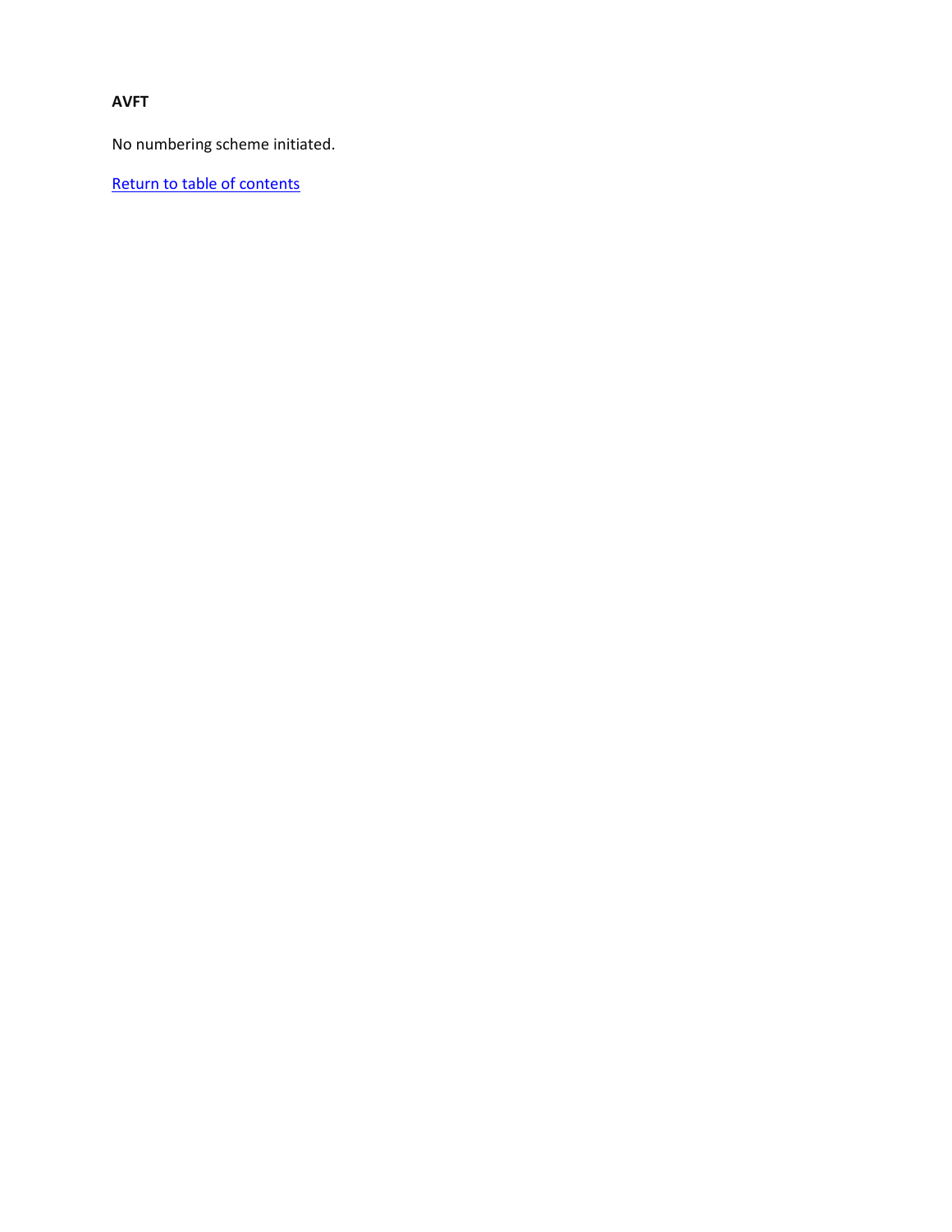**AVFT**

No numbering scheme initiated.

Return to table of contents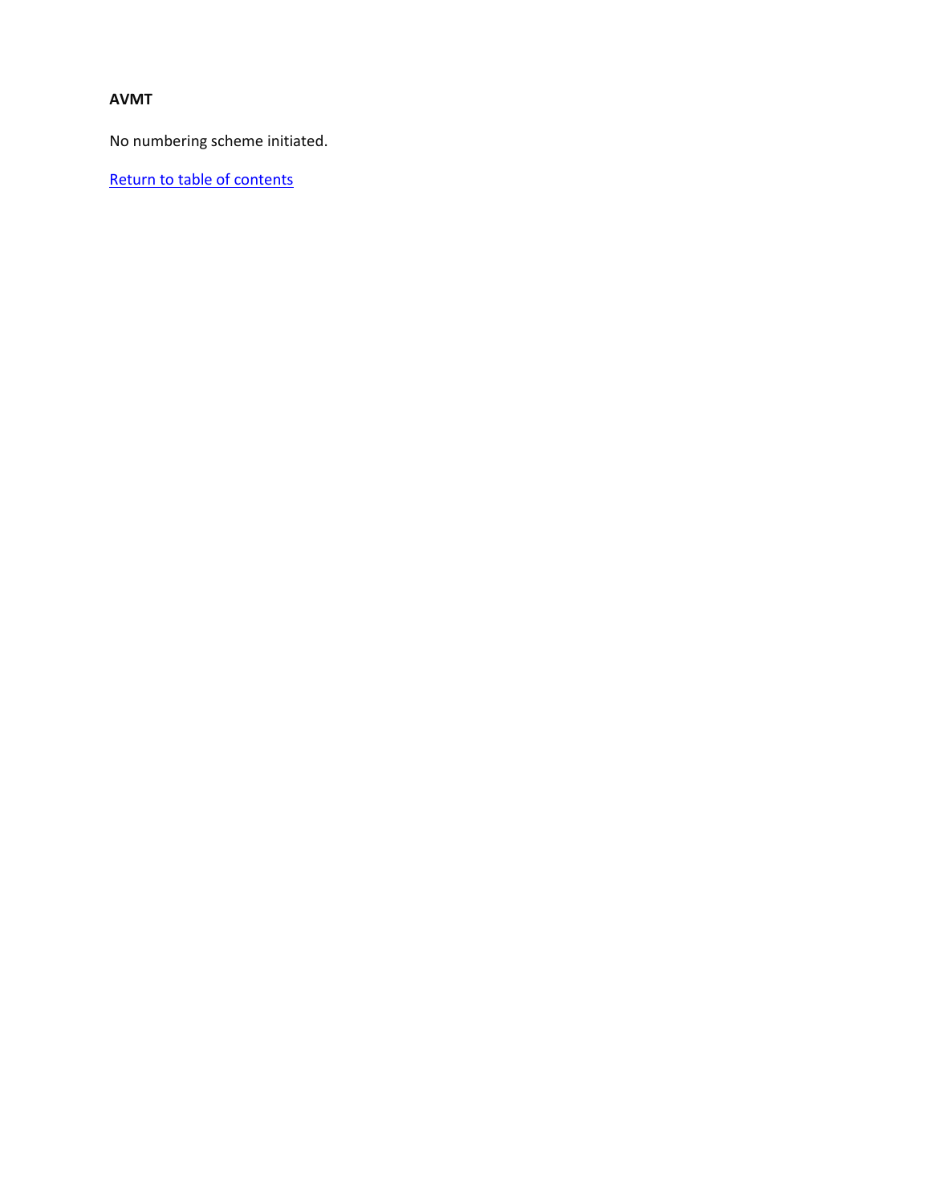**AVMT**

No numbering scheme initiated.

Return to table of contents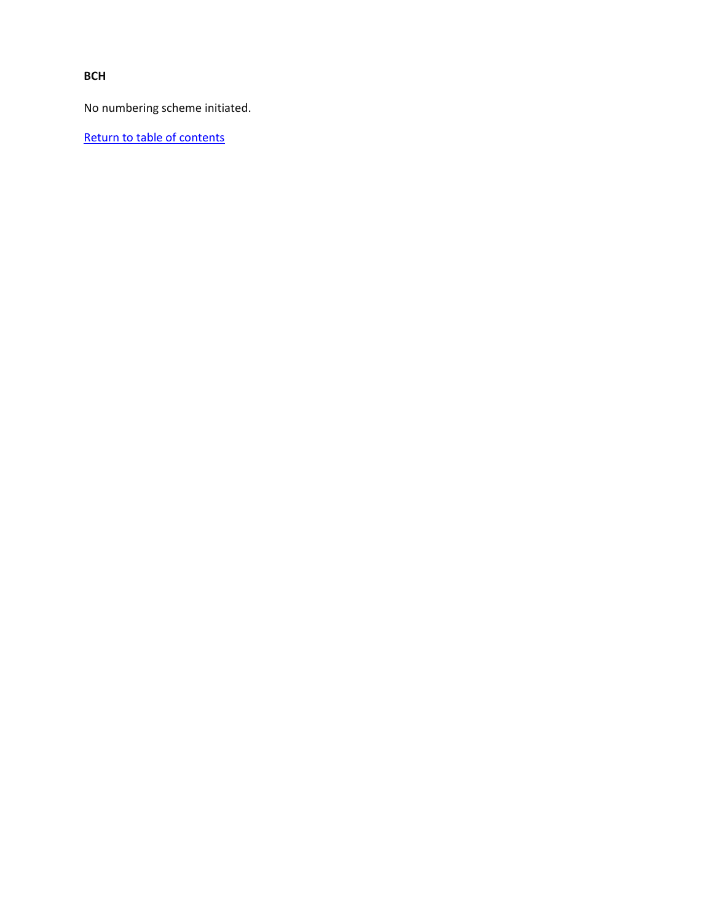**BCH**

No numbering scheme initiated.

Return to table of contents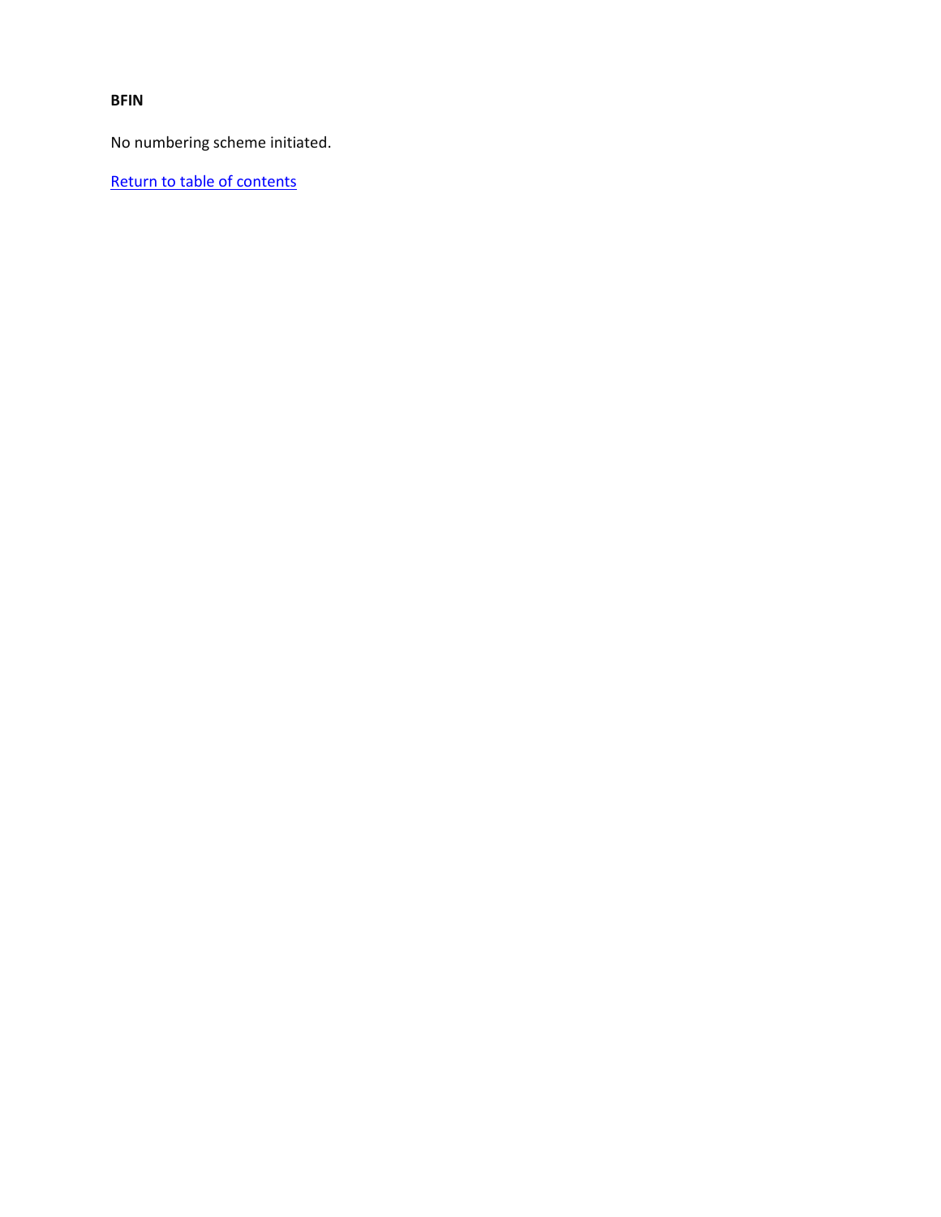**BFIN**

No numbering scheme initiated.

Return to table of contents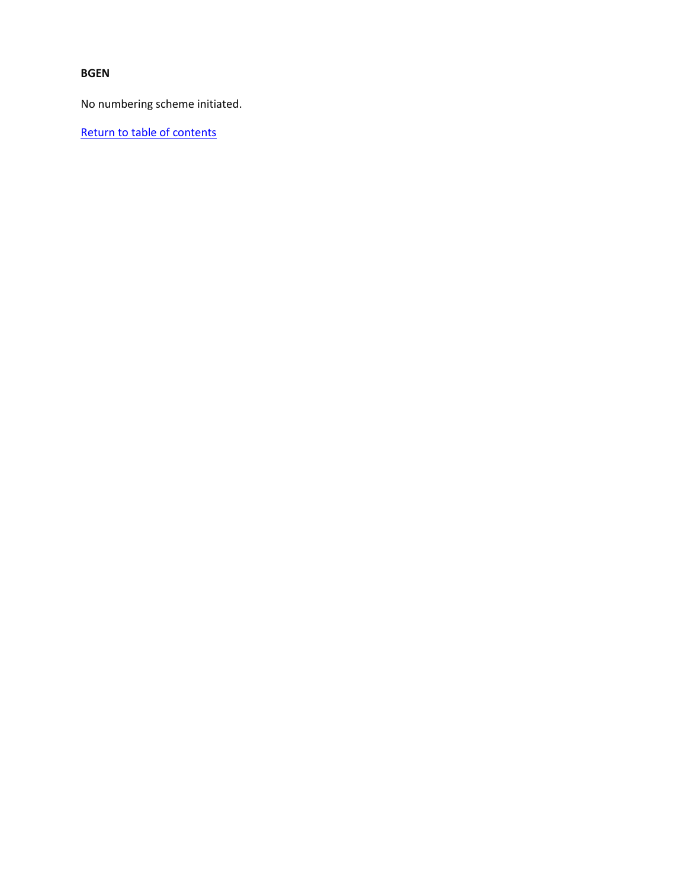**BGEN**

No numbering scheme initiated.

Return to table of contents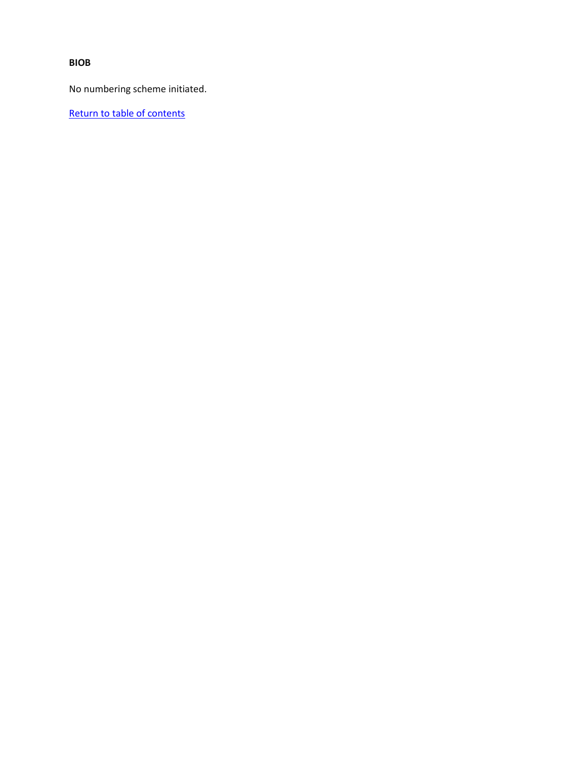**BIOB**

No numbering scheme initiated.

Return to table of contents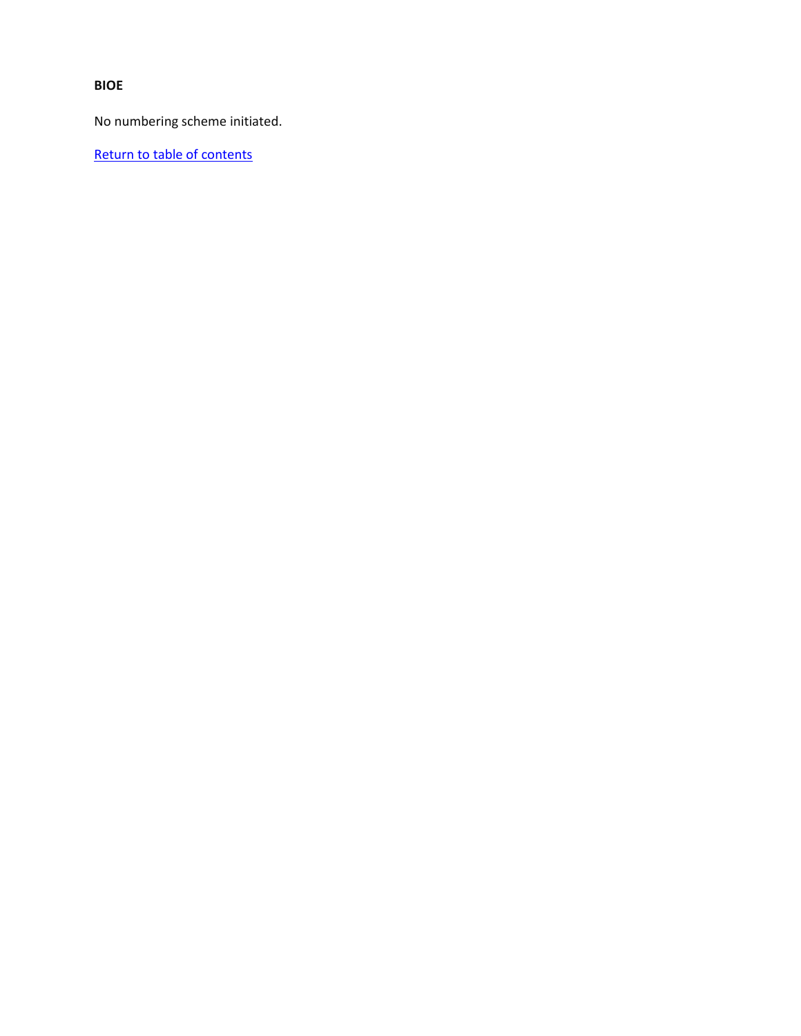**BIOE**

No numbering scheme initiated.

Return to table of contents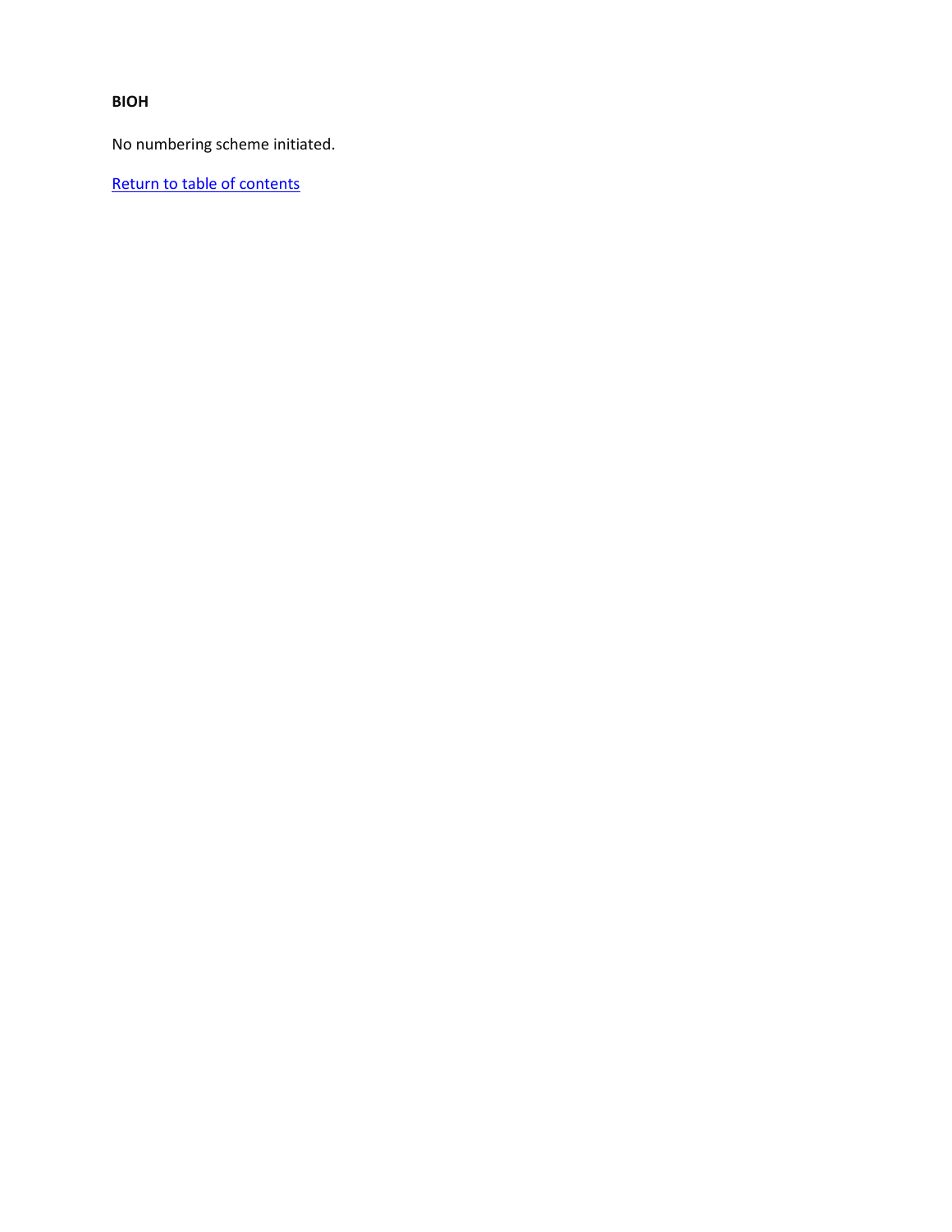**BIOH**

No numbering scheme initiated.

Return to table of contents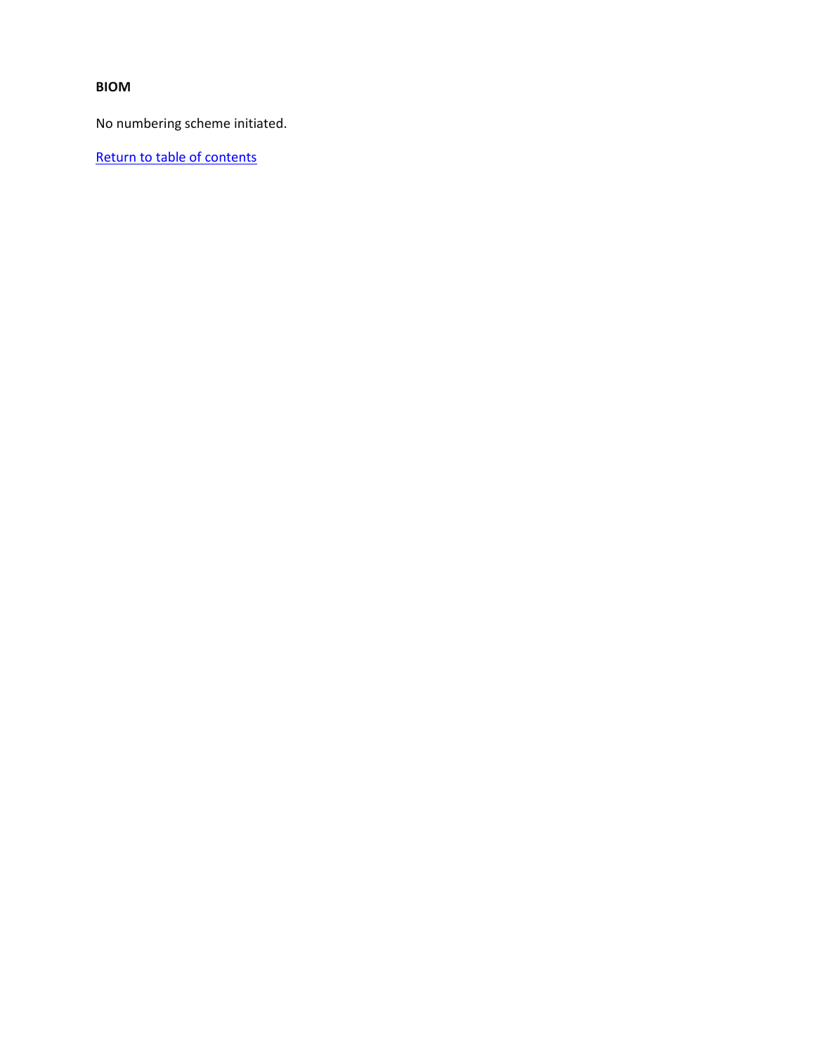**BIOM**

No numbering scheme initiated.

[Return to table of contents]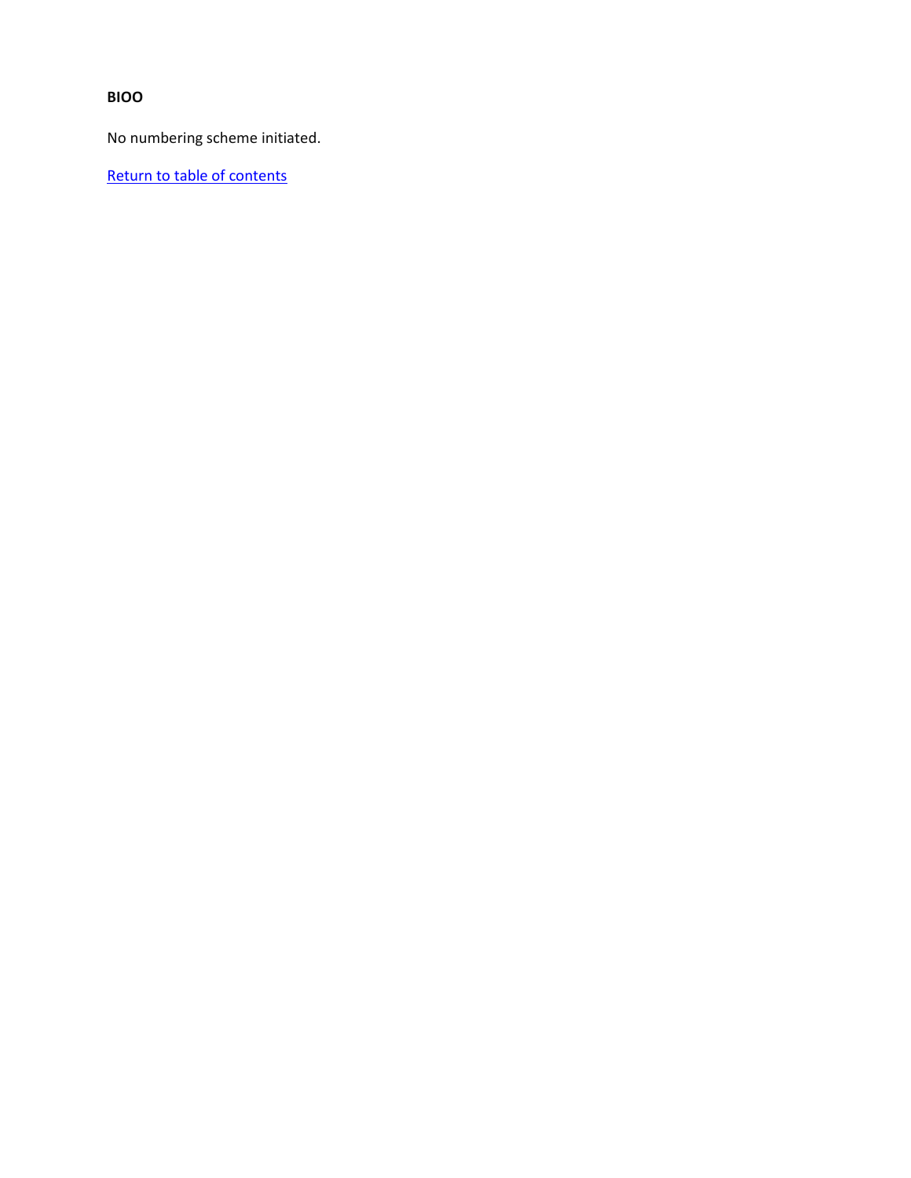**BIOO**

No numbering scheme initiated.

Return to table of contents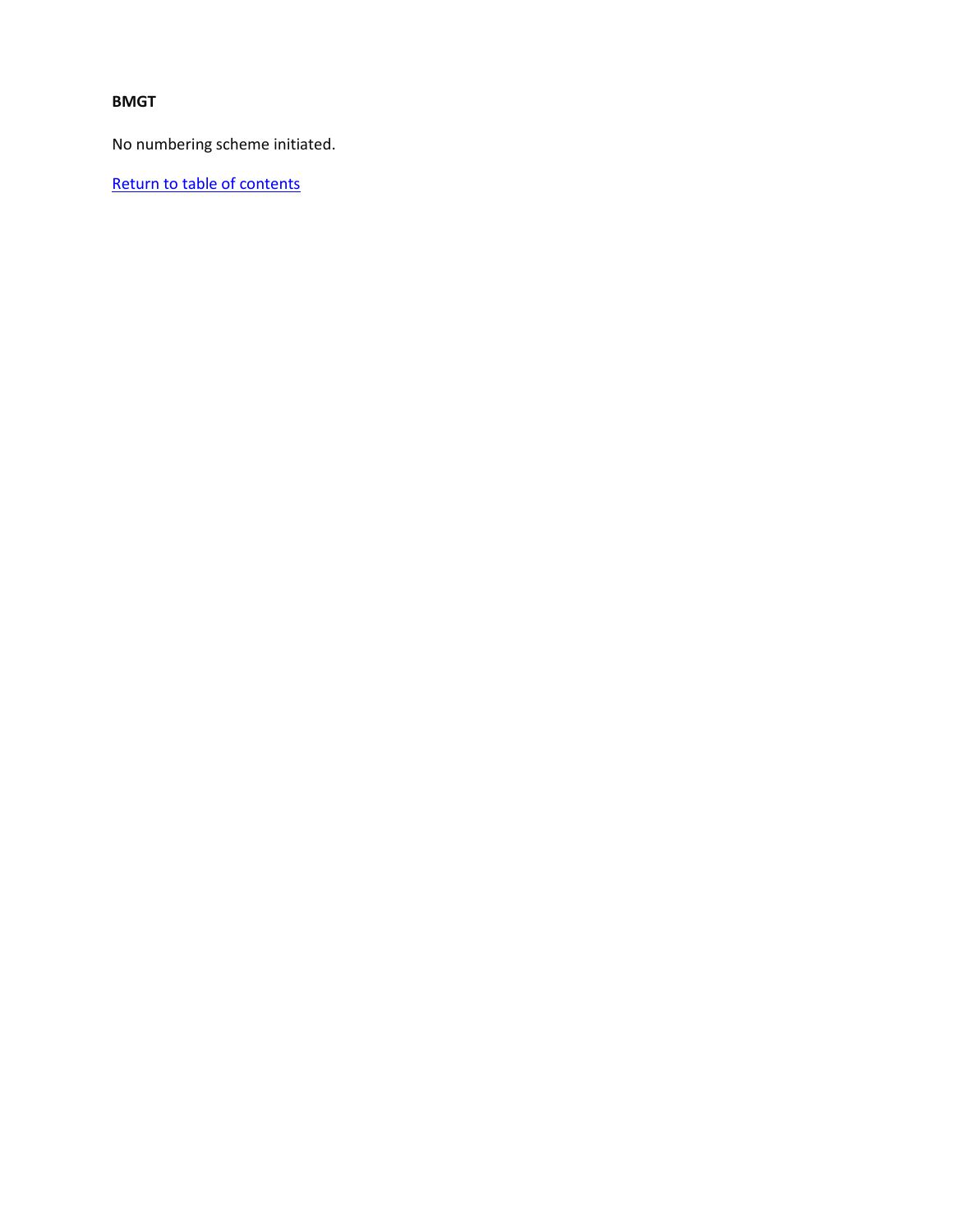**BMGT**

No numbering scheme initiated.

Return to table of contents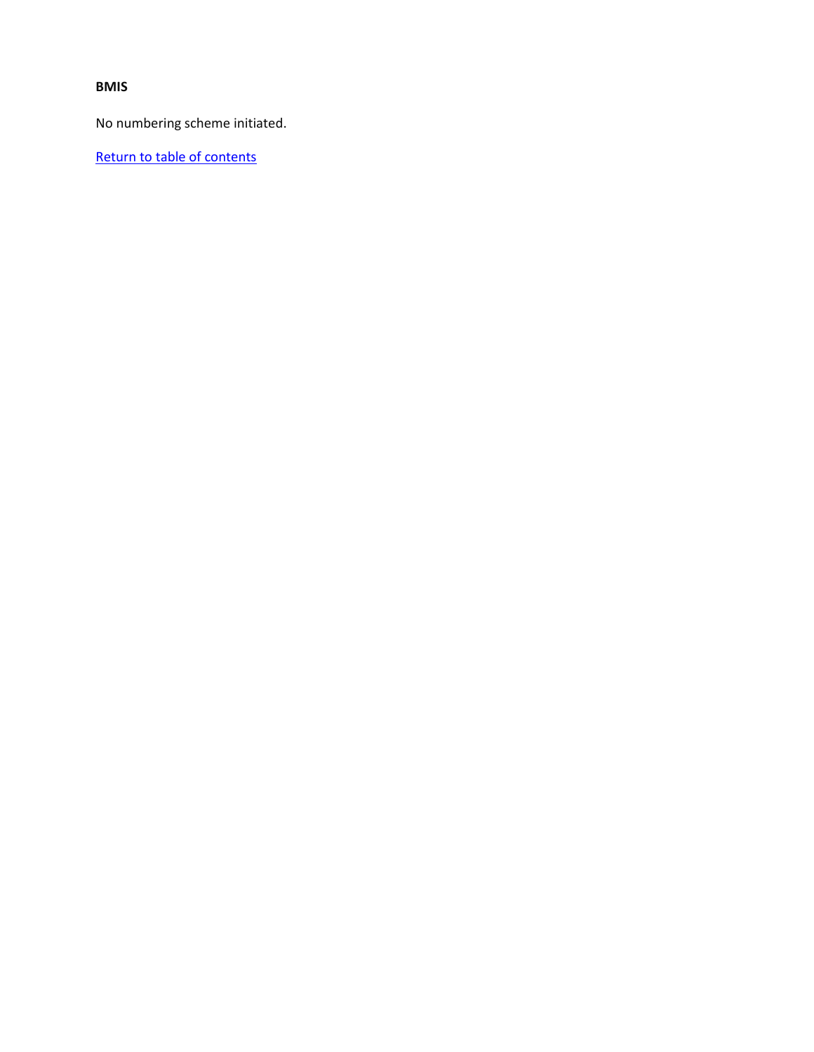**BMIS**

No numbering scheme initiated.

Return to table of contents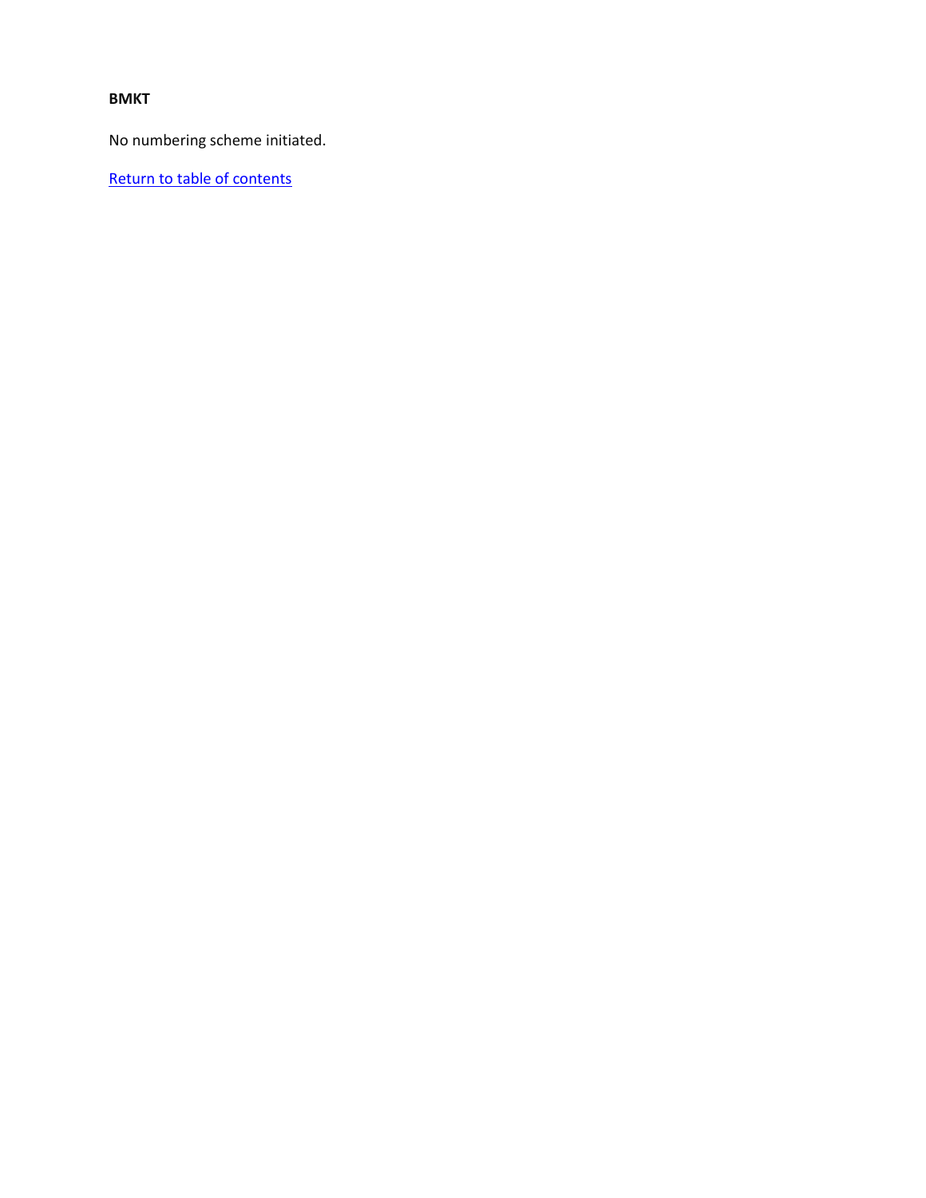**BMKT**

No numbering scheme initiated.

Return to table of contents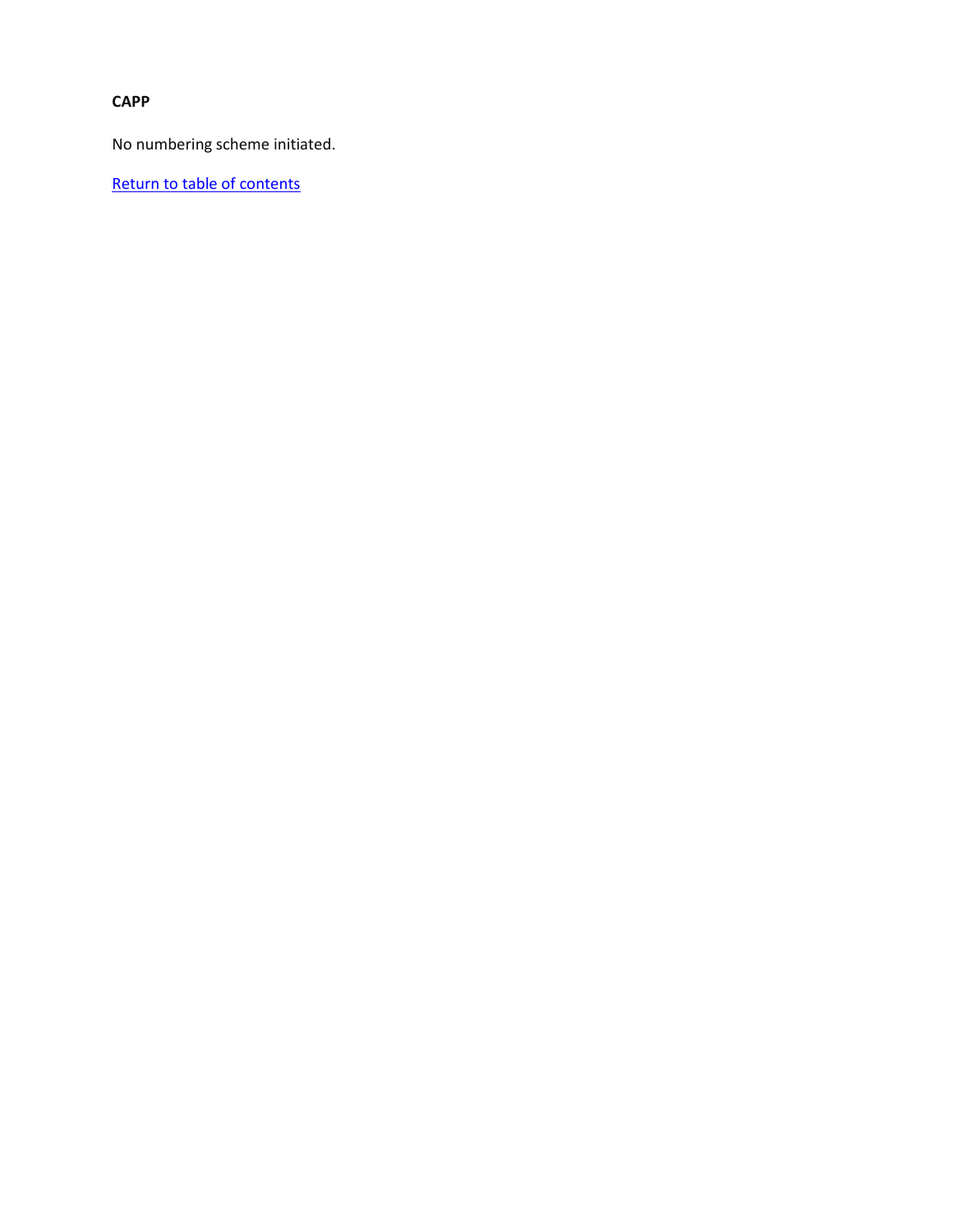**CAPP**

No numbering scheme initiated.

Return to table of contents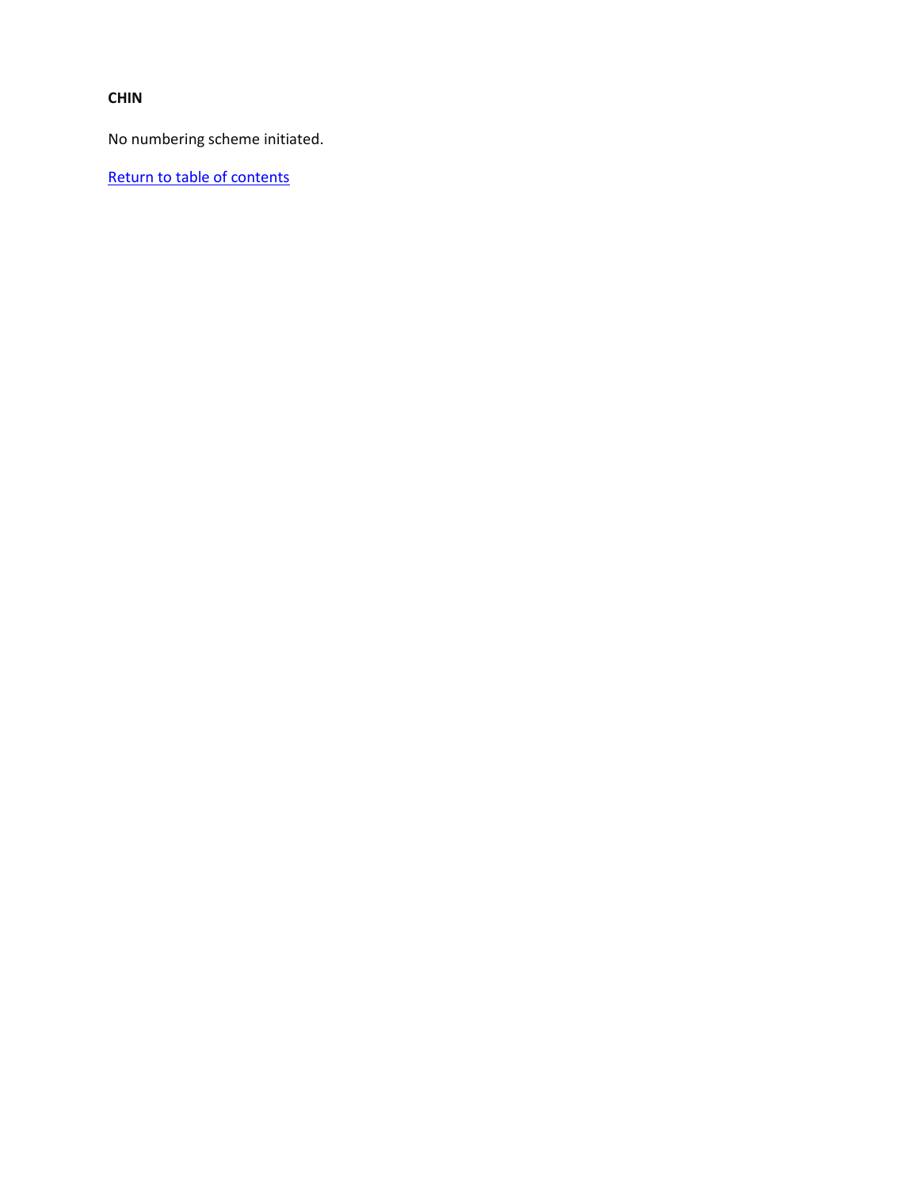**CHIN**

No numbering scheme initiated.

Return to table of contents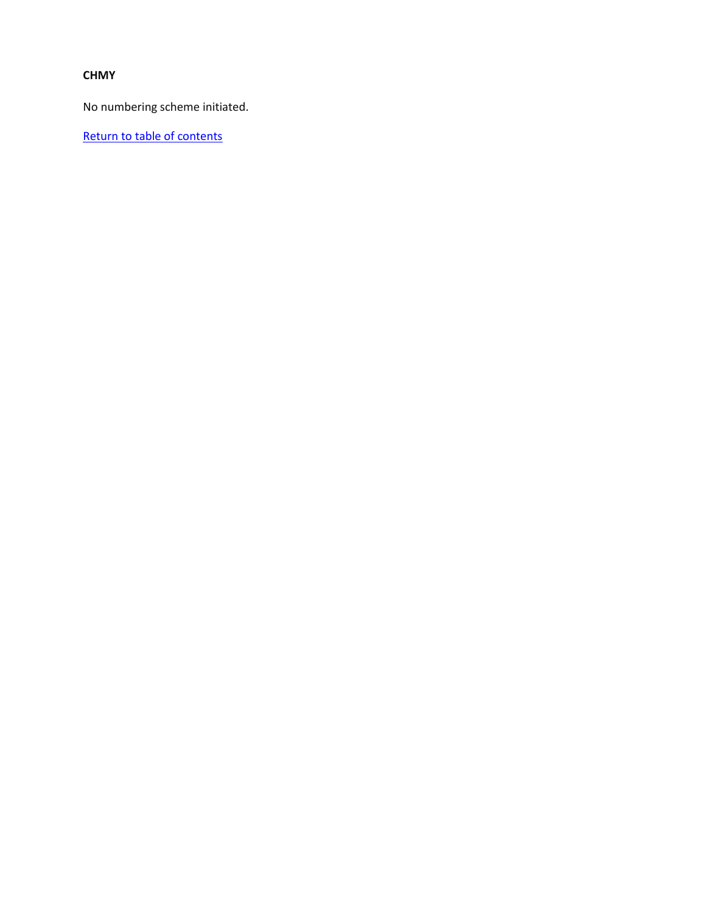**CHMY**

No numbering scheme initiated.

Return to table of contents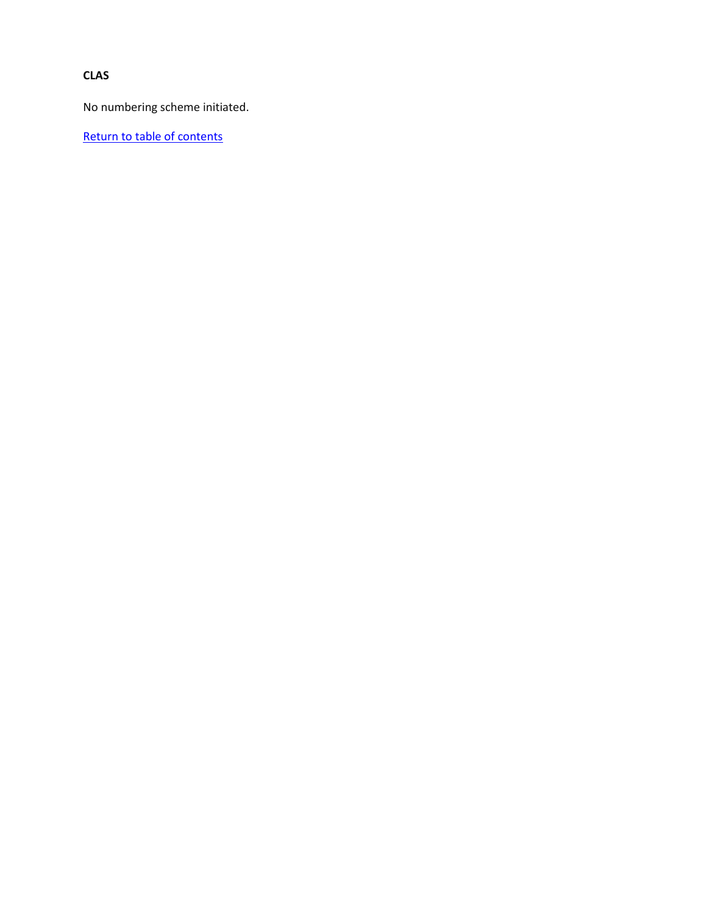**CLAS**

No numbering scheme initiated.

Return to table of contents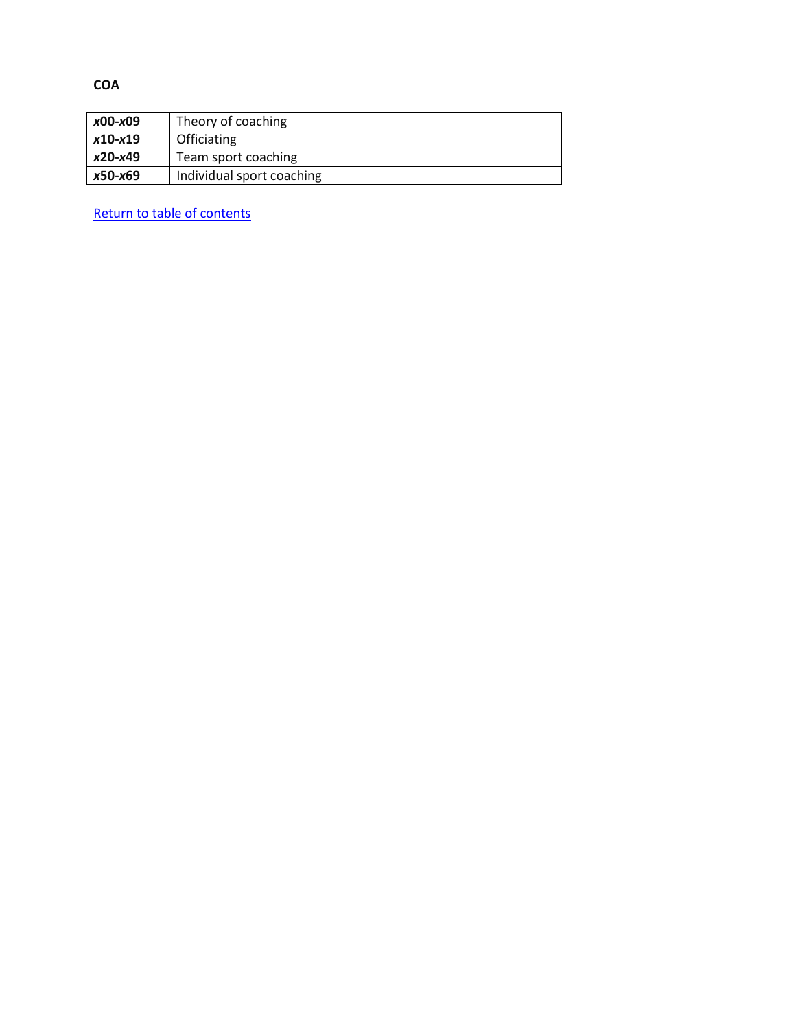**COA**

| | |
|---|---|
| ***x*00-*x*09** | Theory of coaching |
| ***x*10-*x*19** | Officiating |
| ***x*20-*x*49** | Team sport coaching |
| ***x*50-*x*69** | Individual sport coaching |

Return to table of contents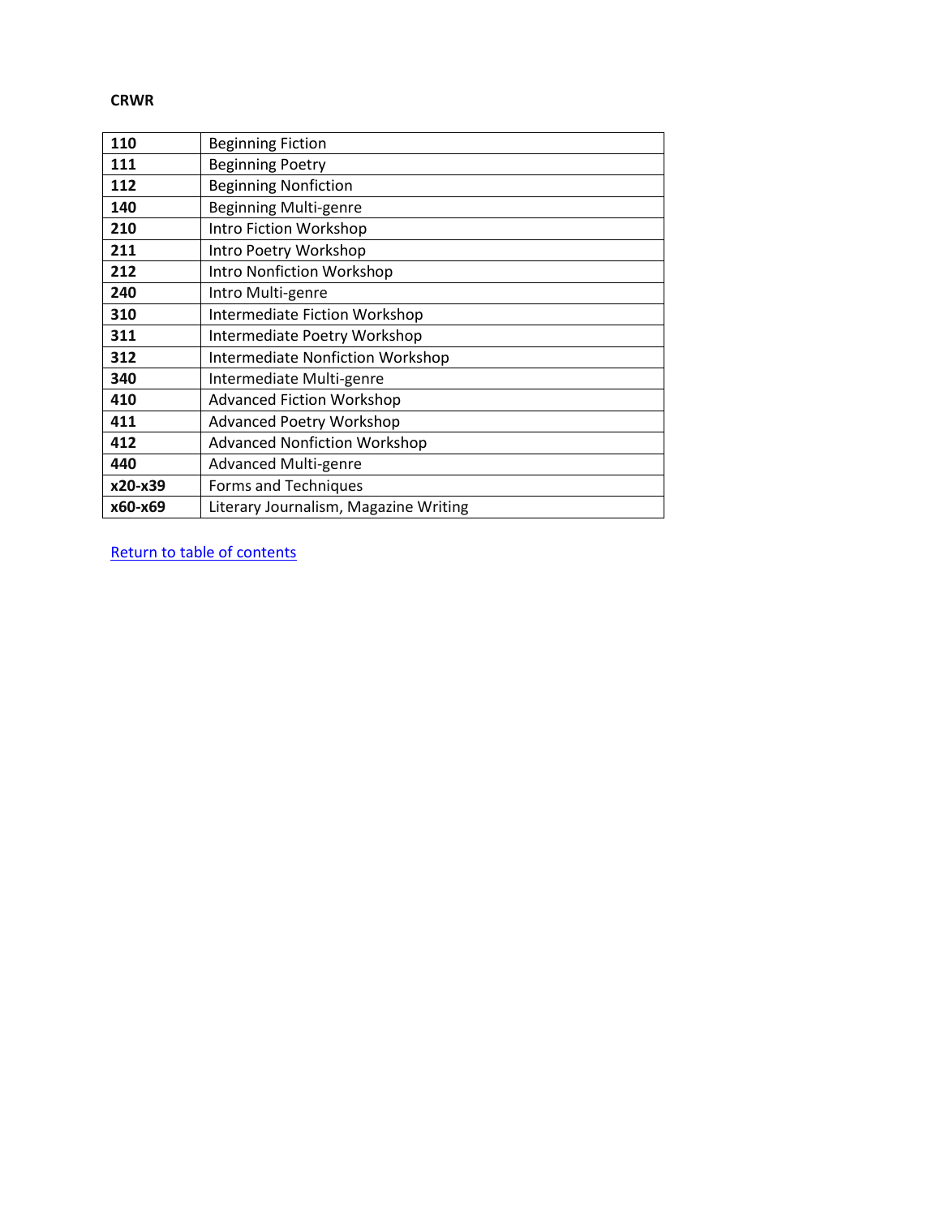**CRWR**

| | |
|---|---|
| **110** | Beginning Fiction |
| **111** | Beginning Poetry |
| **112** | Beginning Nonfiction |
| **140** | Beginning Multi-genre |
| **210** | Intro Fiction Workshop |
| **211** | Intro Poetry Workshop |
| **212** | Intro Nonfiction Workshop |
| **240** | Intro Multi-genre |
| **310** | Intermediate Fiction Workshop |
| **311** | Intermediate Poetry Workshop |
| **312** | Intermediate Nonfiction Workshop |
| **340** | Intermediate Multi-genre |
| **410** | Advanced Fiction Workshop |
| **411** | Advanced Poetry Workshop |
| **412** | Advanced Nonfiction Workshop |
| **440** | Advanced Multi-genre |
| **x20-x39** | Forms and Techniques |
| **x60-x69** | Literary Journalism, Magazine Writing |

Return to table of contents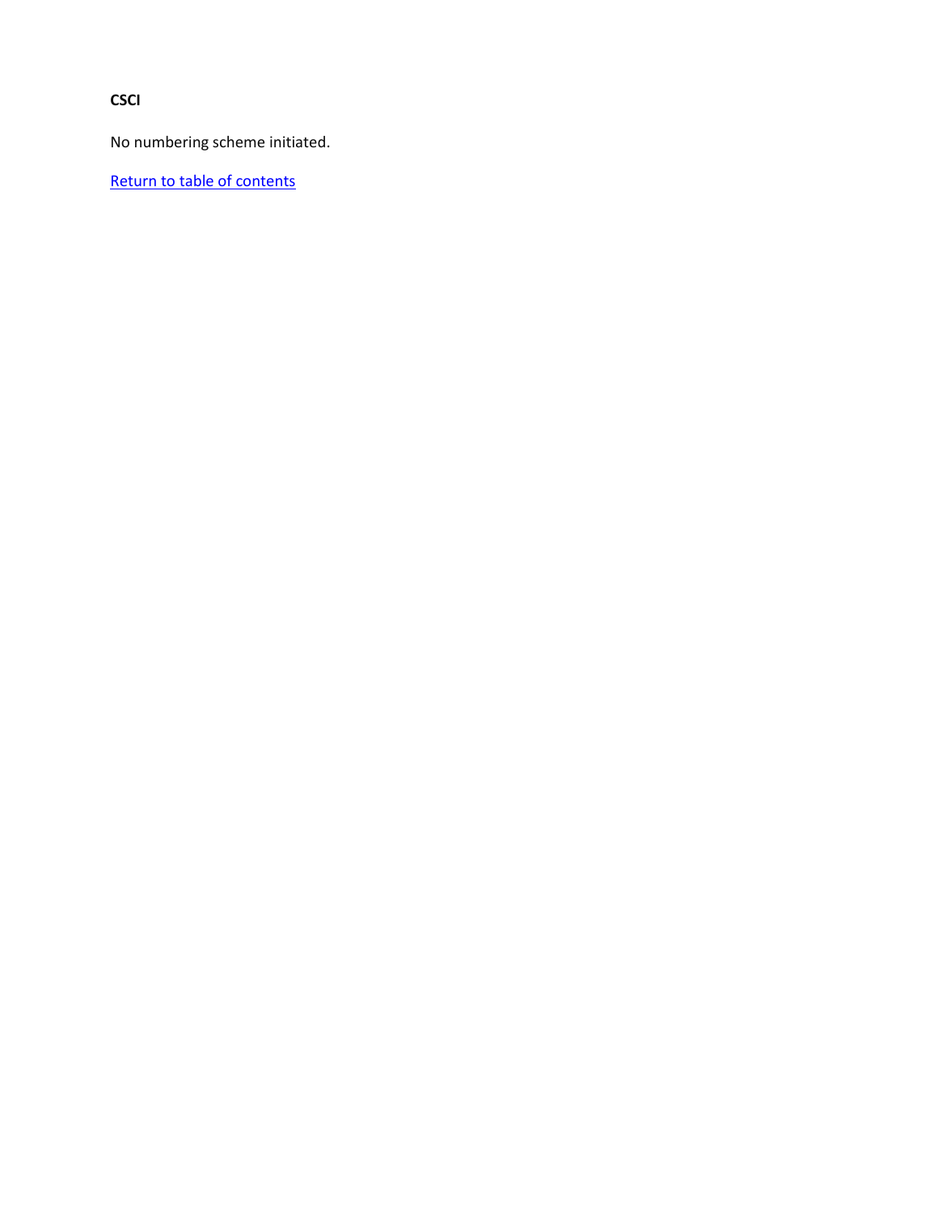**CSCI**

No numbering scheme initiated.

Return to table of contents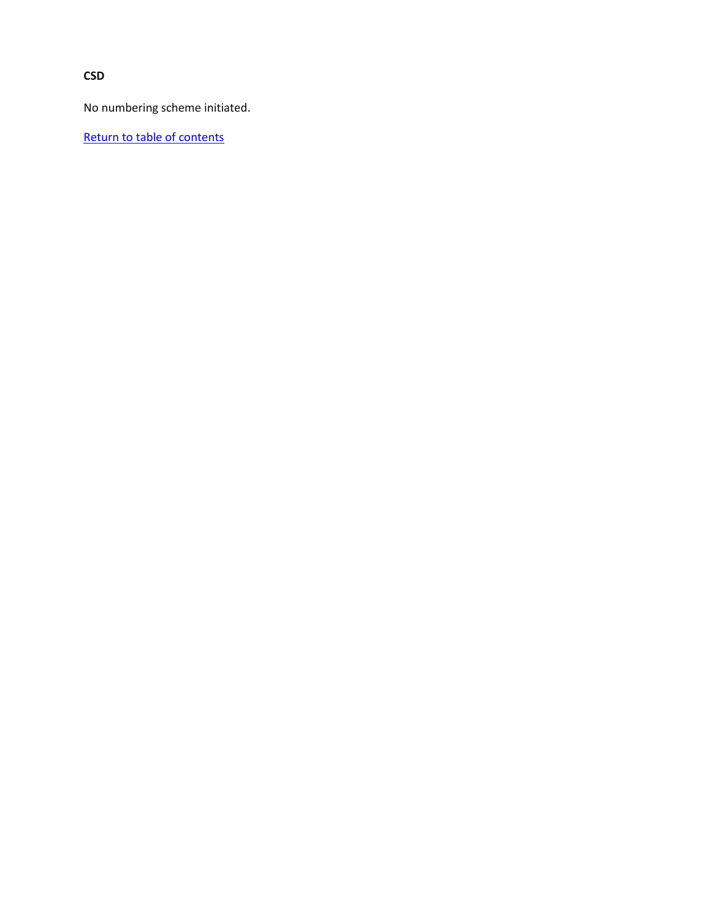**CSD**

No numbering scheme initiated.

Return to table of contents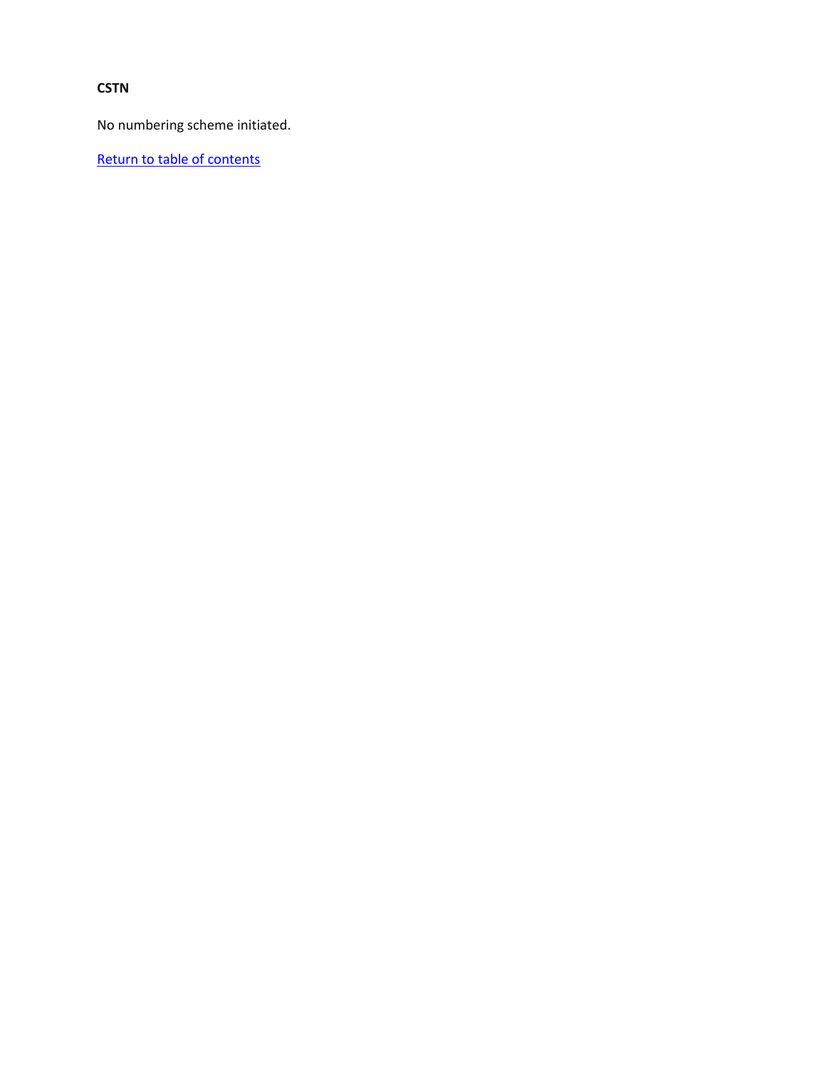**CSTN**

No numbering scheme initiated.

Return to table of contents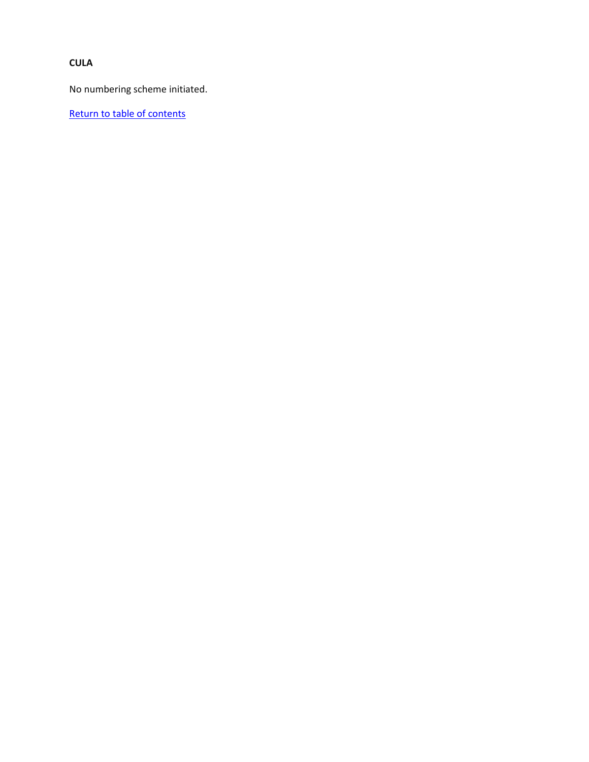**CULA**

No numbering scheme initiated.

Return to table of contents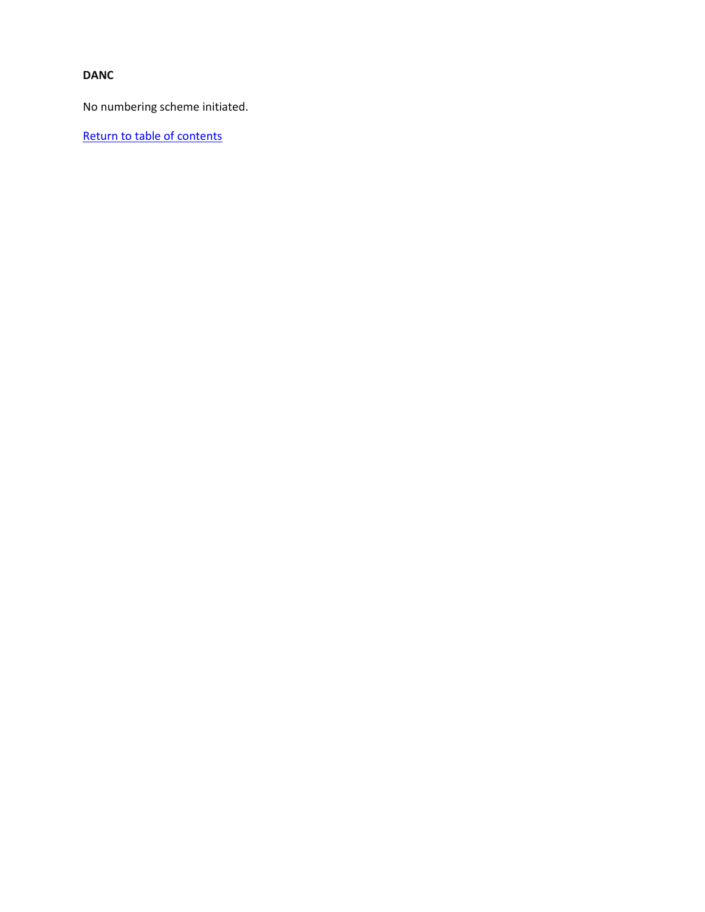**DANC**

No numbering scheme initiated.

Return to table of contents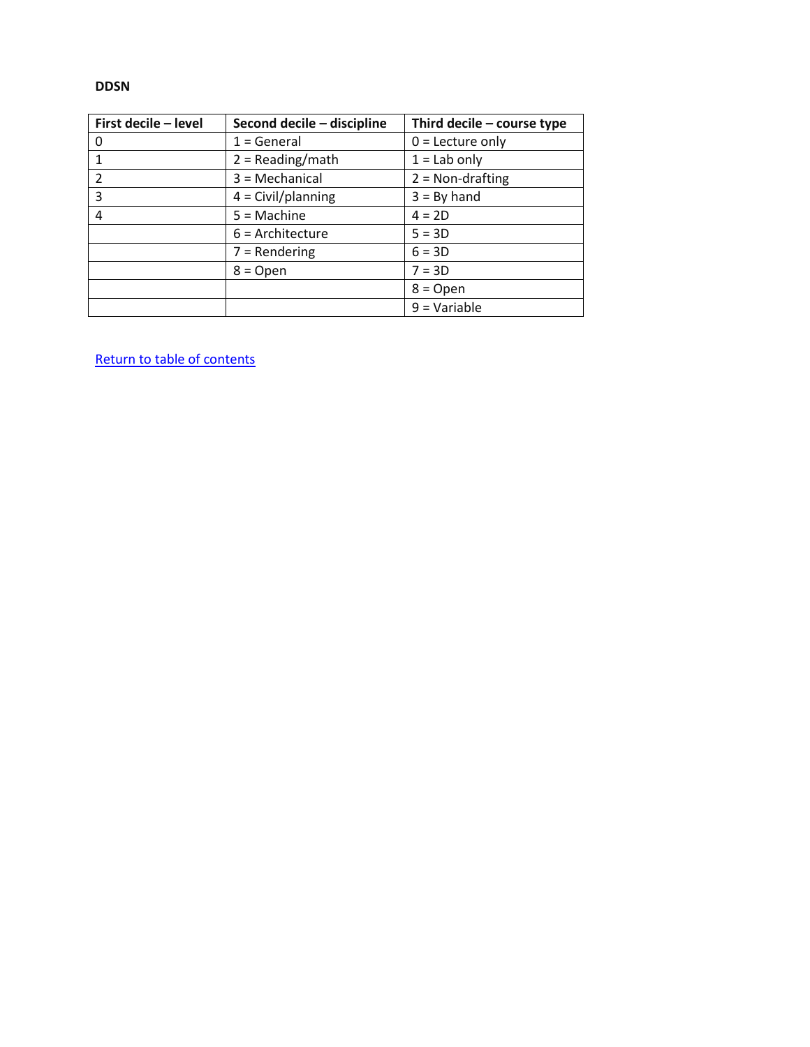**DDSN**

| First decile – level | Second decile – discipline | Third decile – course type |
|---|---|---|
| 0 | 1 = General | 0 = Lecture only |
| 1 | 2 = Reading/math | 1 = Lab only |
| 2 | 3 = Mechanical | 2 = Non-drafting |
| 3 | 4 = Civil/planning | 3 = By hand |
| 4 | 5 = Machine | 4 = 2D |
| | 6 = Architecture | 5 = 3D |
| | 7 = Rendering | 6 = 3D |
| | 8 = Open | 7 = 3D |
| | | 8 = Open |
| | | 9 = Variable |

Return to table of contents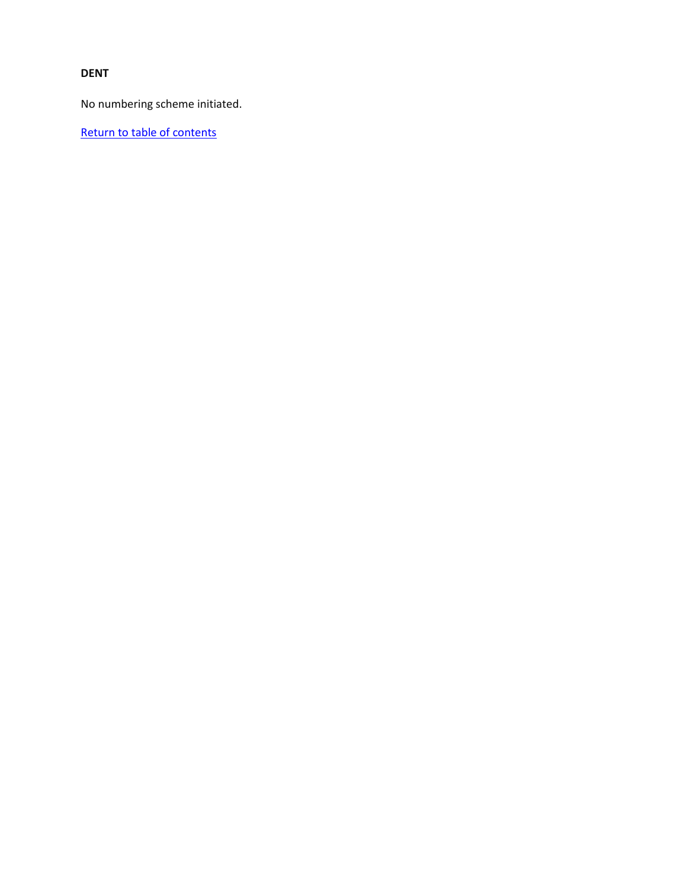**DENT**

No numbering scheme initiated.

Return to table of contents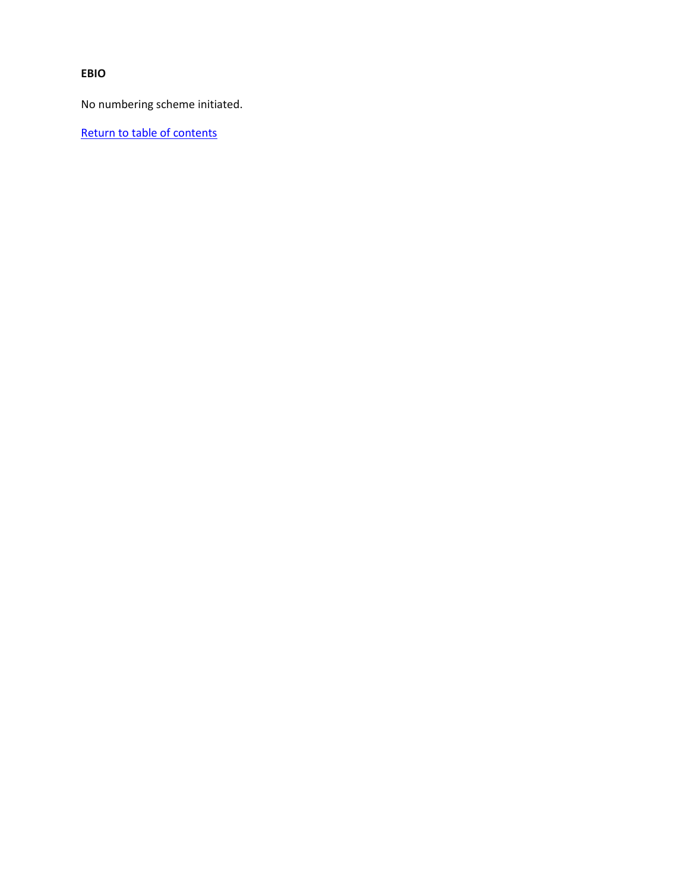**EBIO**

No numbering scheme initiated.

Return to table of contents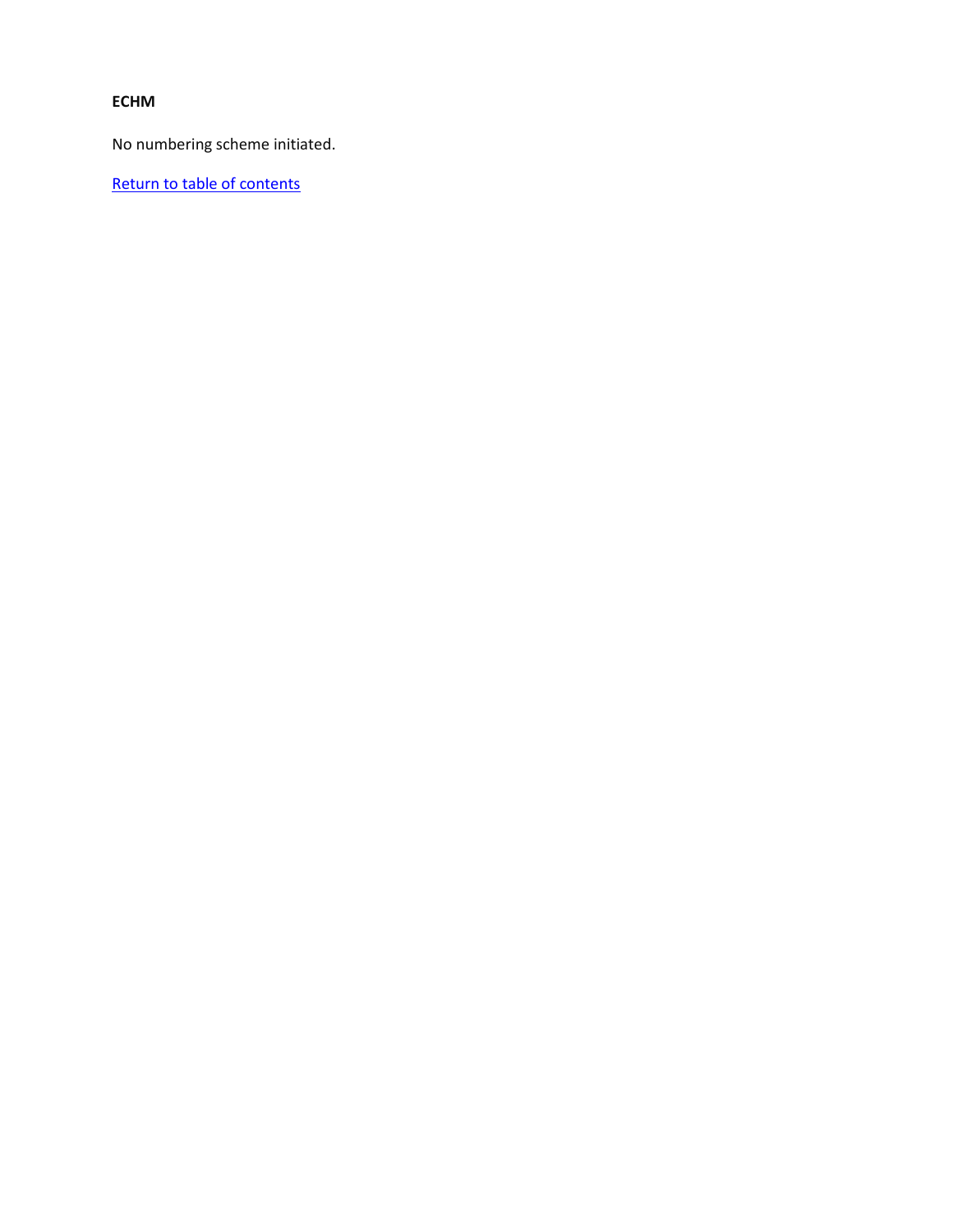**ECHM**

No numbering scheme initiated.

Return to table of contents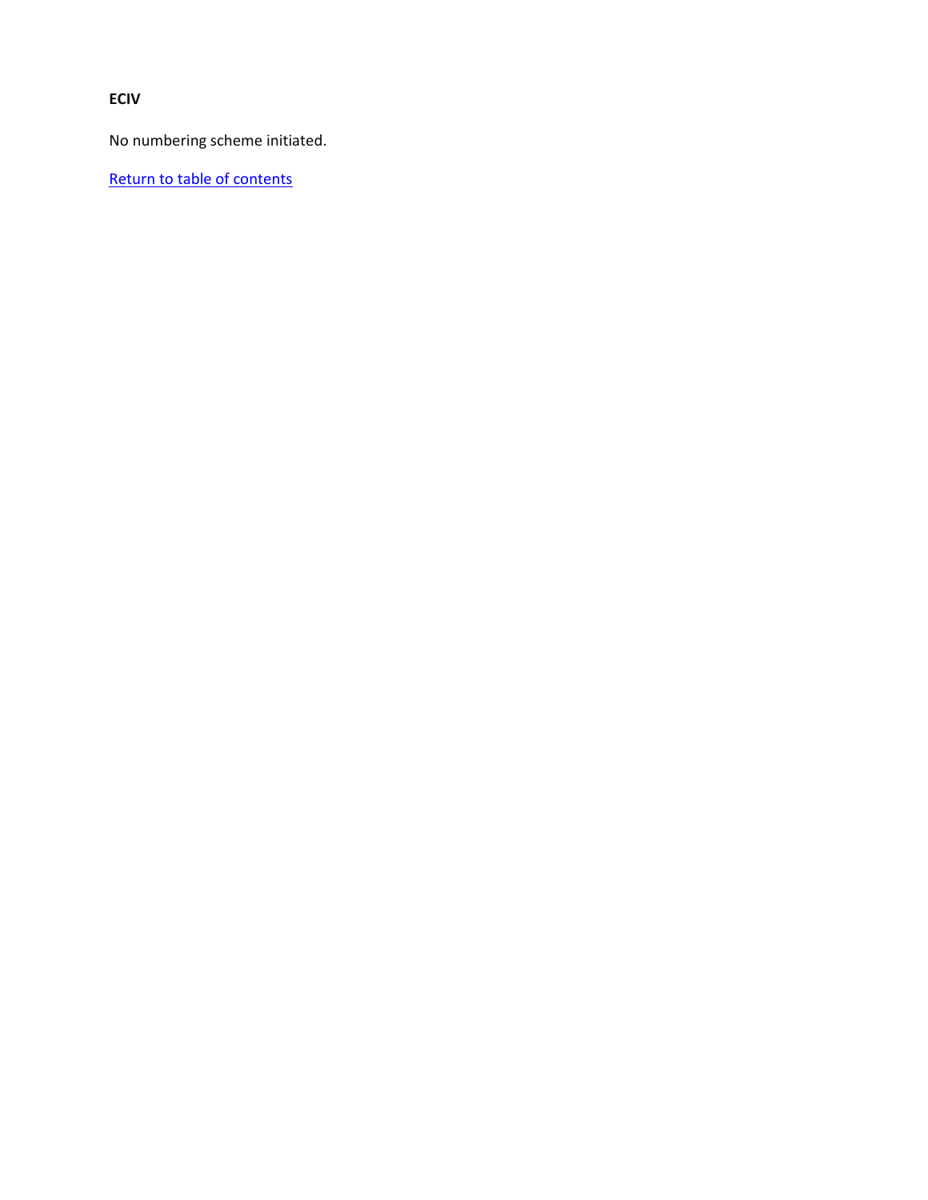**ECIV**

No numbering scheme initiated.

Return to table of contents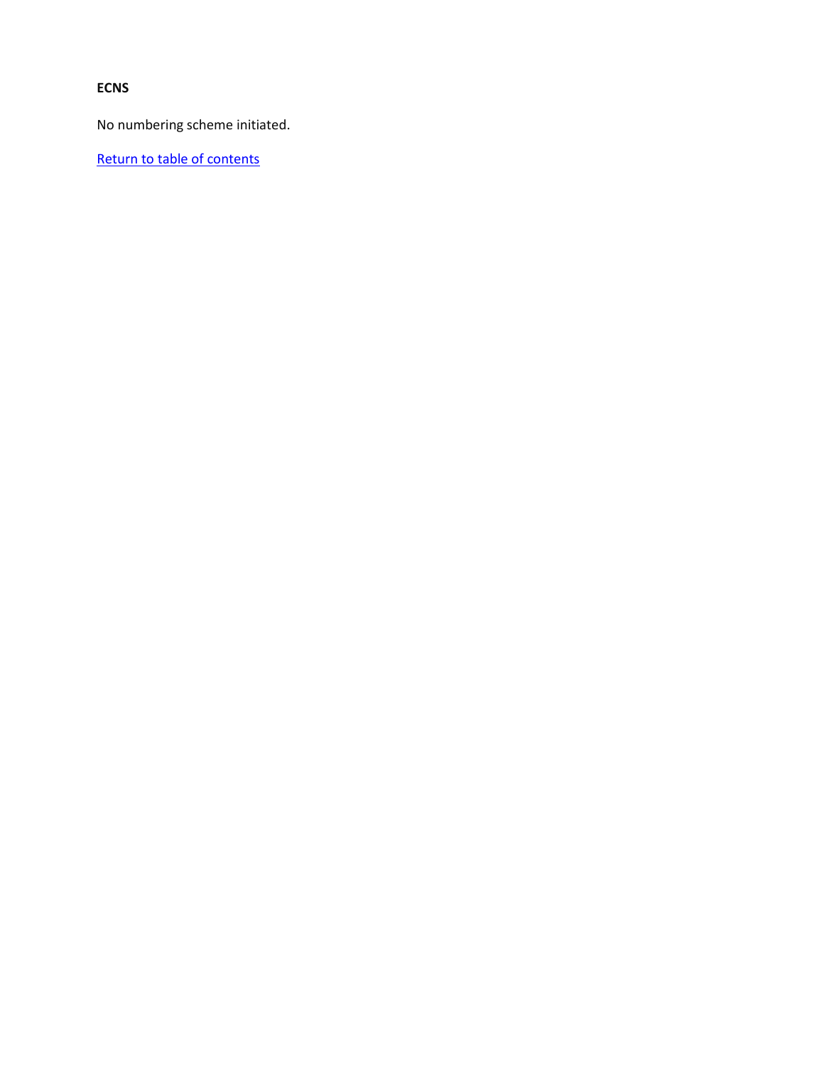**ECNS**

No numbering scheme initiated.

Return to table of contents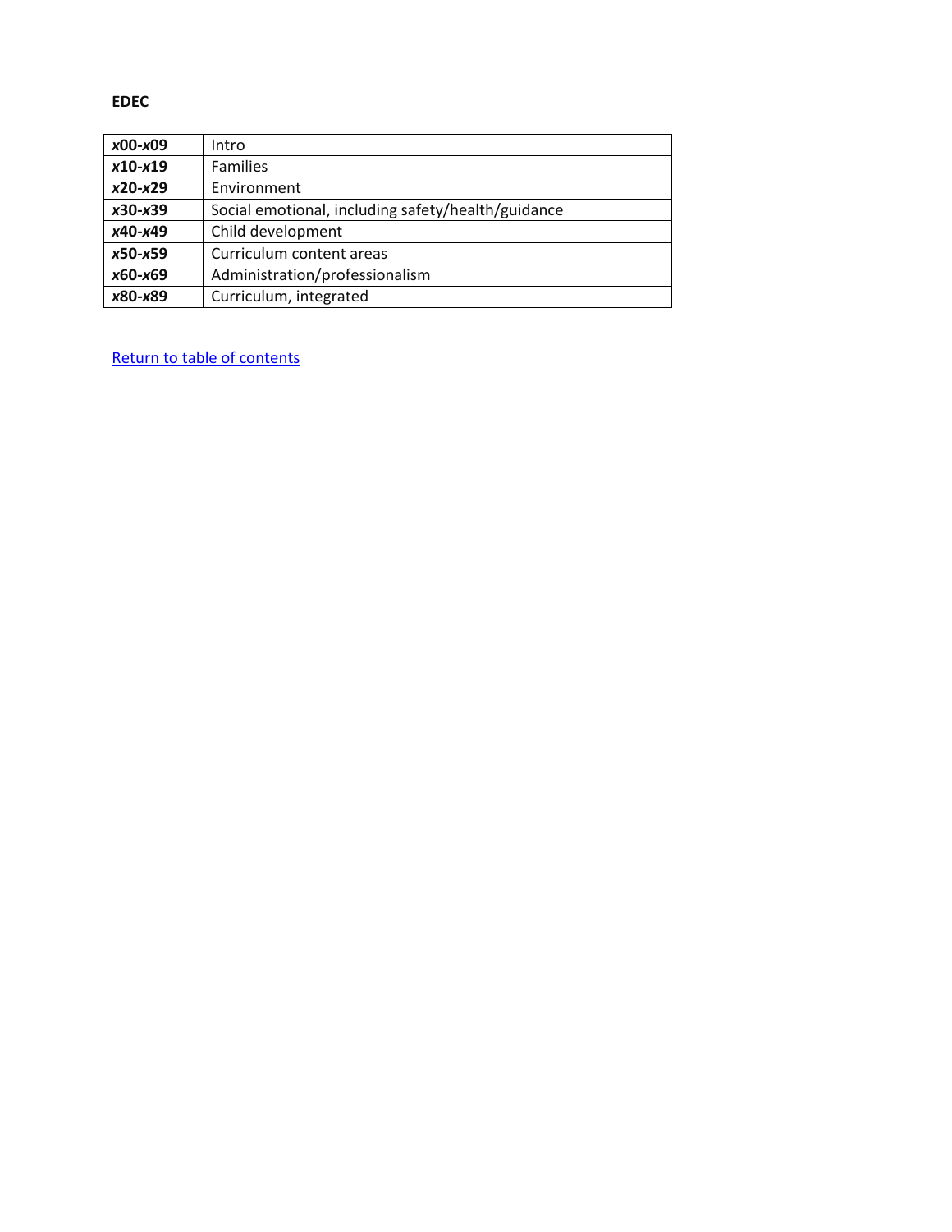**EDEC**

| | |
|---|---|
| ***x*00-*x*09** | Intro |
| ***x*10-*x*19** | Families |
| ***x*20-*x*29** | Environment |
| ***x*30-*x*39** | Social emotional, including safety/health/guidance |
| ***x*40-*x*49** | Child development |
| ***x*50-*x*59** | Curriculum content areas |
| ***x*60-*x*69** | Administration/professionalism |
| ***x*80-*x*89** | Curriculum, integrated |

Return to table of contents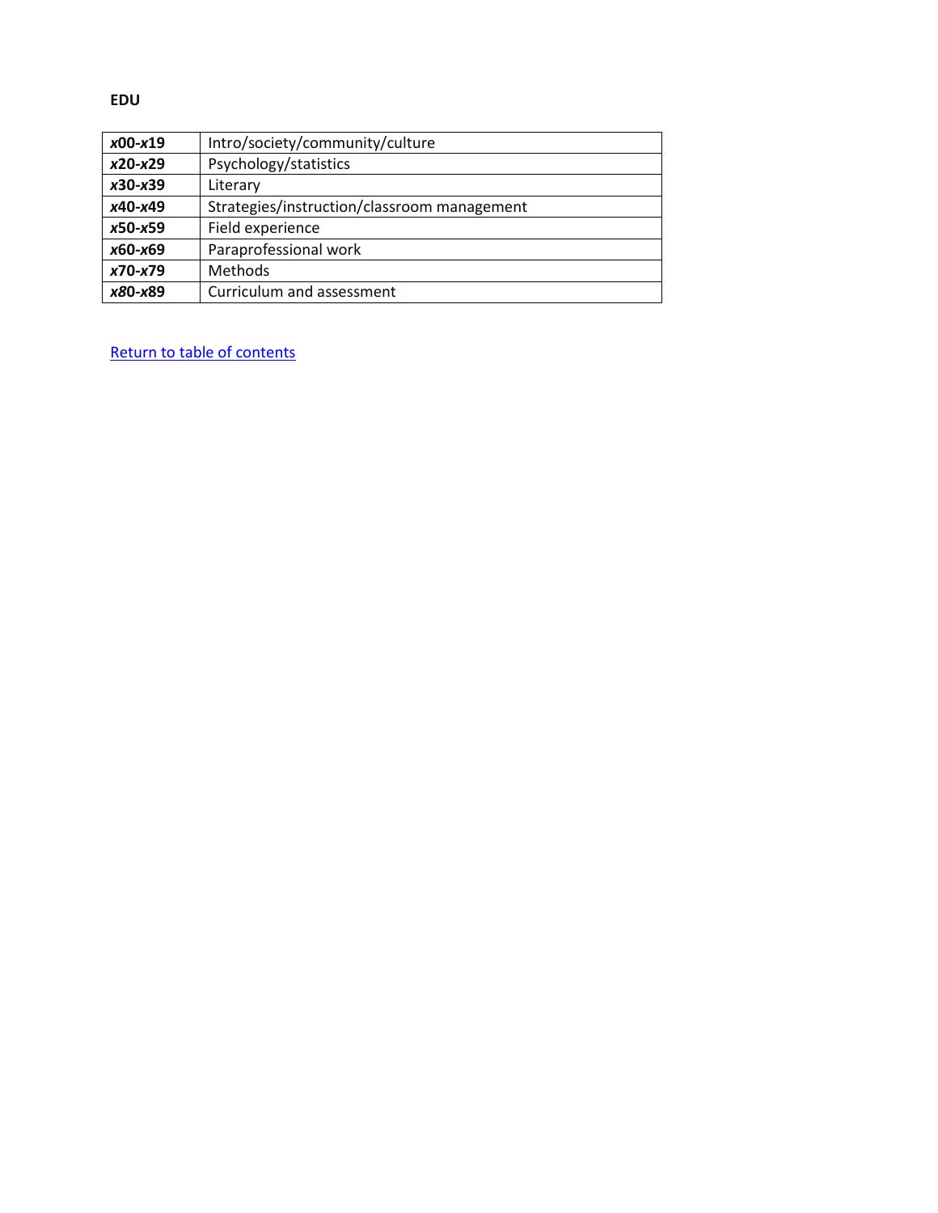**EDU**

| | |
|---|---|
| ***x*00-*x*19** | Intro/society/community/culture |
| ***x*20-*x*29** | Psychology/statistics |
| ***x*30-*x*39** | Literary |
| ***x*40-*x*49** | Strategies/instruction/classroom management |
| ***x*50-*x*59** | Field experience |
| ***x*60-*x*69** | Paraprofessional work |
| ***x*70-*x*79** | Methods |
| ***x*80-*x*89** | Curriculum and assessment |

Return to table of contents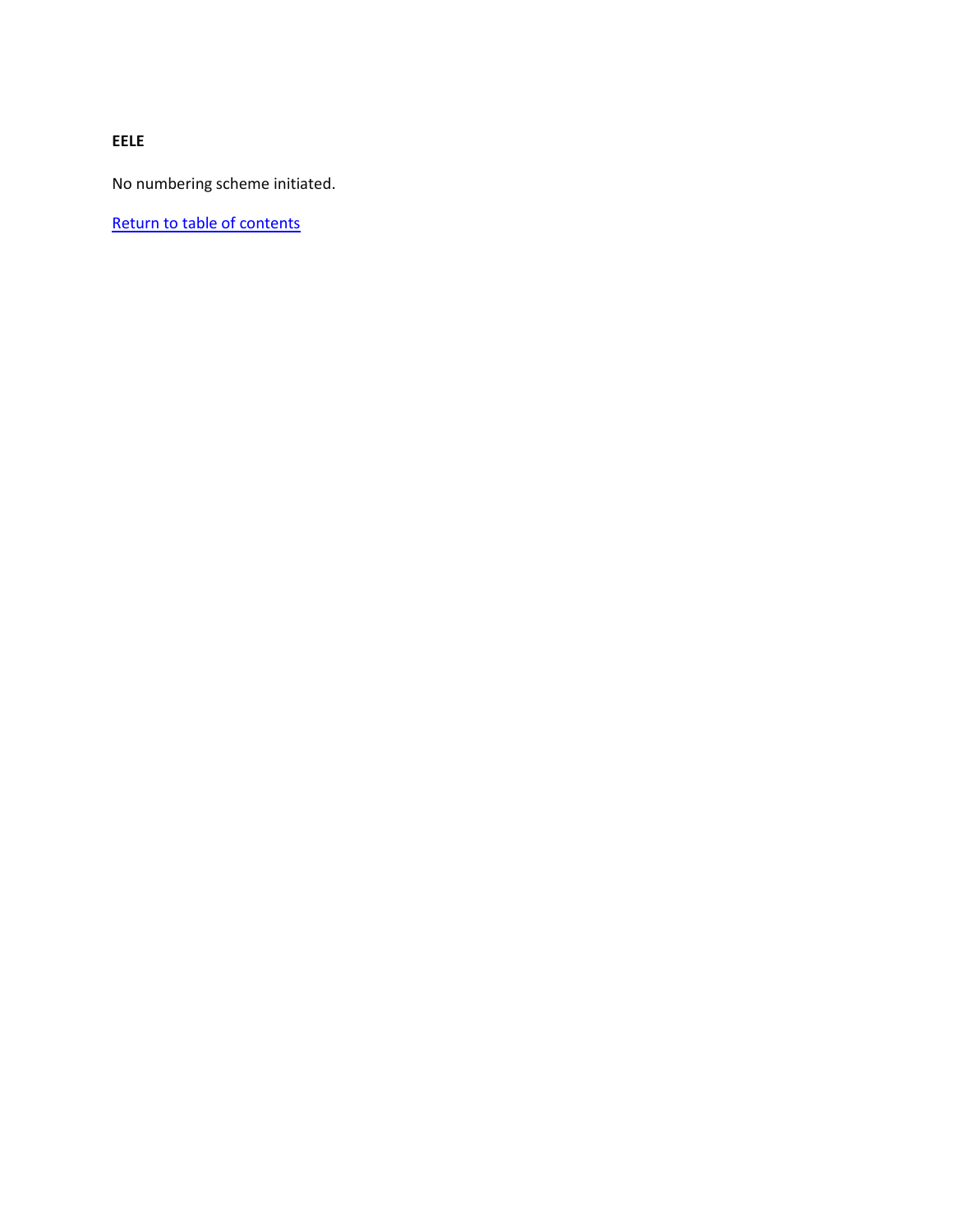**EELE**

No numbering scheme initiated.

Return to table of contents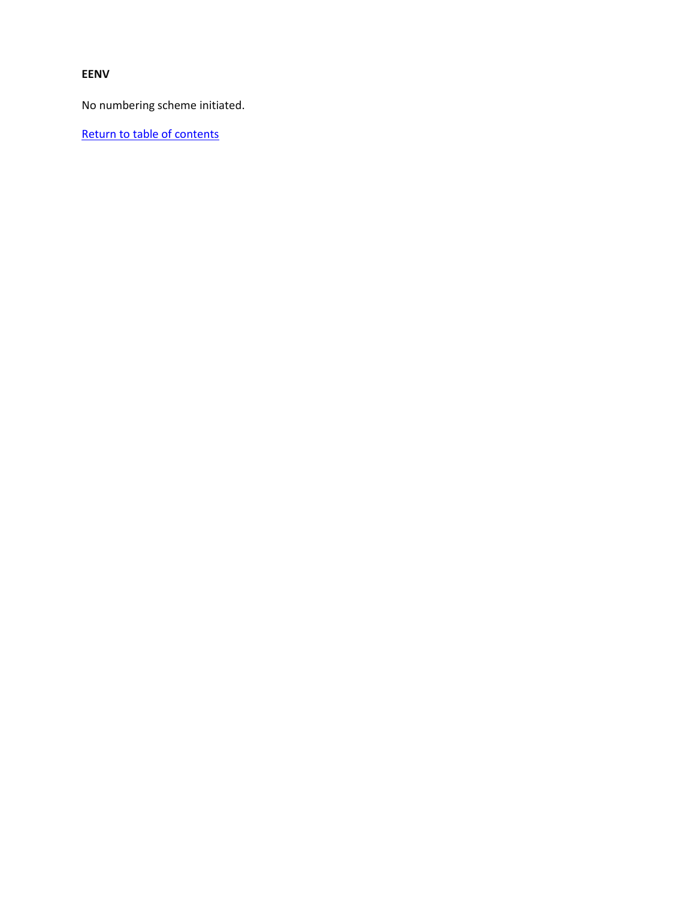**EENV**

No numbering scheme initiated.

[Return to table of contents]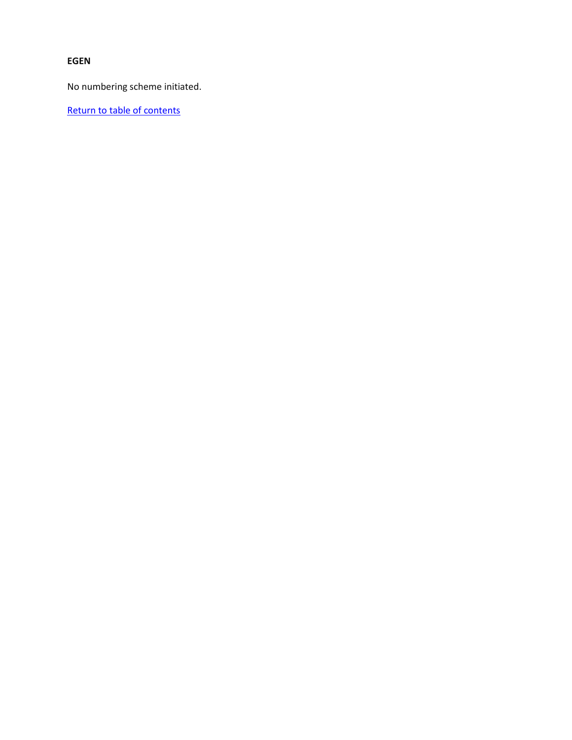**EGEN**

No numbering scheme initiated.

Return to table of contents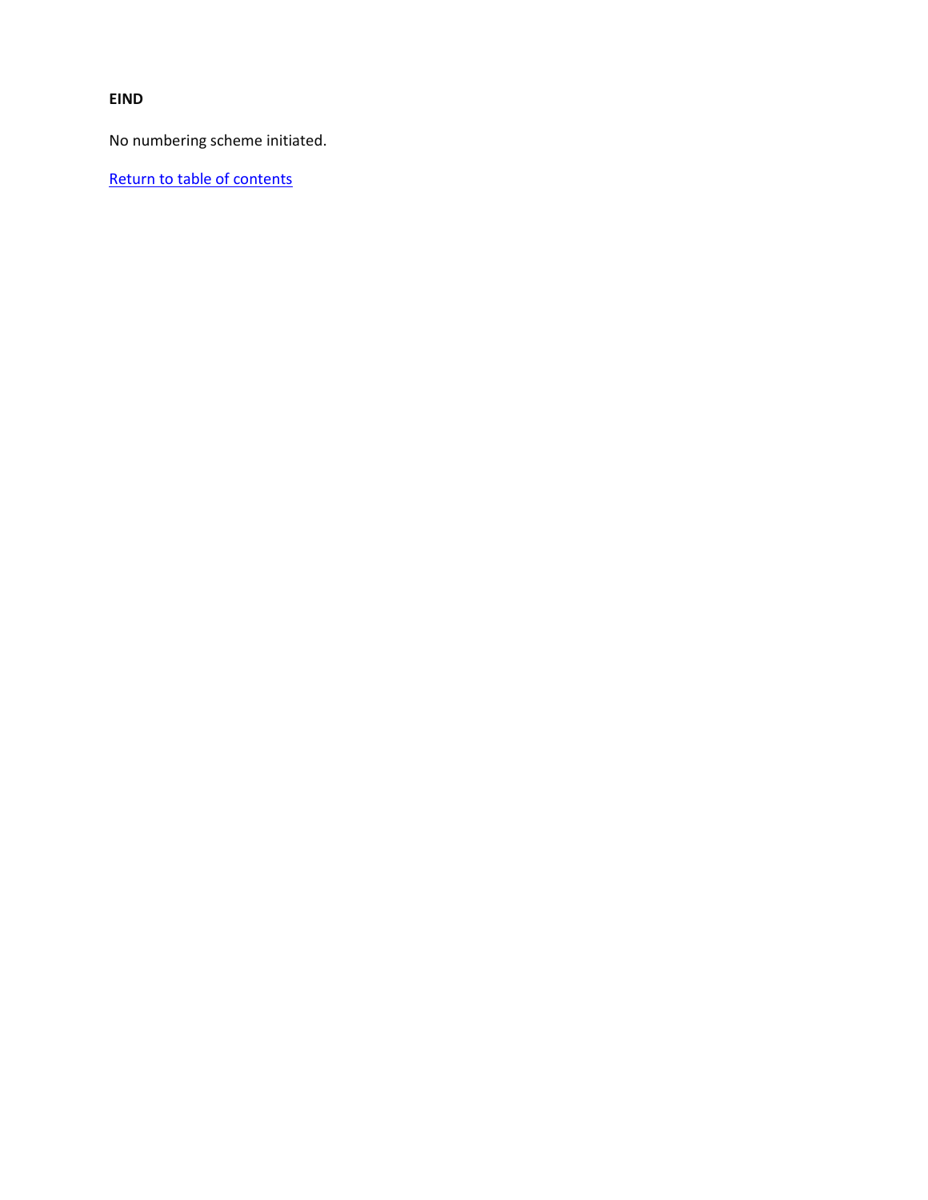**EIND**

No numbering scheme initiated.

Return to table of contents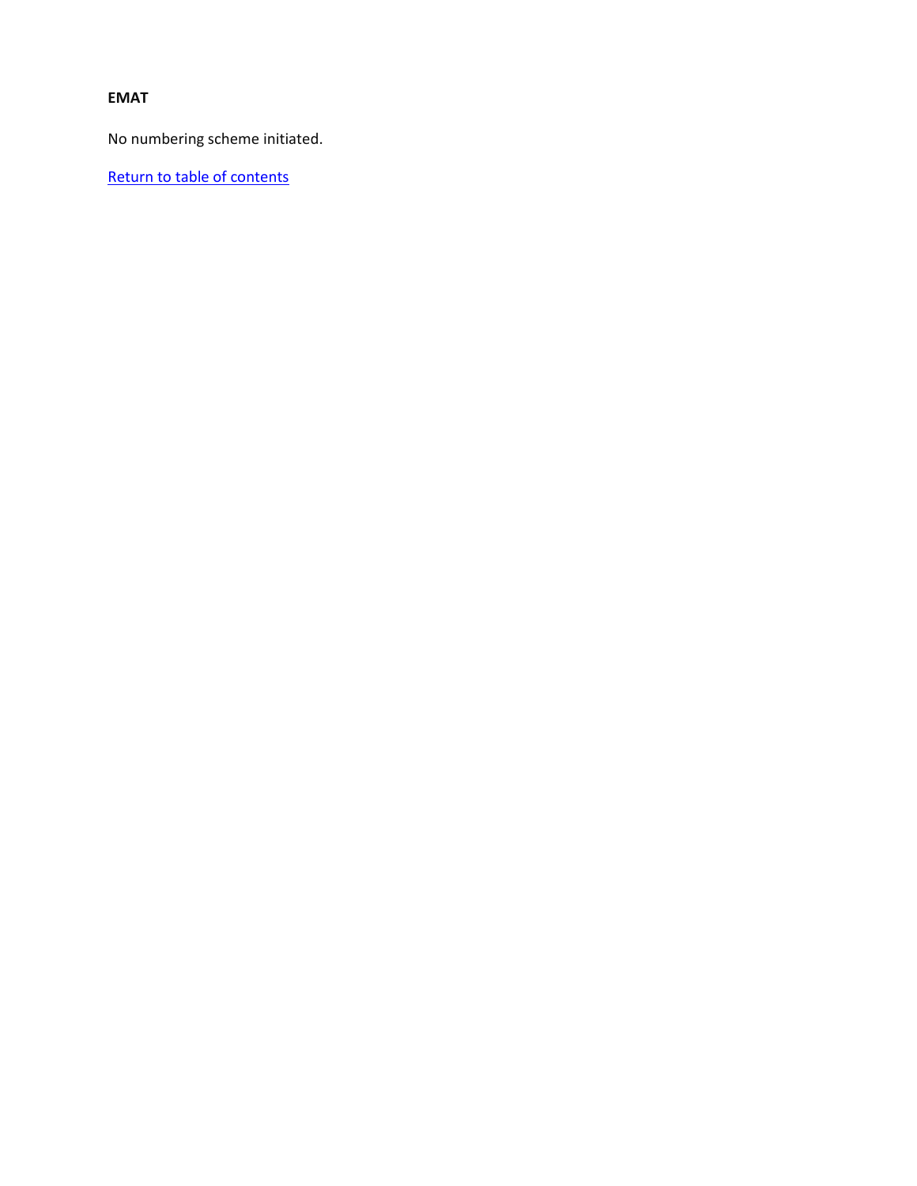**EMAT**

No numbering scheme initiated.

[Return to table of contents]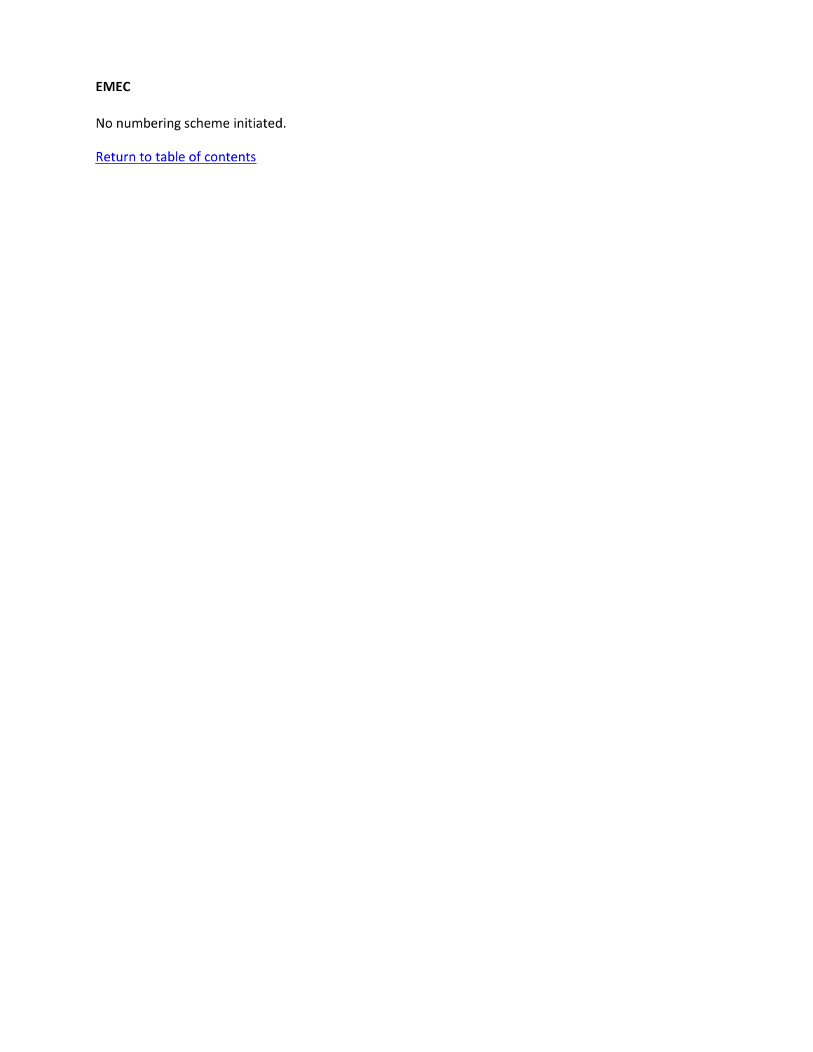**EMEC**

No numbering scheme initiated.

Return to table of contents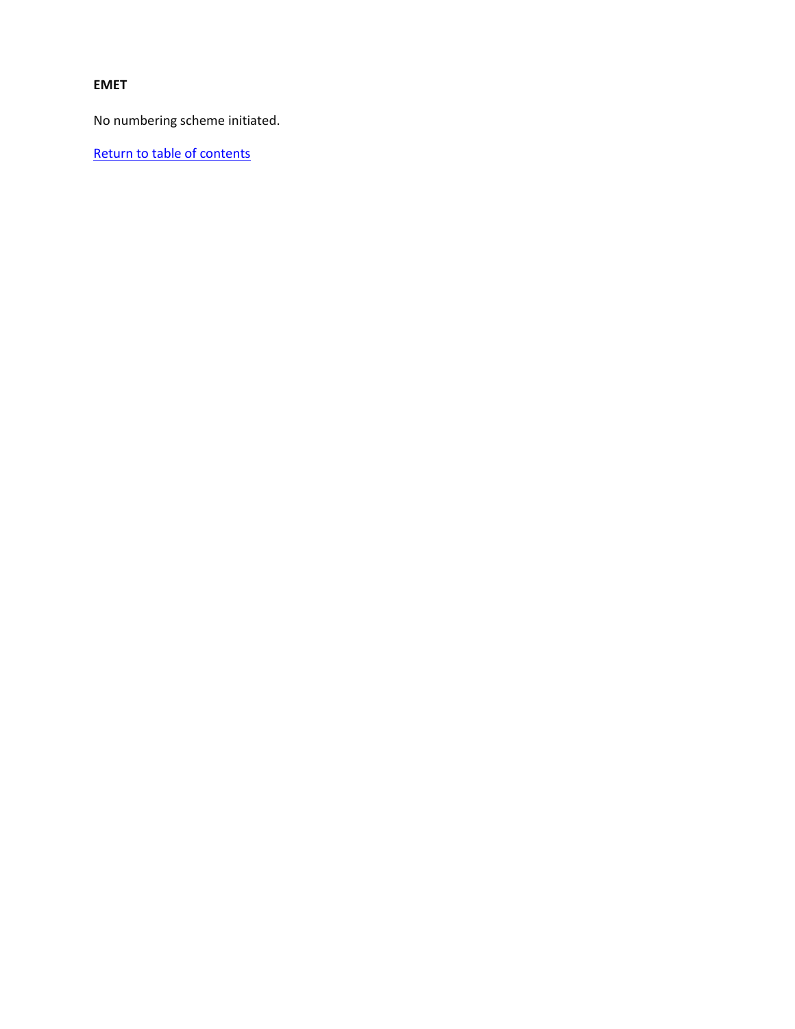**EMET**

No numbering scheme initiated.

Return to table of contents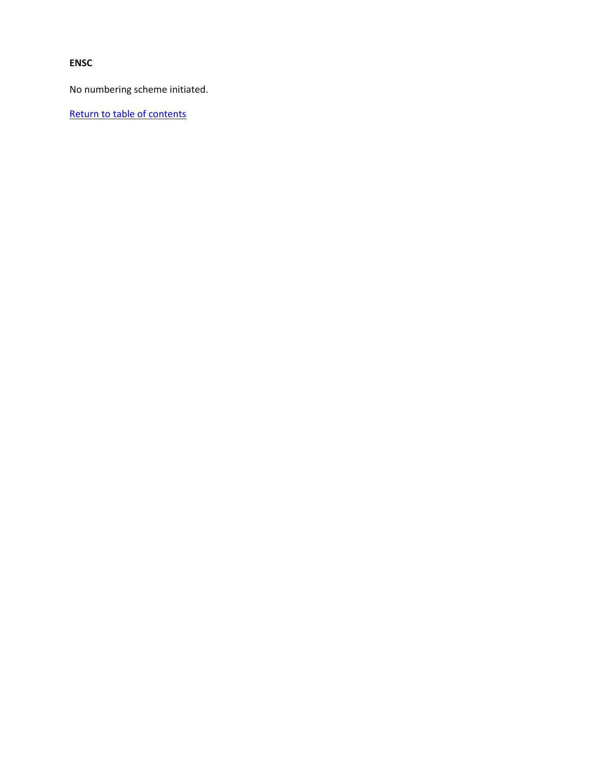**ENSC**

No numbering scheme initiated.

Return to table of contents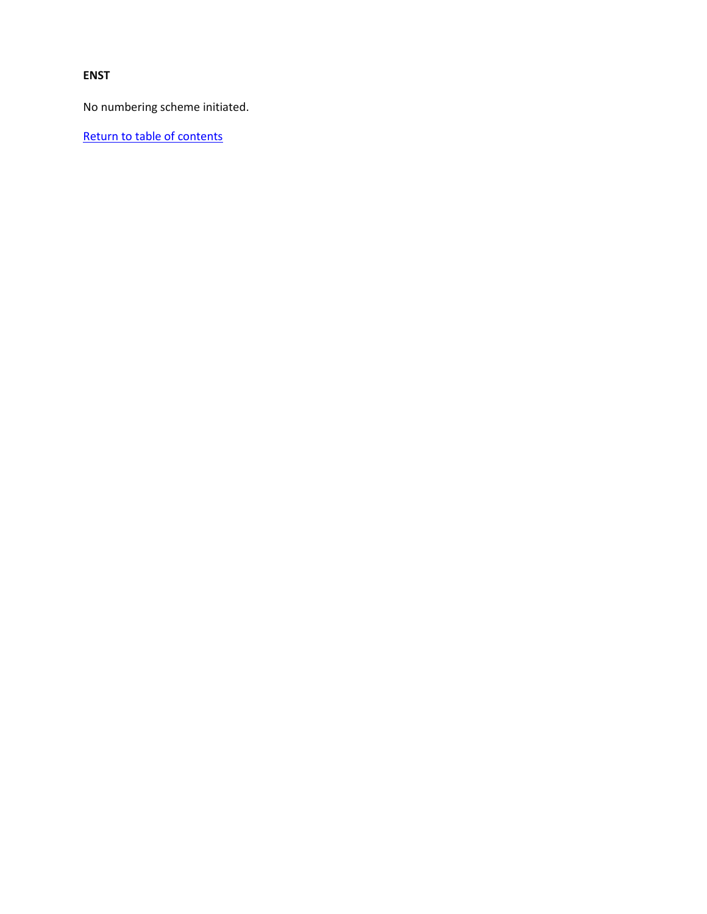**ENST**

No numbering scheme initiated.

Return to table of contents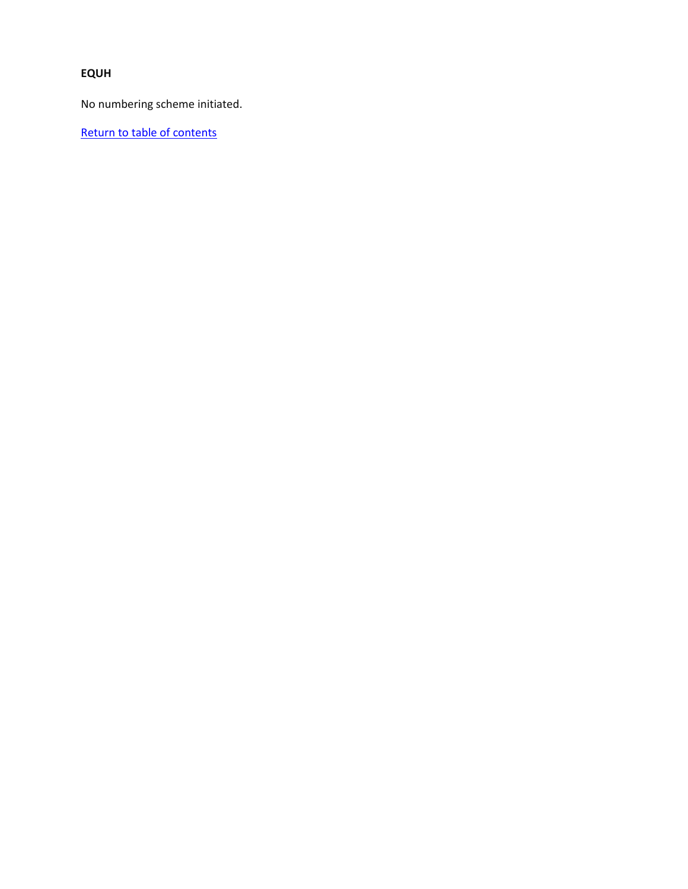**EQUH**

No numbering scheme initiated.

Return to table of contents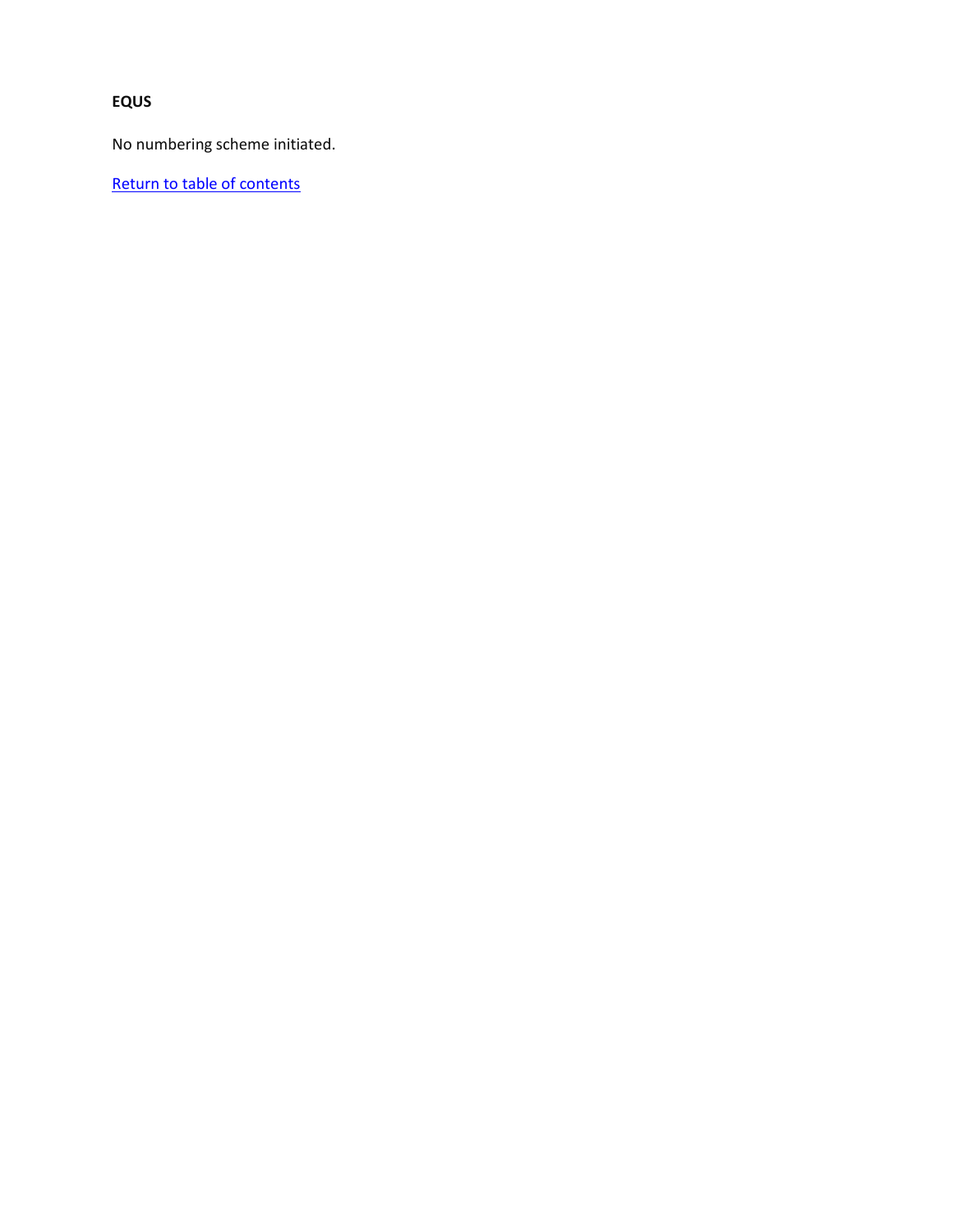**EQUS**

No numbering scheme initiated.

Return to table of contents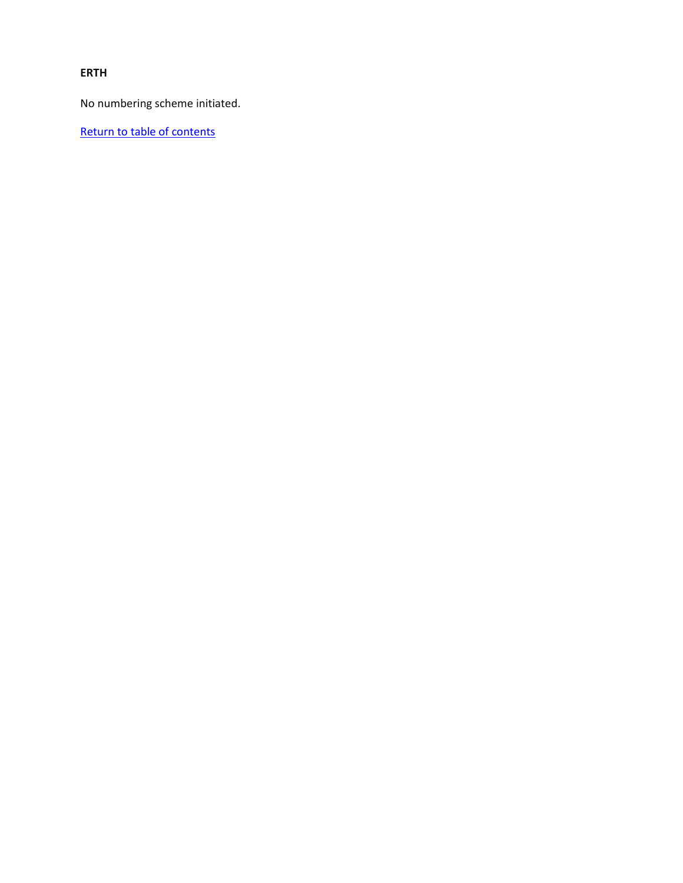**ERTH**

No numbering scheme initiated.

Return to table of contents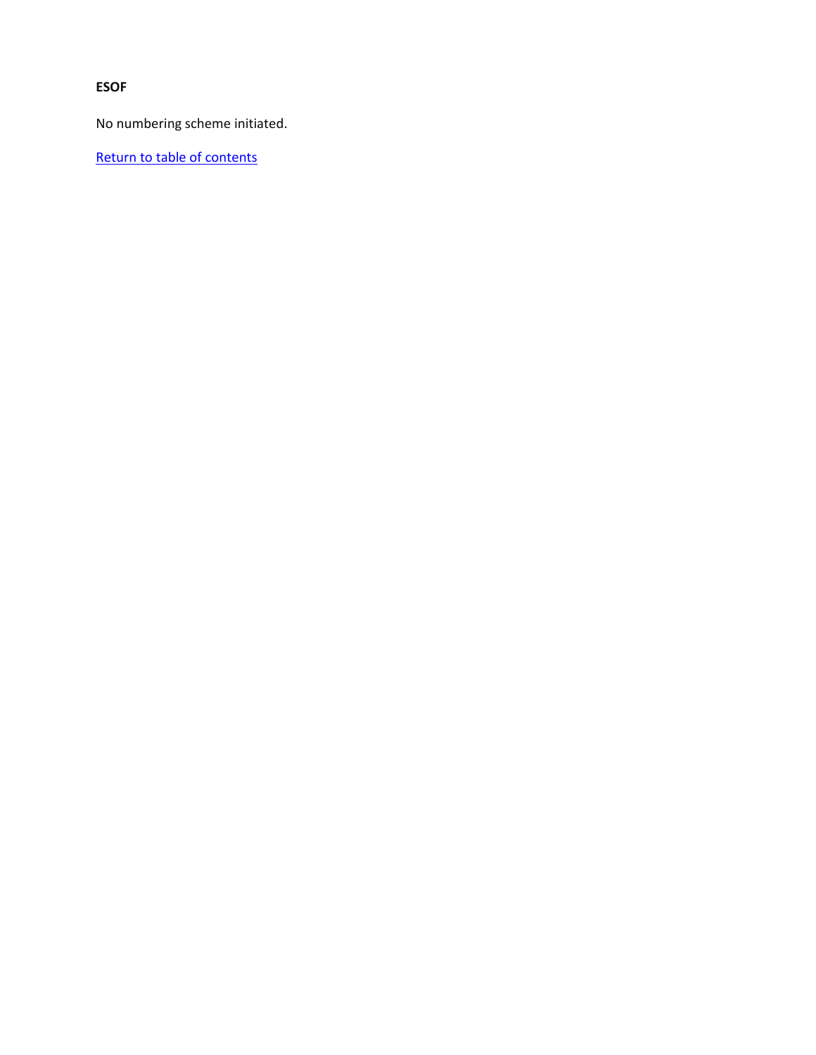**ESOF**

No numbering scheme initiated.

Return to table of contents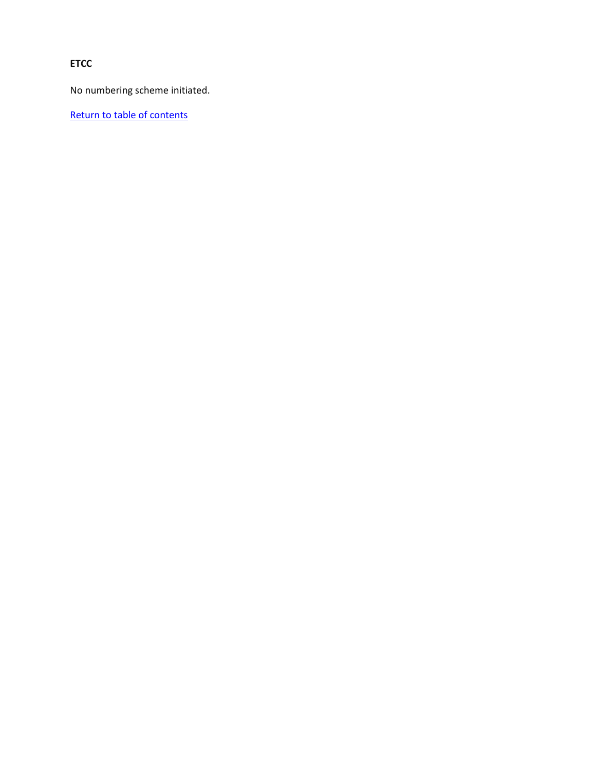**ETCC**

No numbering scheme initiated.

Return to table of contents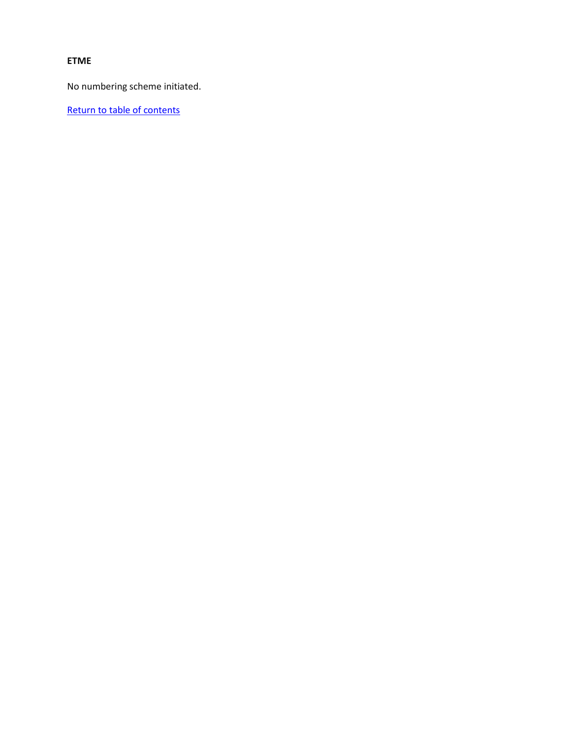**ETME**

No numbering scheme initiated.

Return to table of contents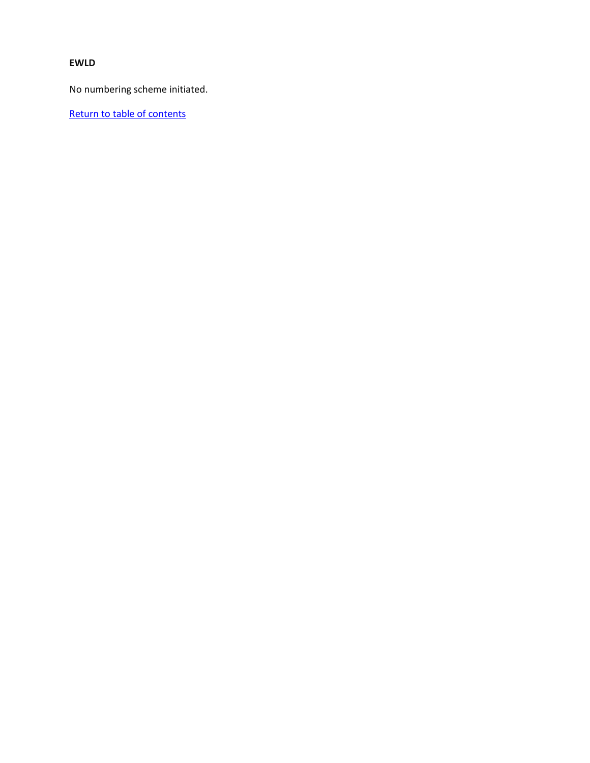**EWLD**

No numbering scheme initiated.

Return to table of contents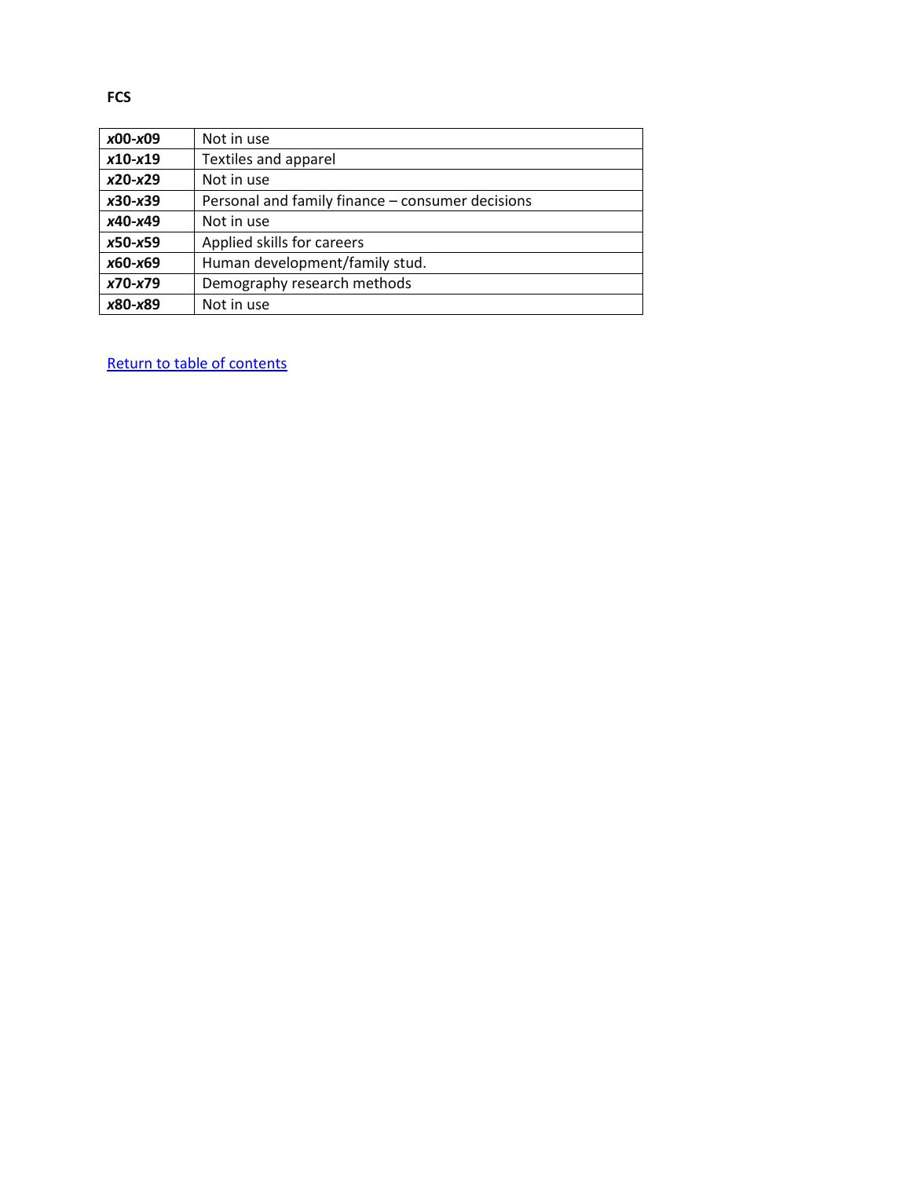**FCS**

| | |
|---|---|
| ***x*00-*x*09** | Not in use |
| ***x*10-*x*19** | Textiles and apparel |
| ***x*20-*x*29** | Not in use |
| ***x*30-*x*39** | Personal and family finance – consumer decisions |
| ***x*40-*x*49** | Not in use |
| ***x*50-*x*59** | Applied skills for careers |
| ***x*60-*x*69** | Human development/family stud. |
| ***x*70-*x*79** | Demography research methods |
| ***x*80-*x*89** | Not in use |

Return to table of contents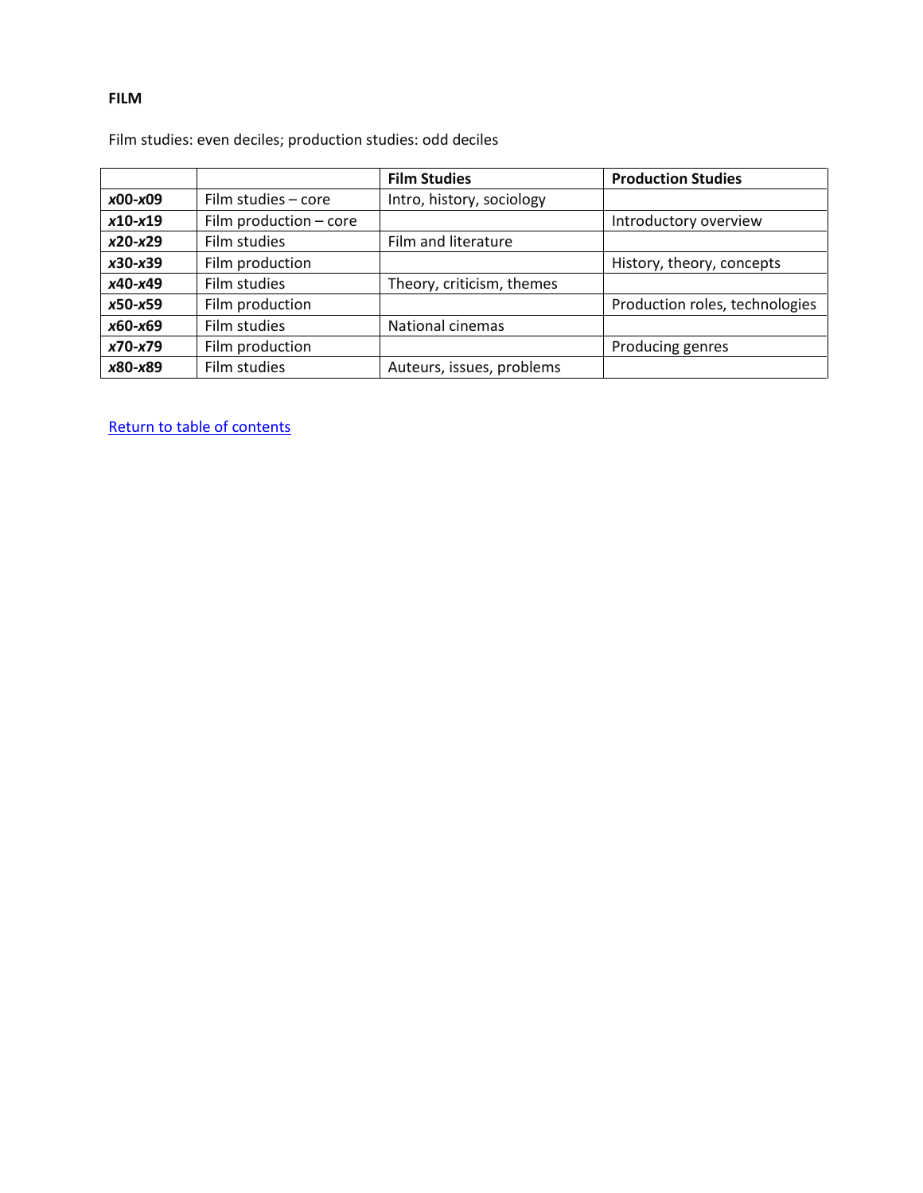**FILM**

Film studies: even deciles; production studies: odd deciles

| | | **Film Studies** | **Production Studies** |
|---|---|---|---|
| ***x*00-*x*09** | Film studies – core | Intro, history, sociology | |
| ***x*10-*x*19** | Film production – core | | Introductory overview |
| ***x*20-*x*29** | Film studies | Film and literature | |
| ***x*30-*x*39** | Film production | | History, theory, concepts |
| ***x*40-*x*49** | Film studies | Theory, criticism, themes | |
| ***x*50-*x*59** | Film production | | Production roles, technologies |
| ***x*60-*x*69** | Film studies | National cinemas | |
| ***x*70-*x*79** | Film production | | Producing genres |
| ***x*80-*x*89** | Film studies | Auteurs, issues, problems | |

Return to table of contents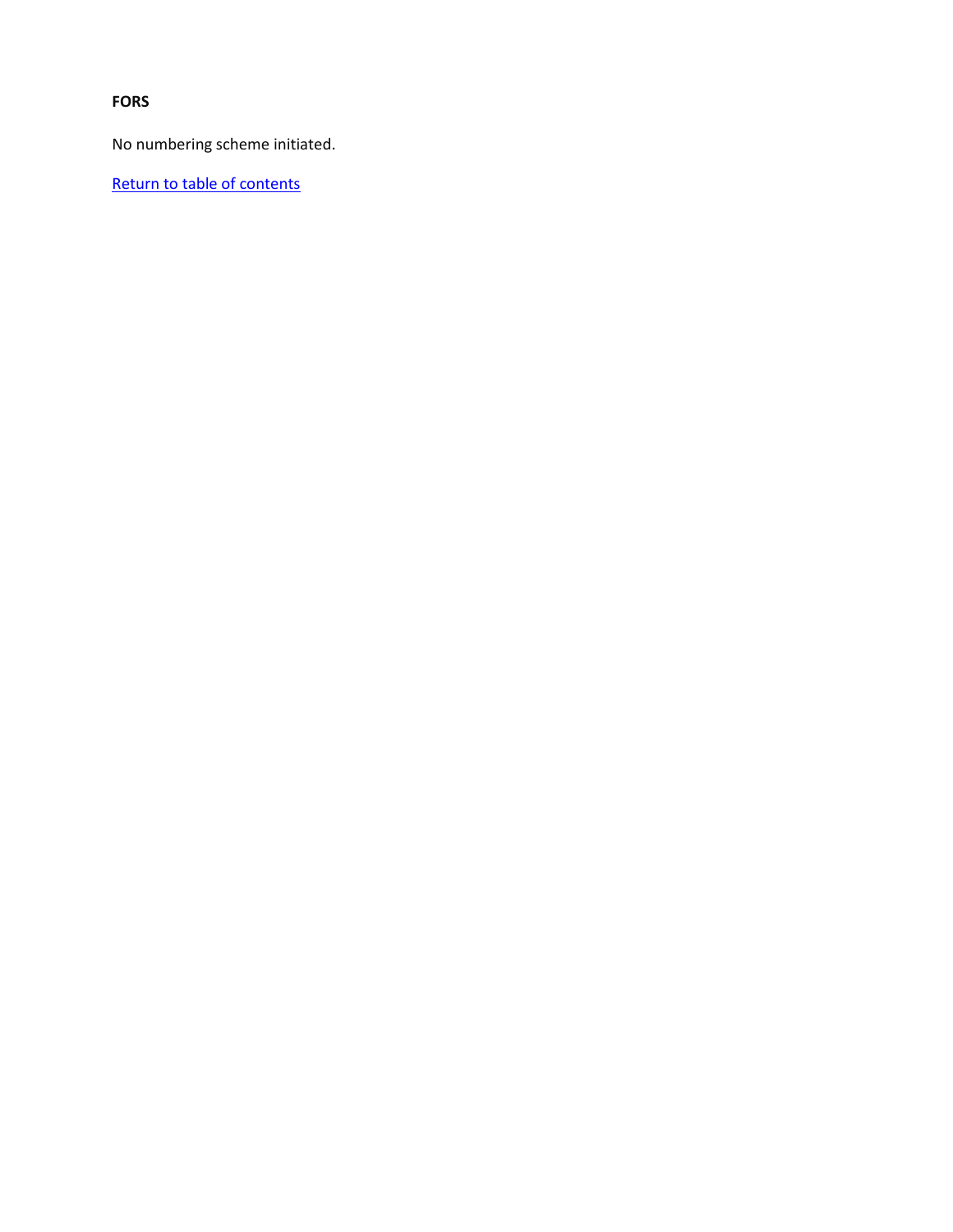**FORS**

No numbering scheme initiated.

[Return to table of contents]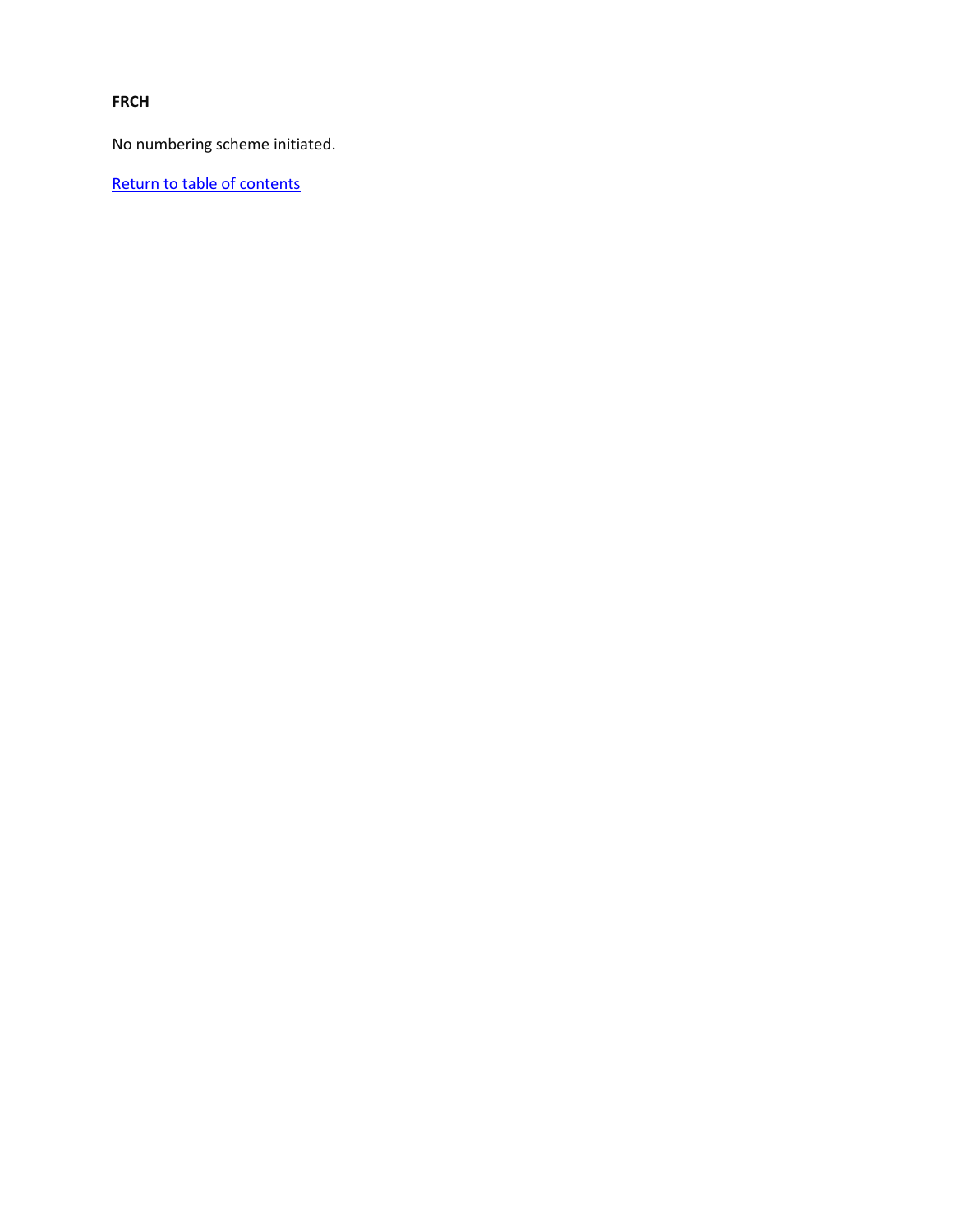**FRCH**

No numbering scheme initiated.

Return to table of contents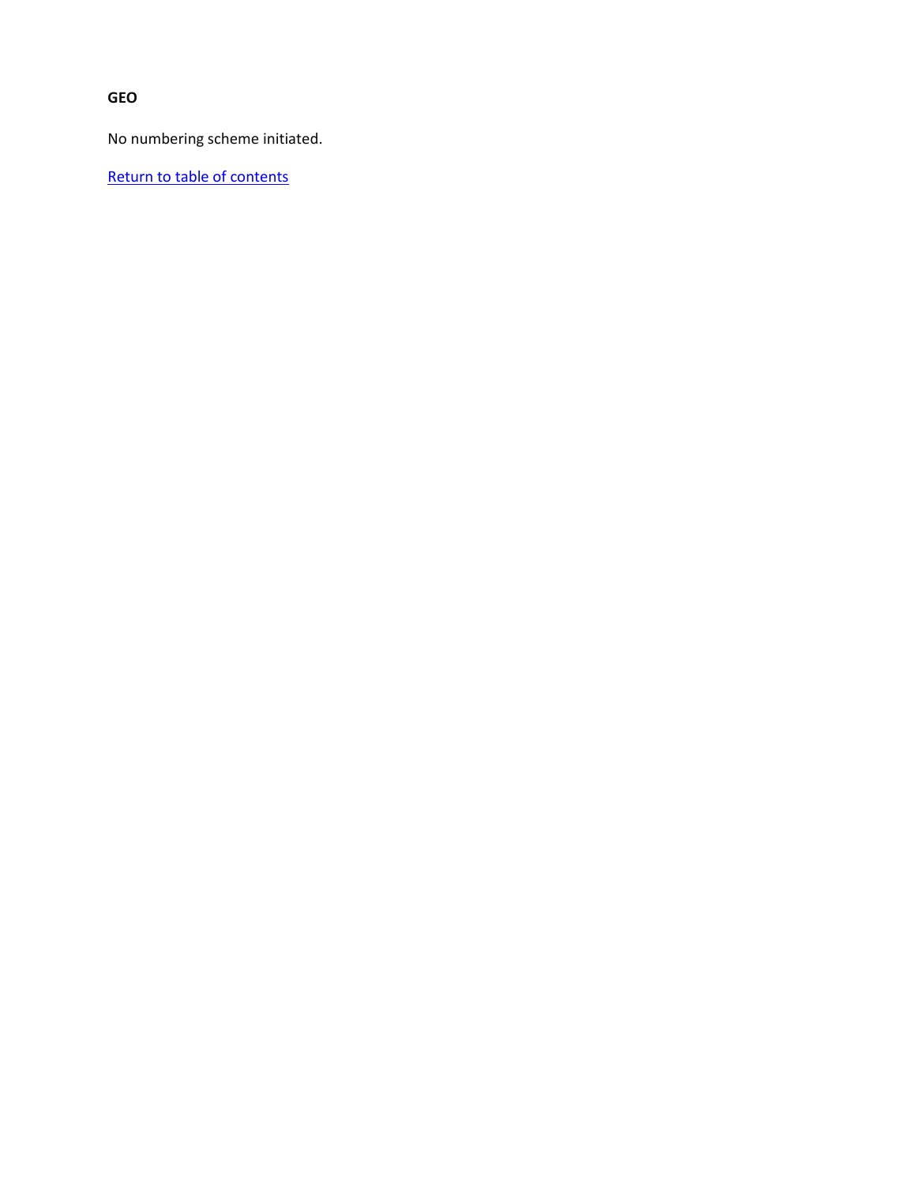**GEO**

No numbering scheme initiated.

Return to table of contents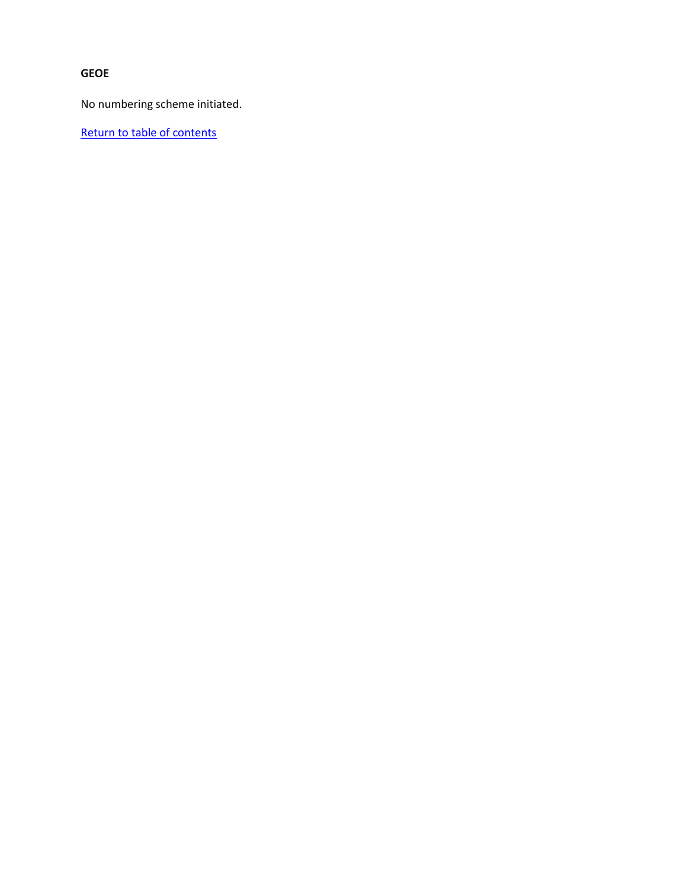**GEOE**

No numbering scheme initiated.

Return to table of contents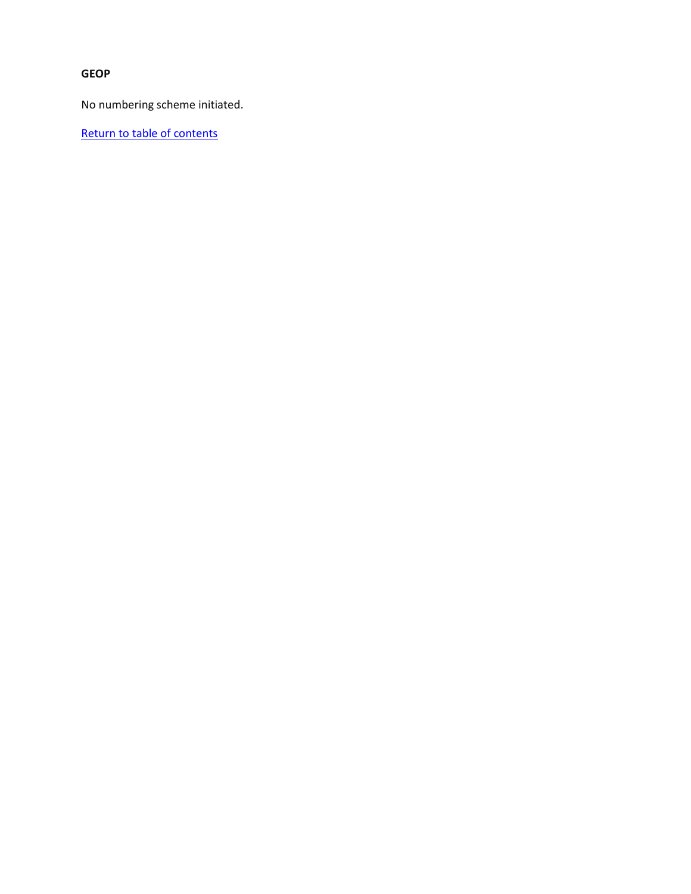**GEOP**

No numbering scheme initiated.

Return to table of contents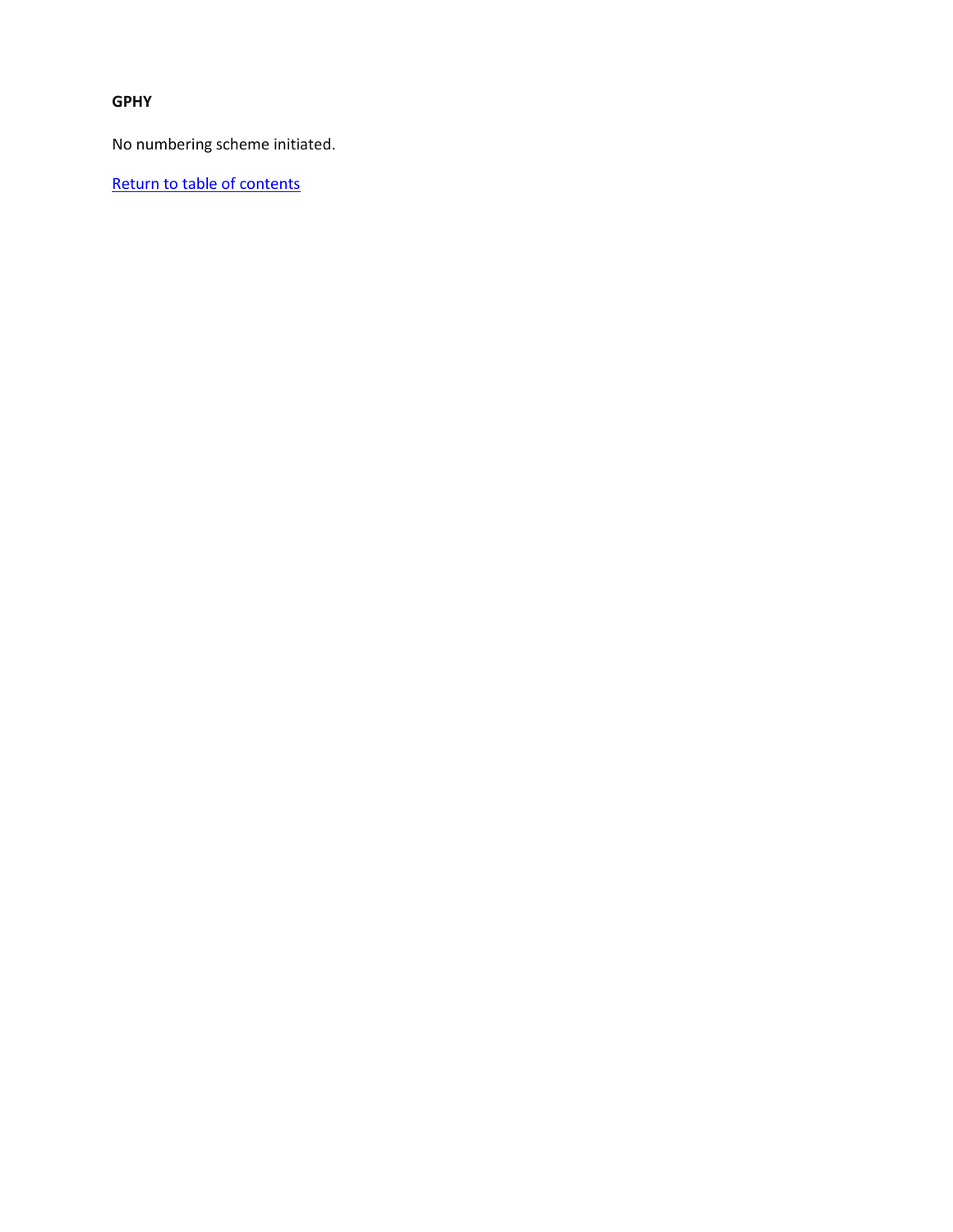**GPHY**

No numbering scheme initiated.

[Return to table of contents]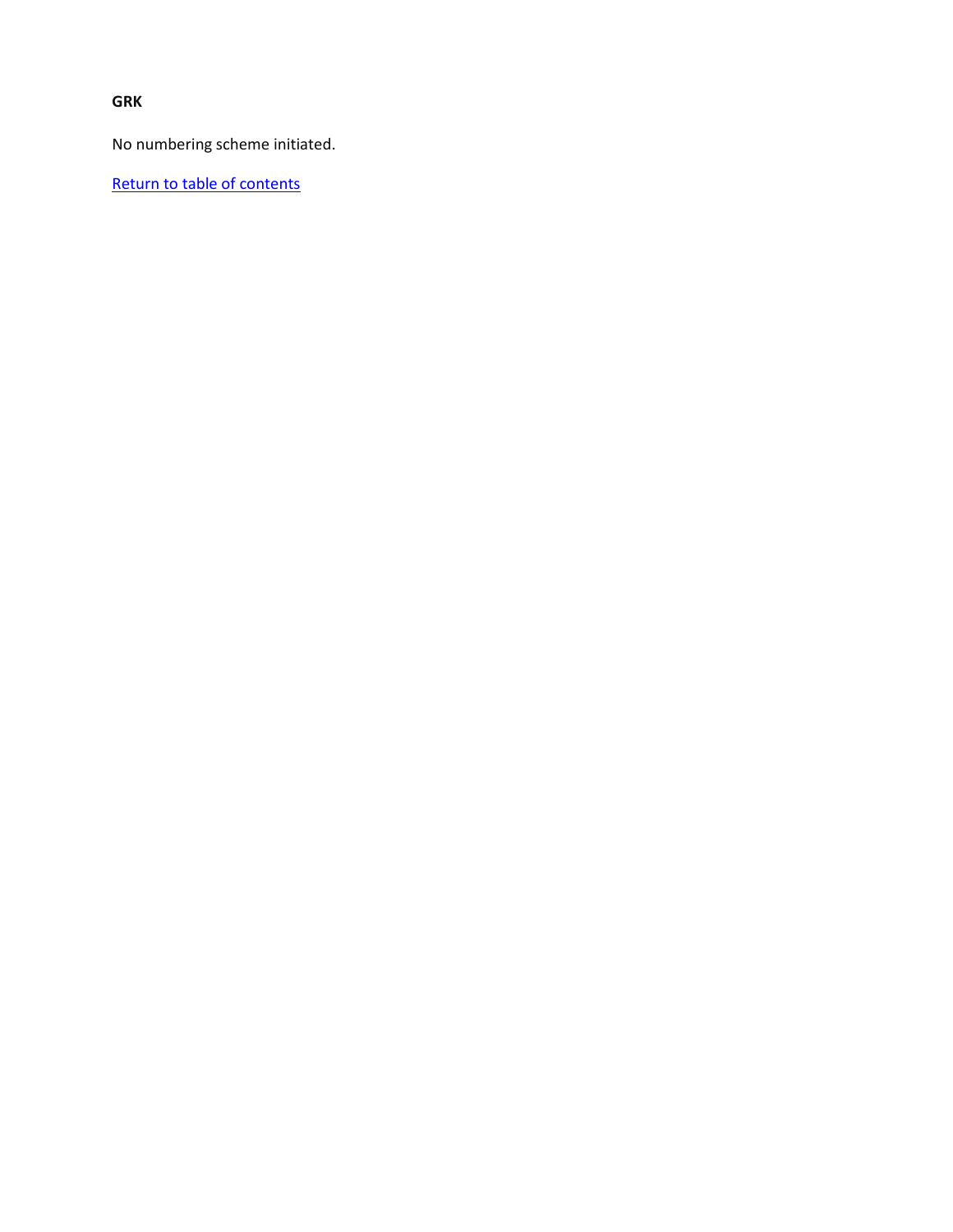**GRK**

No numbering scheme initiated.

Return to table of contents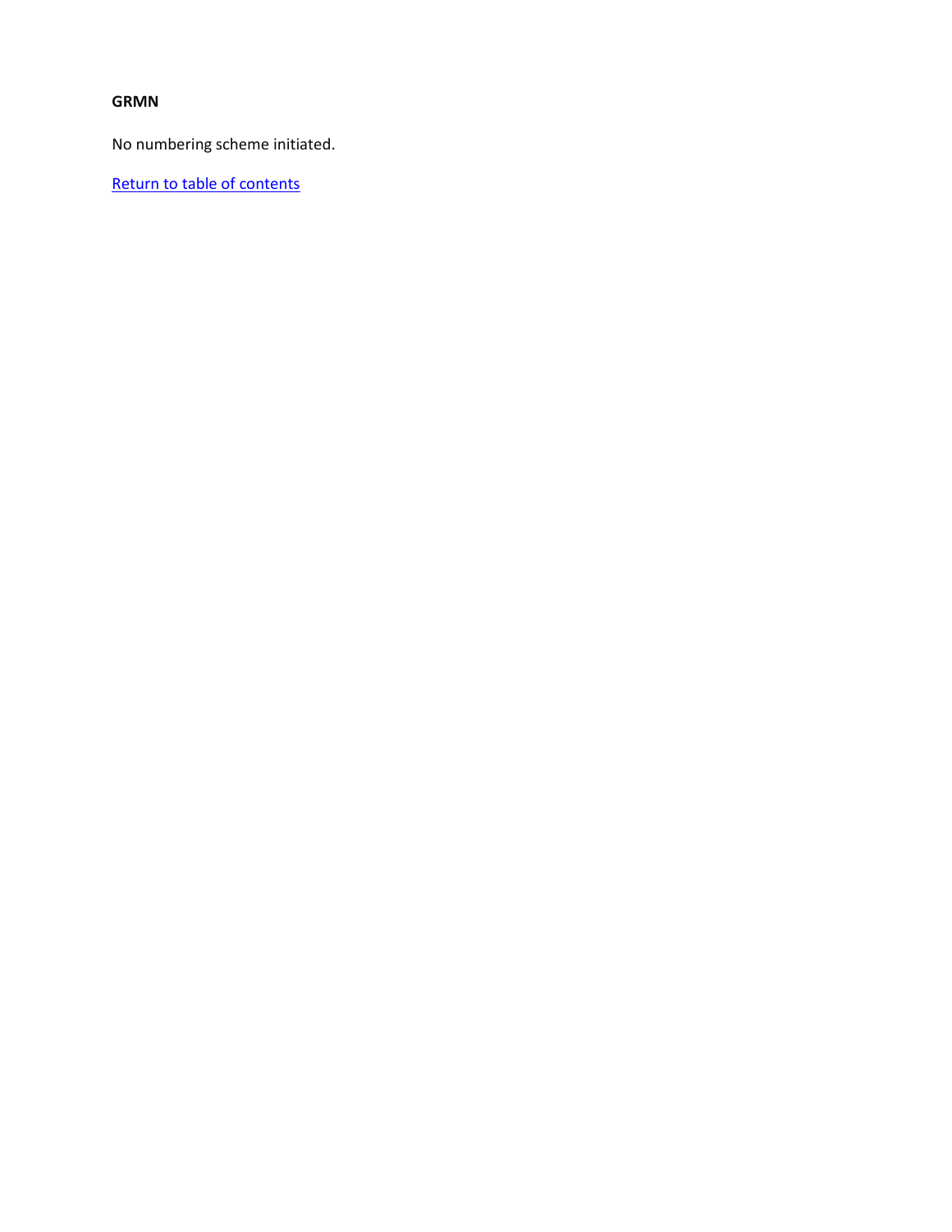**GRMN**

No numbering scheme initiated.

Return to table of contents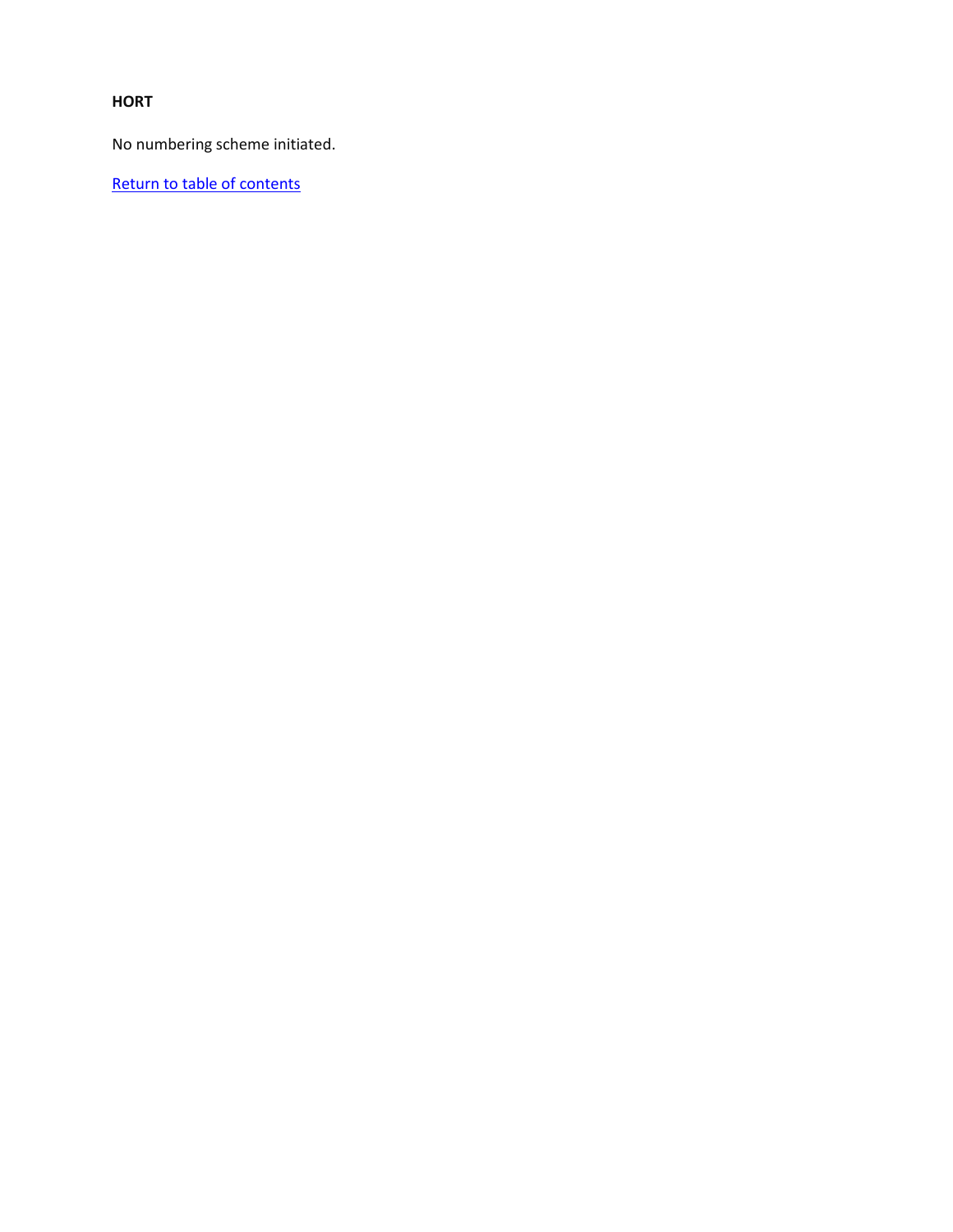**HORT**

No numbering scheme initiated.

Return to table of contents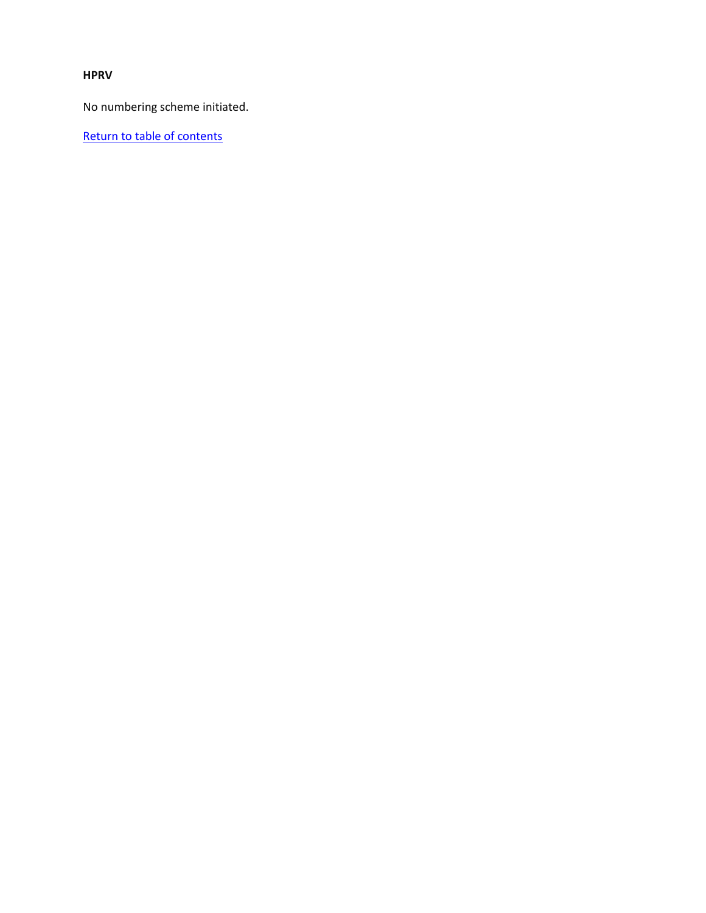**HPRV**

No numbering scheme initiated.

Return to table of contents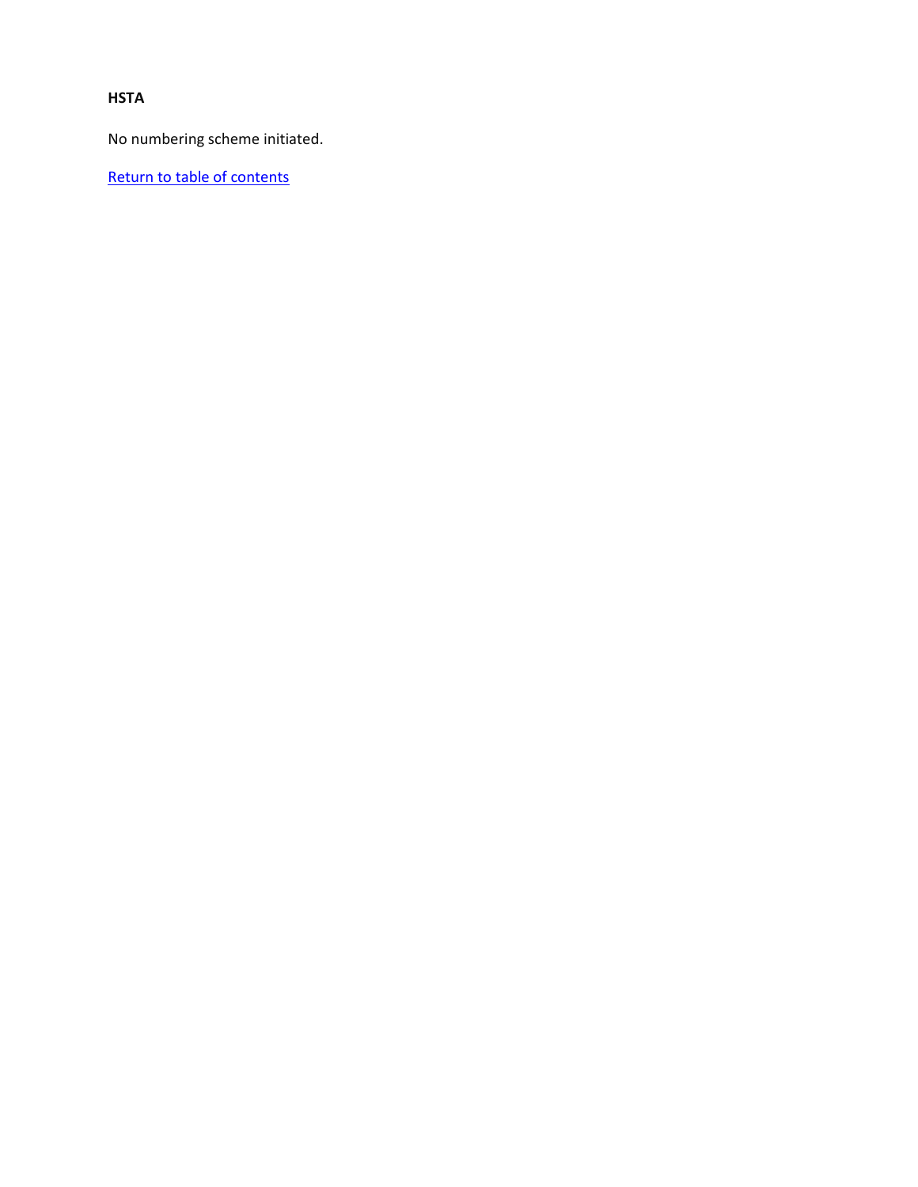**HSTA**

No numbering scheme initiated.

Return to table of contents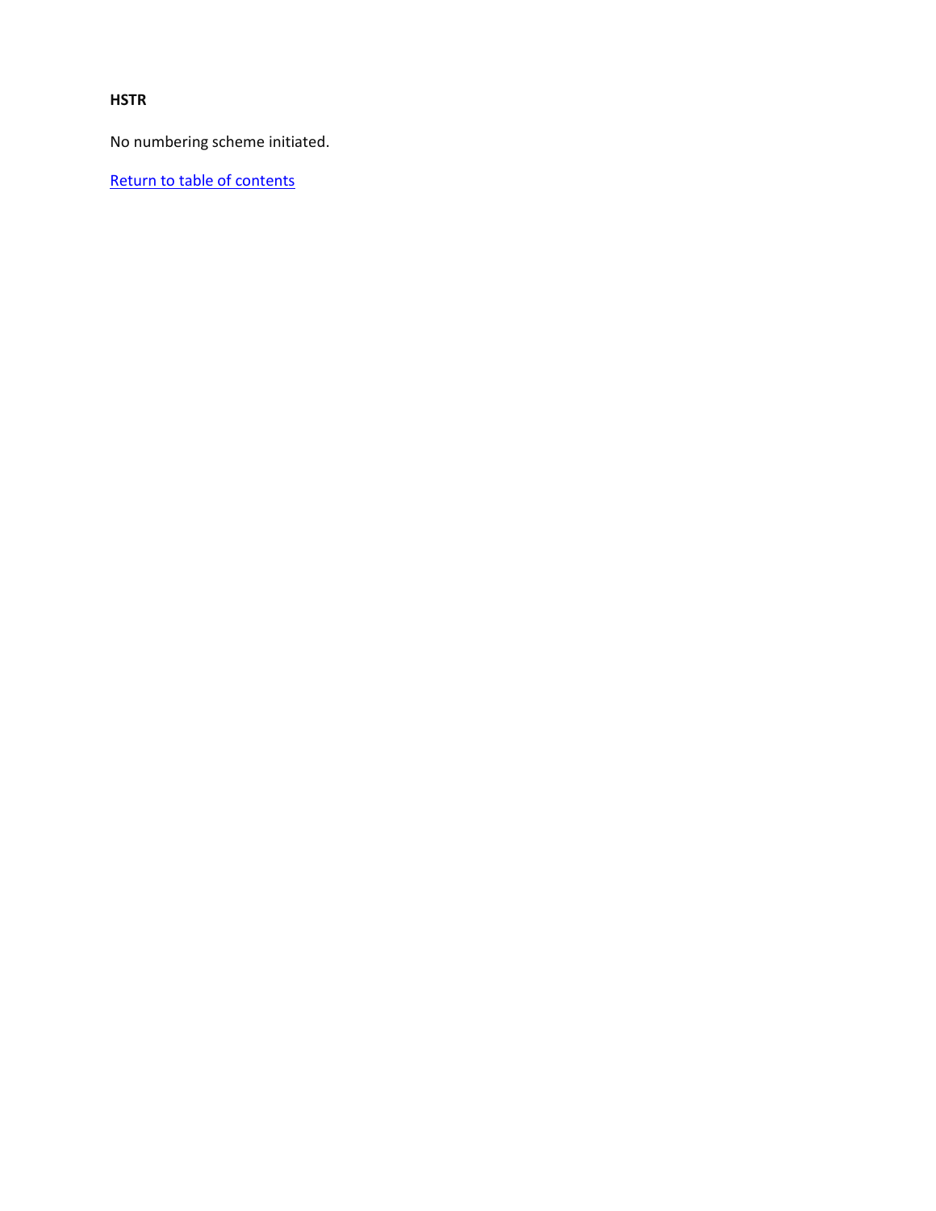**HSTR**

No numbering scheme initiated.

Return to table of contents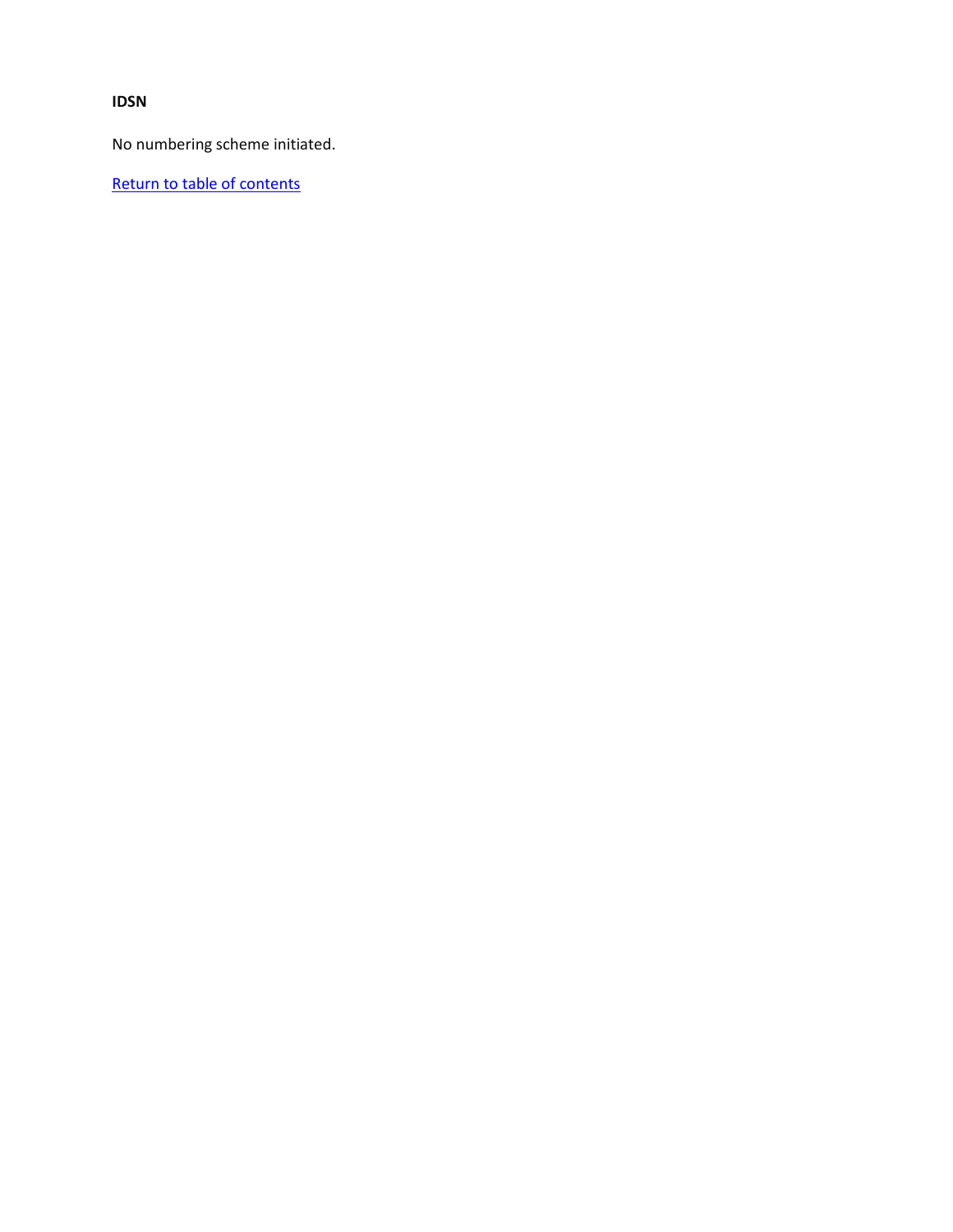**IDSN**

No numbering scheme initiated.

Return to table of contents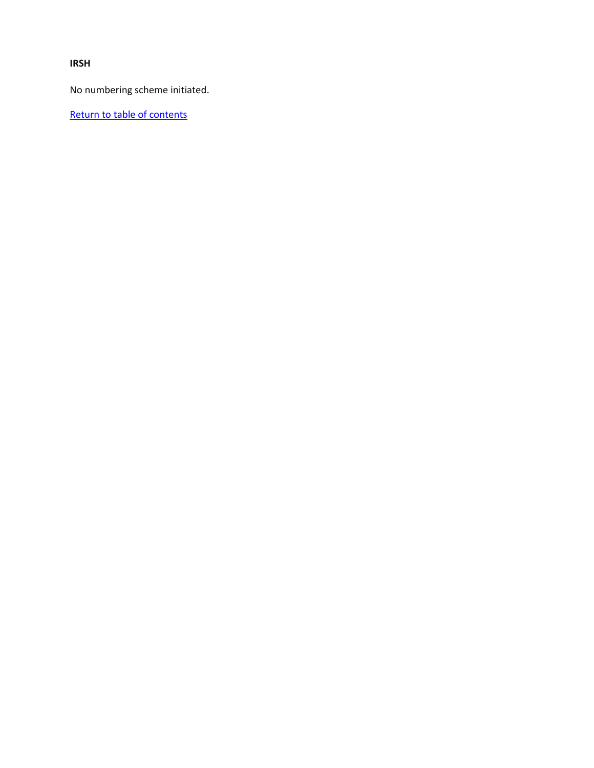**IRSH**

No numbering scheme initiated.

Return to table of contents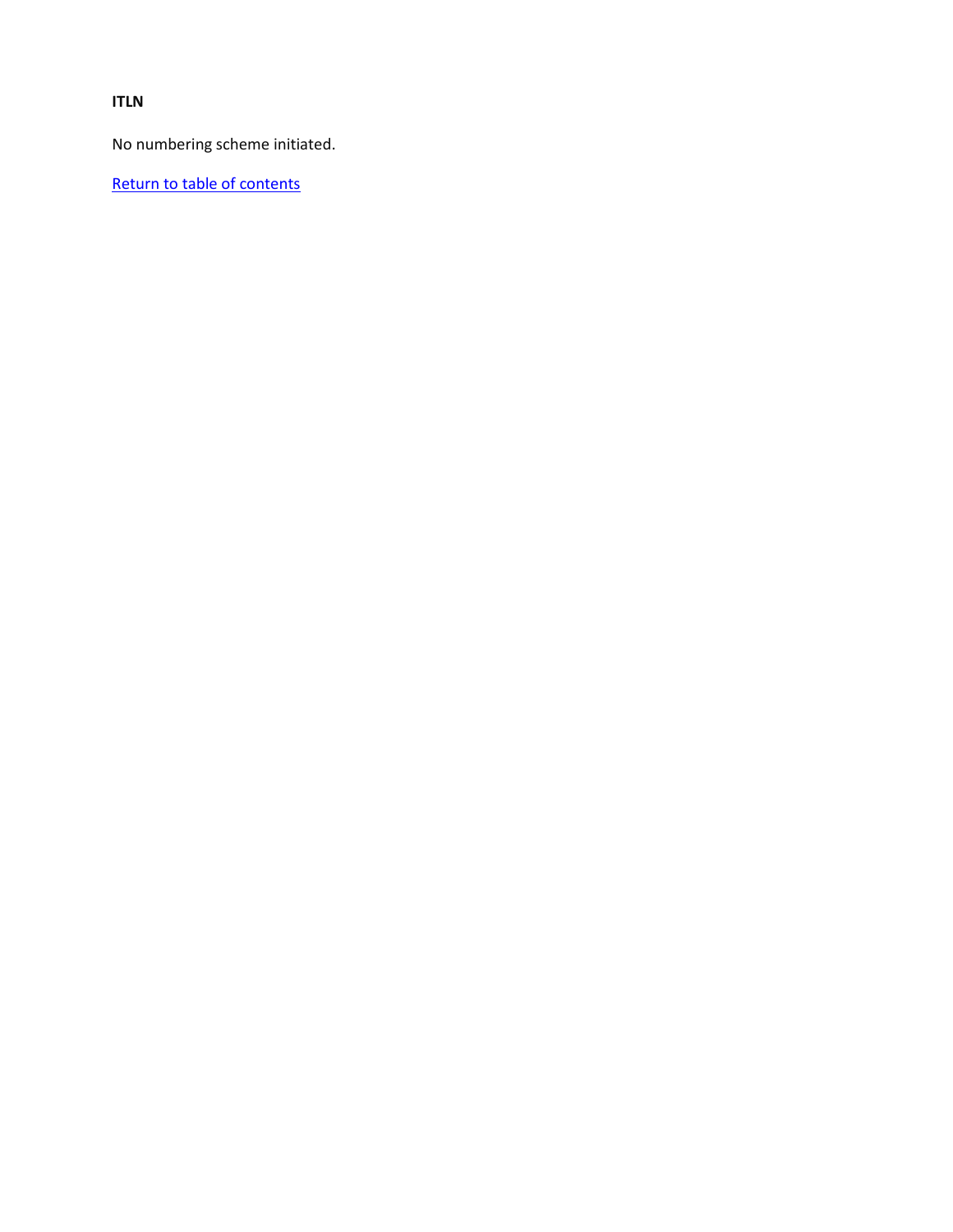**ITLN**

No numbering scheme initiated.

Return to table of contents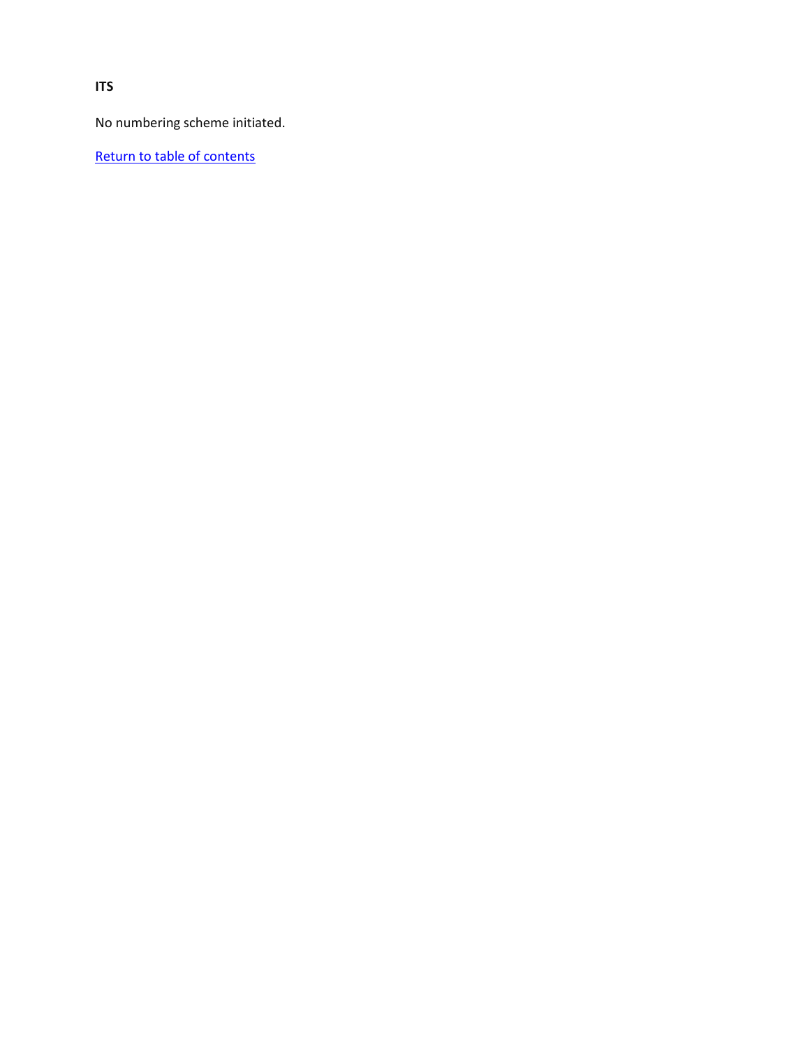**ITS**

No numbering scheme initiated.

Return to table of contents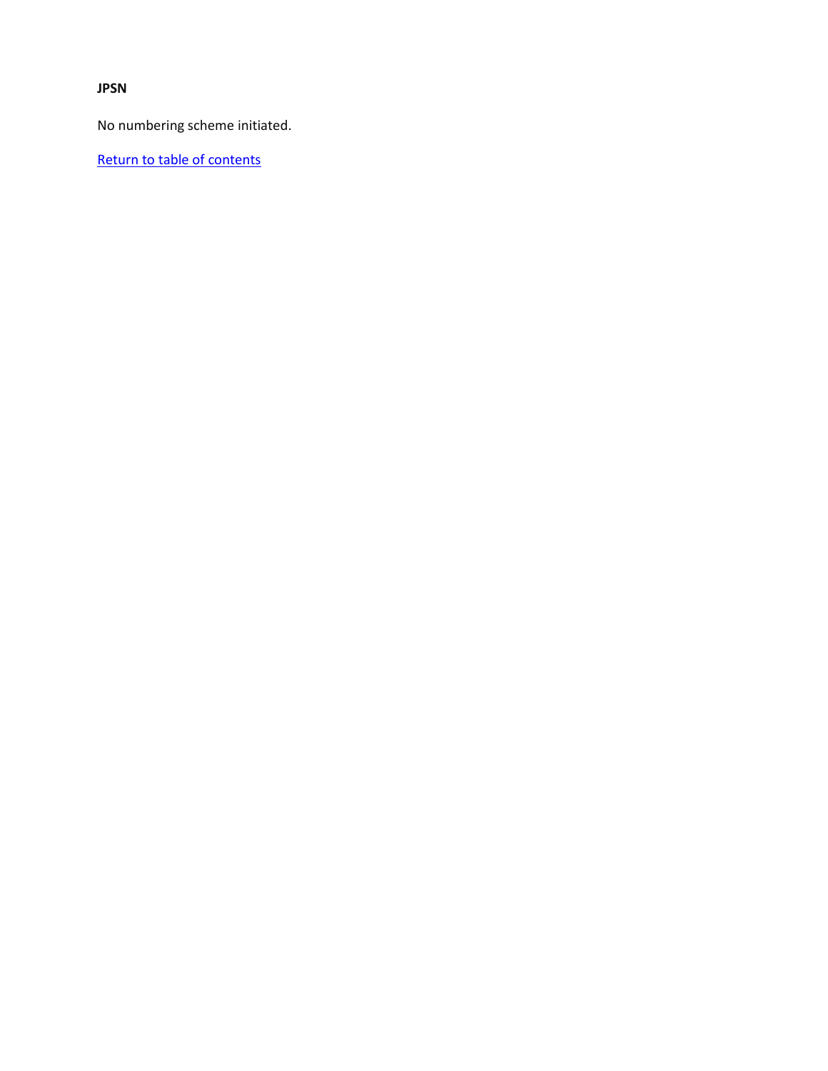**JPSN**

No numbering scheme initiated.

Return to table of contents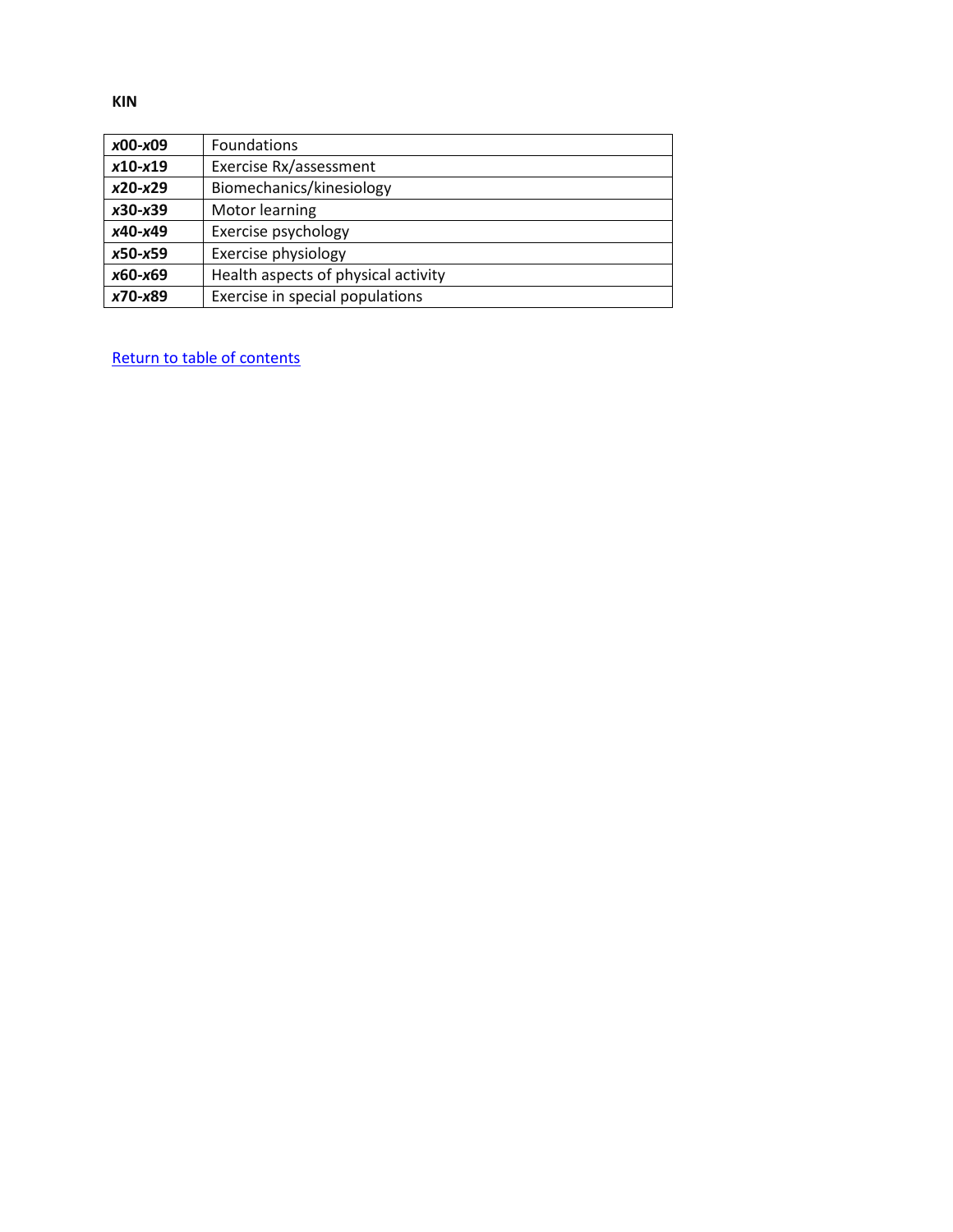**KIN**

| | |
|---|---|
| ***x*00-*x*09** | Foundations |
| ***x*10-*x*19** | Exercise Rx/assessment |
| ***x*20-*x*29** | Biomechanics/kinesiology |
| ***x*30-*x*39** | Motor learning |
| ***x*40-*x*49** | Exercise psychology |
| ***x*50-*x*59** | Exercise physiology |
| ***x*60-*x*69** | Health aspects of physical activity |
| ***x*70-*x*89** | Exercise in special populations |

Return to table of contents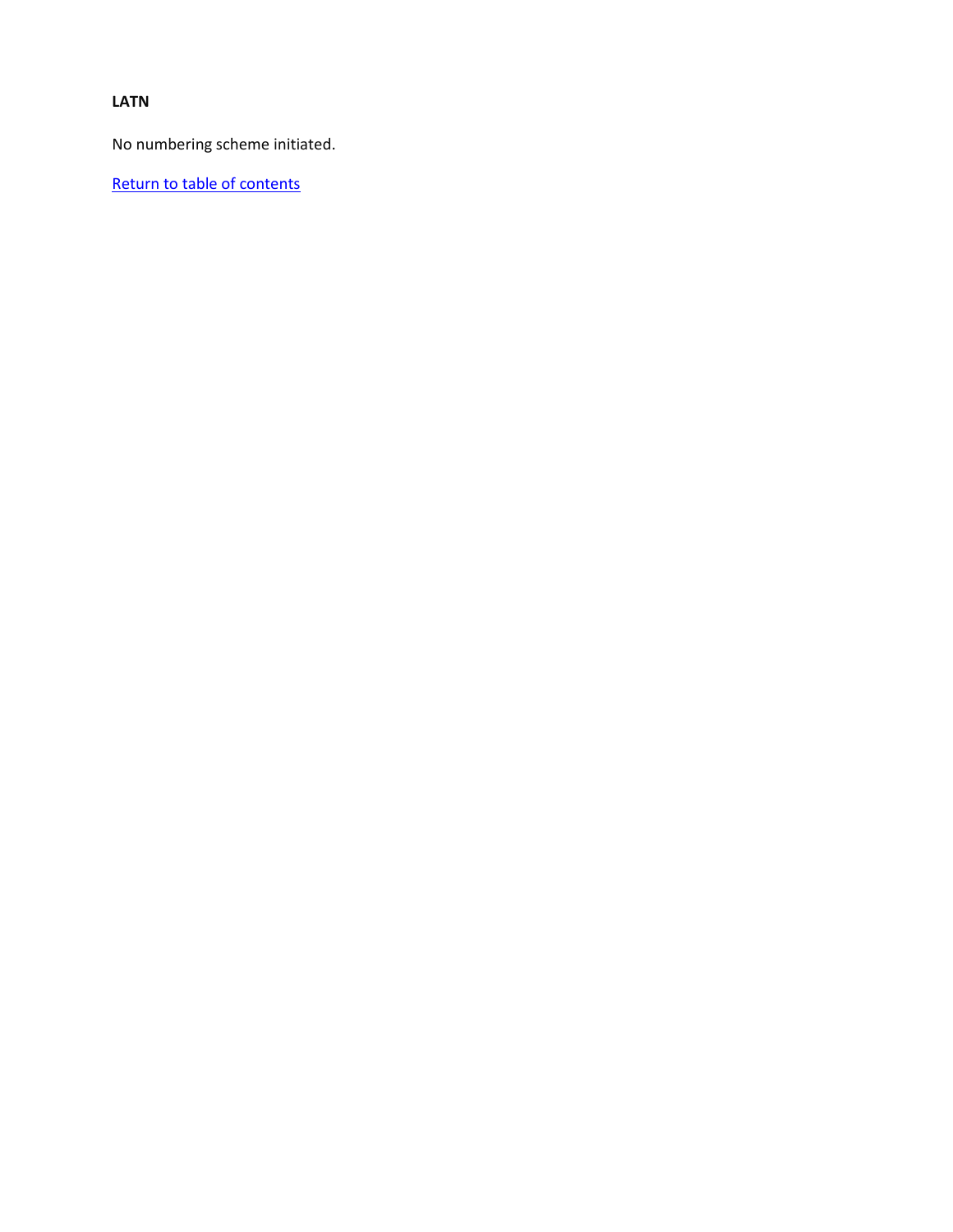**LATN**

No numbering scheme initiated.

Return to table of contents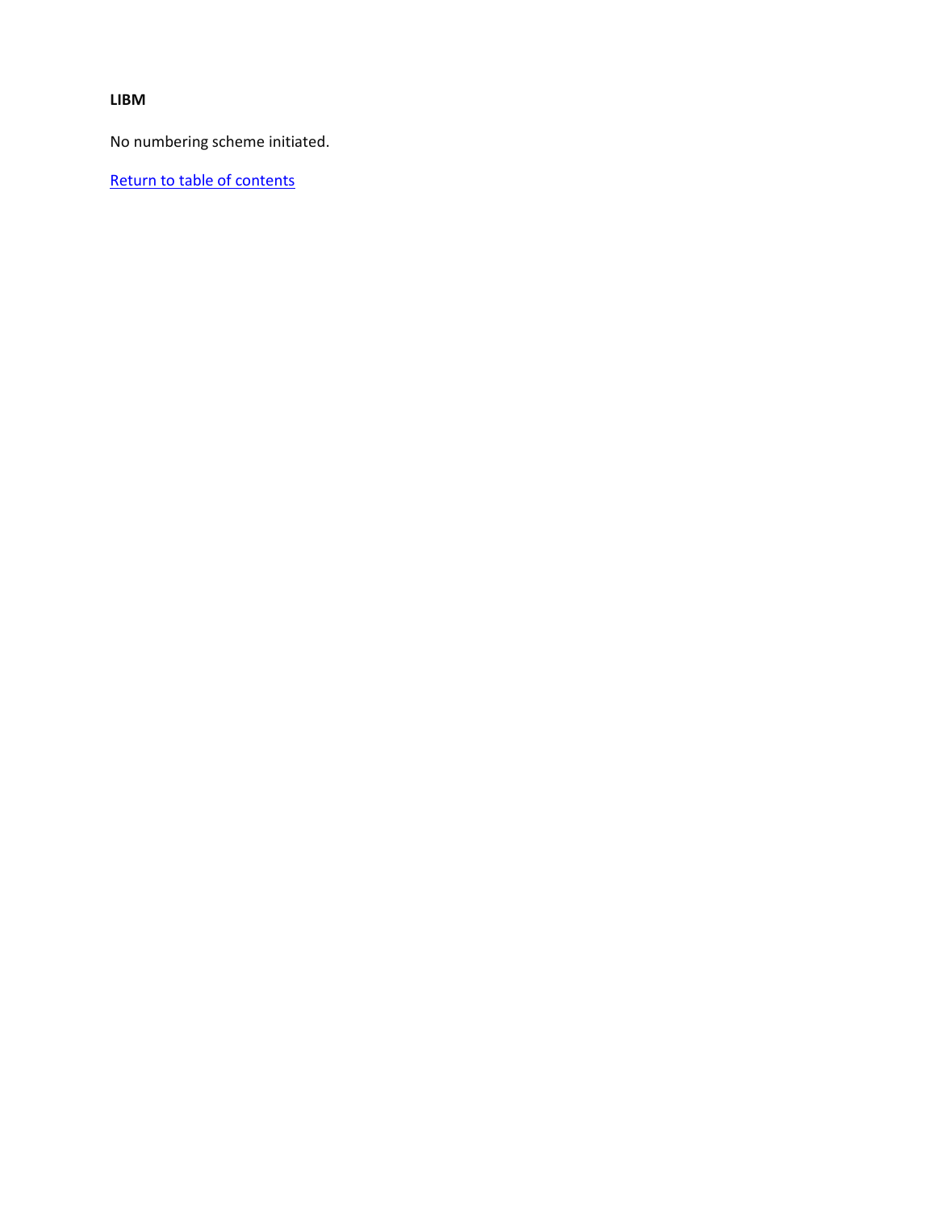**LIBM**

No numbering scheme initiated.

Return to table of contents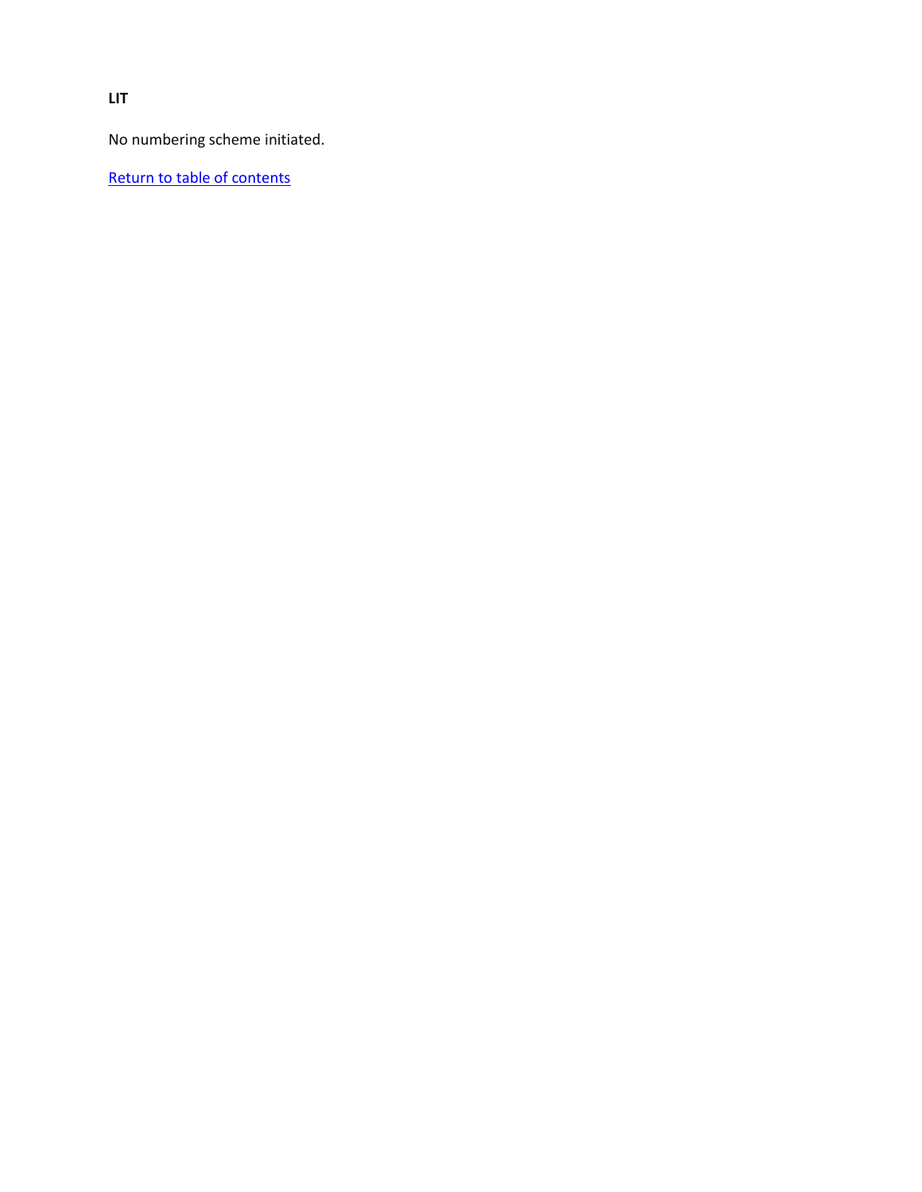**LIT**

No numbering scheme initiated.

Return to table of contents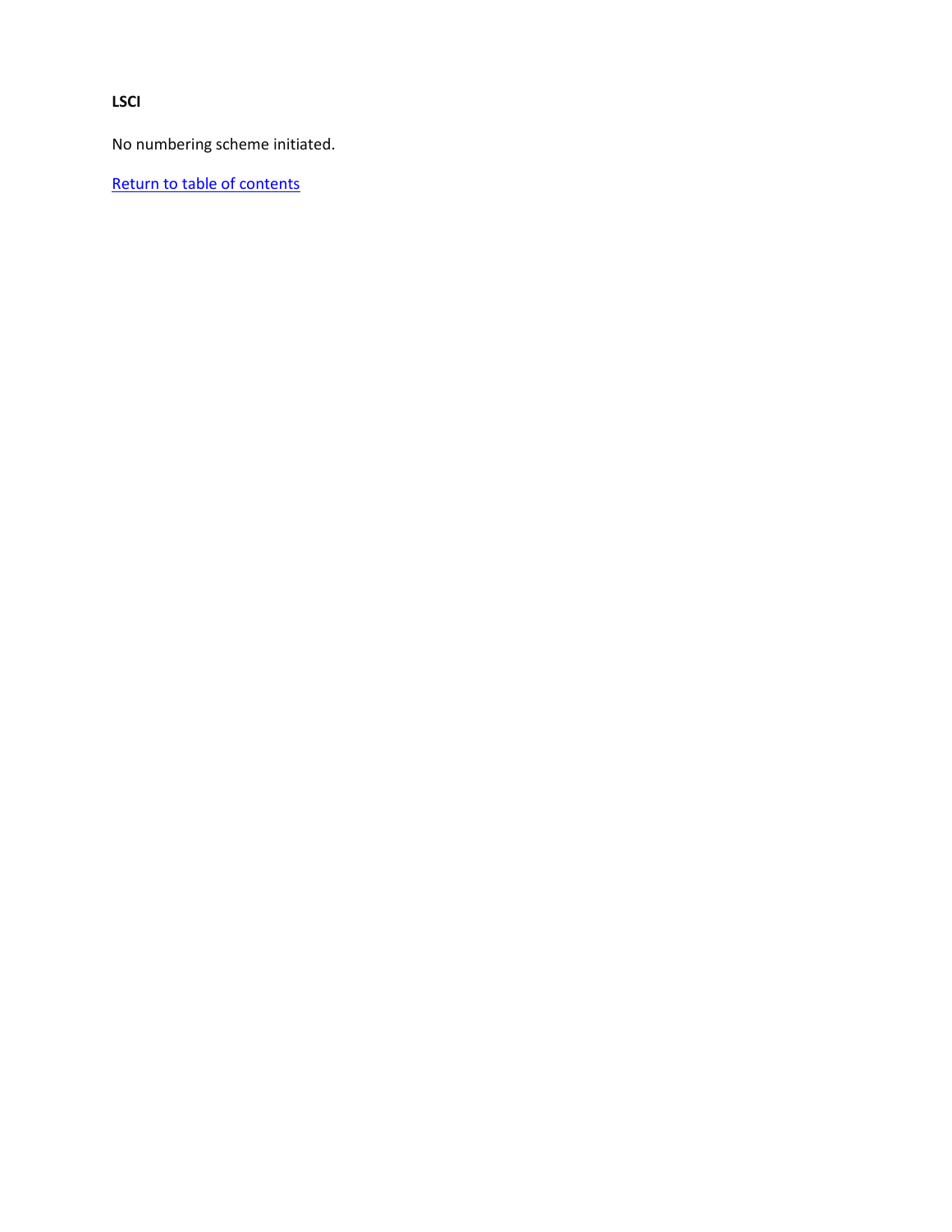**LSCI**

No numbering scheme initiated.

Return to table of contents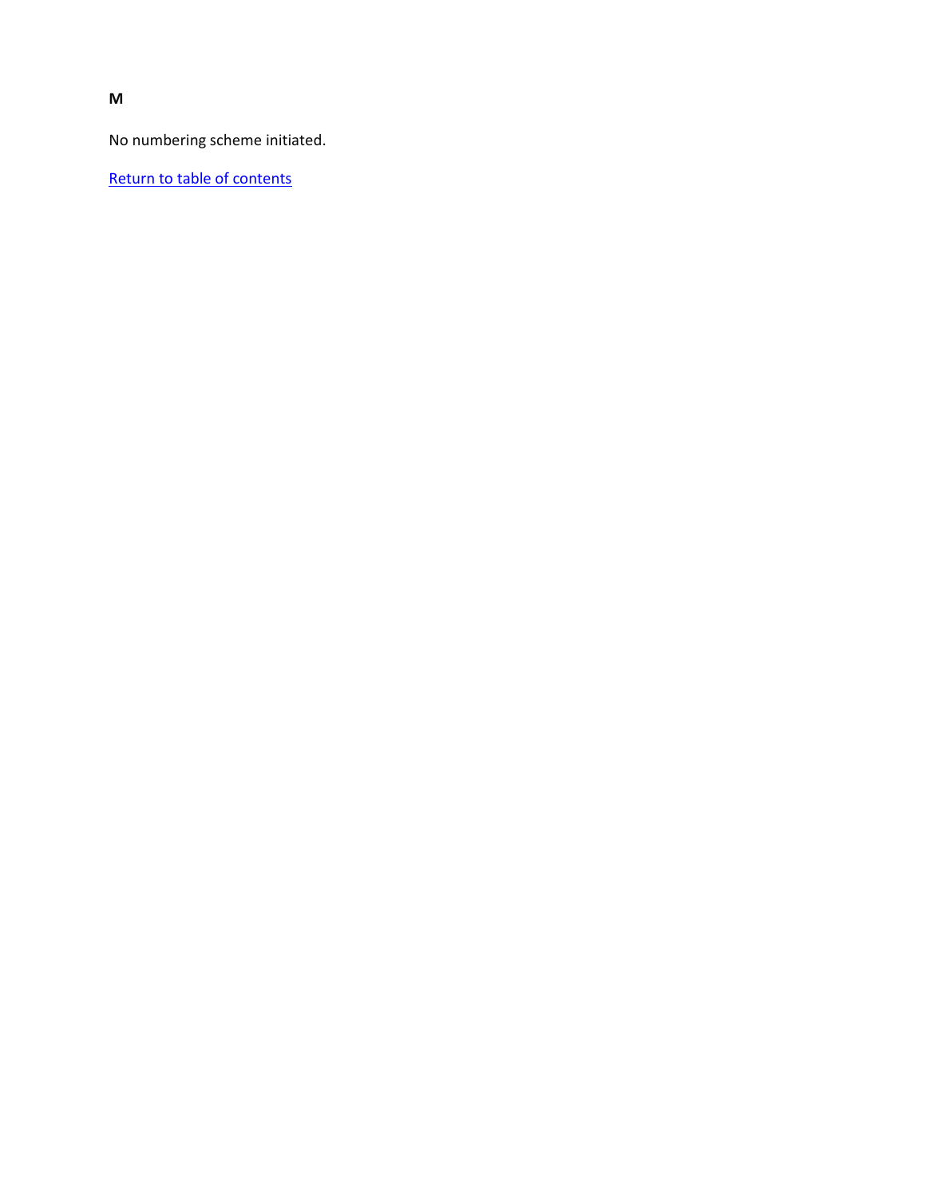**M**

No numbering scheme initiated.

Return to table of contents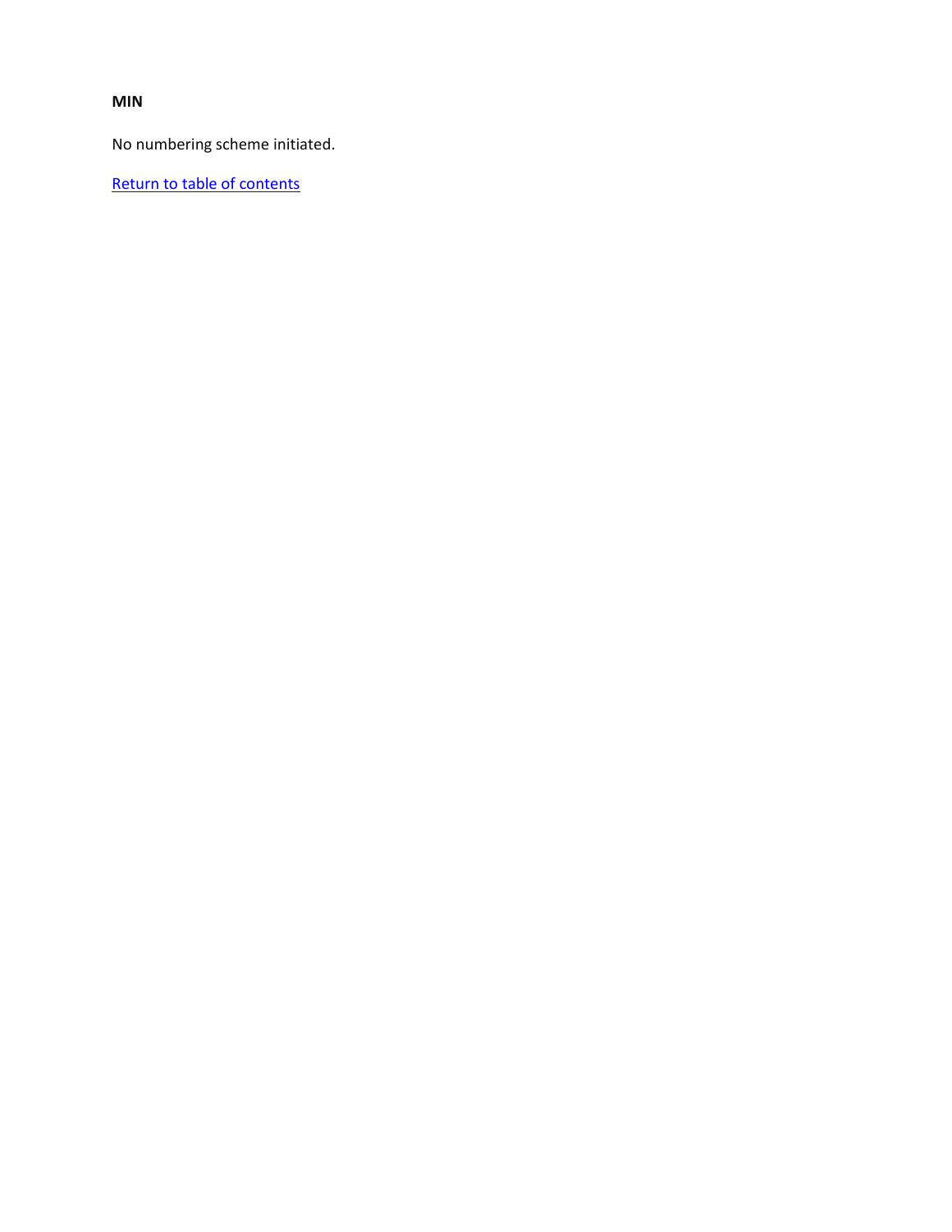**MIN**

No numbering scheme initiated.

Return to table of contents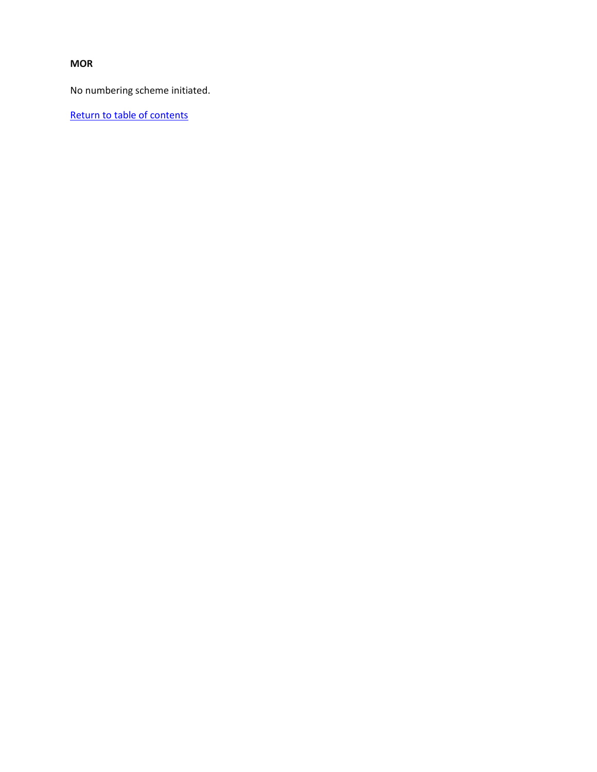**MOR**

No numbering scheme initiated.

Return to table of contents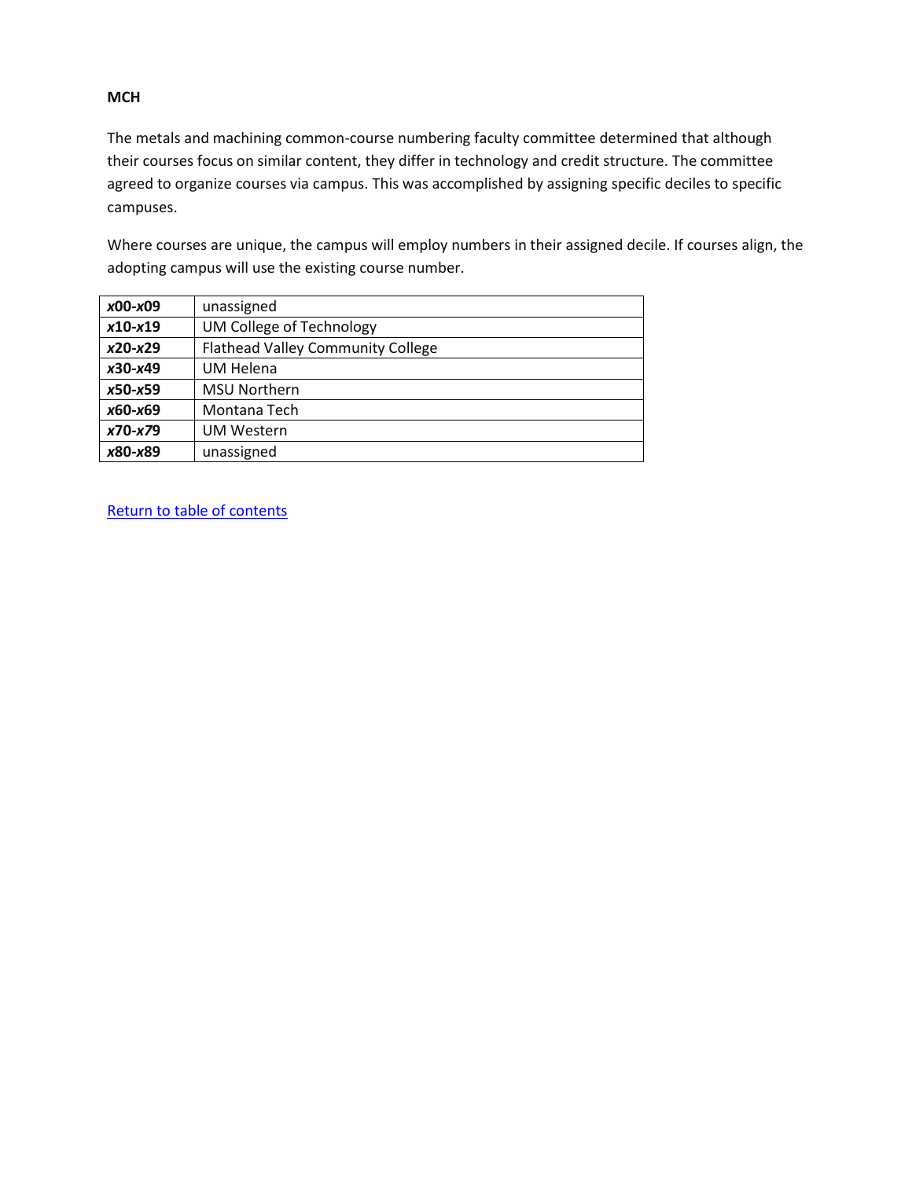**MCH**

The metals and machining common-course numbering faculty committee determined that although their courses focus on similar content, they differ in technology and credit structure. The committee agreed to organize courses via campus. This was accomplished by assigning specific deciles to specific campuses.

Where courses are unique, the campus will employ numbers in their assigned decile. If courses align, the adopting campus will use the existing course number.

| | |
|---|---|
| ***x*00-*x*09** | unassigned |
| ***x*10-*x*19** | UM College of Technology |
| ***x*20-*x*29** | Flathead Valley Community College |
| ***x*30-*x*49** | UM Helena |
| ***x*50-*x*59** | MSU Northern |
| ***x*60-*x*69** | Montana Tech |
| ***x*70-*x*79** | UM Western |
| ***x*80-*x*89** | unassigned |

Return to table of contents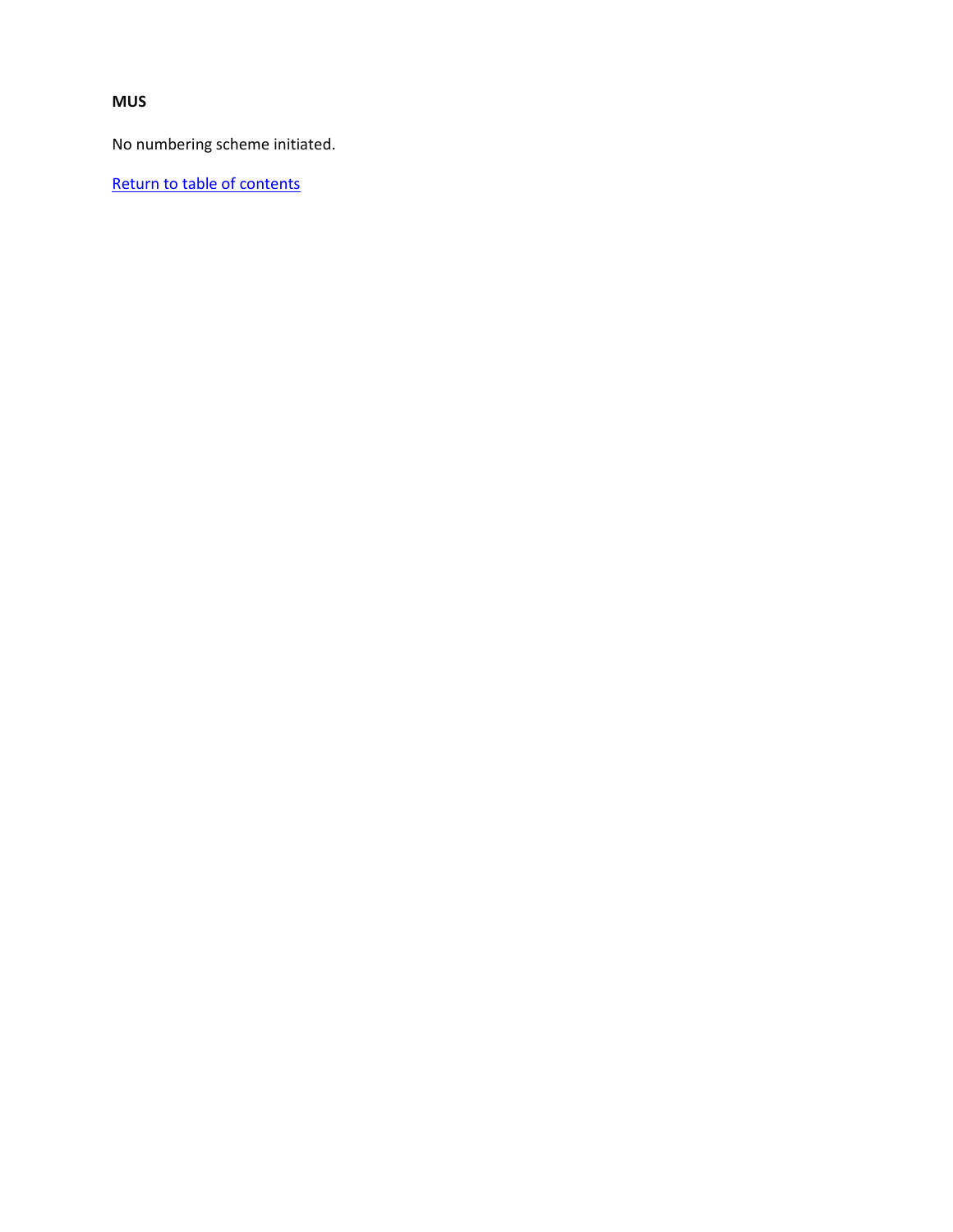**MUS**

No numbering scheme initiated.

[Return to table of contents]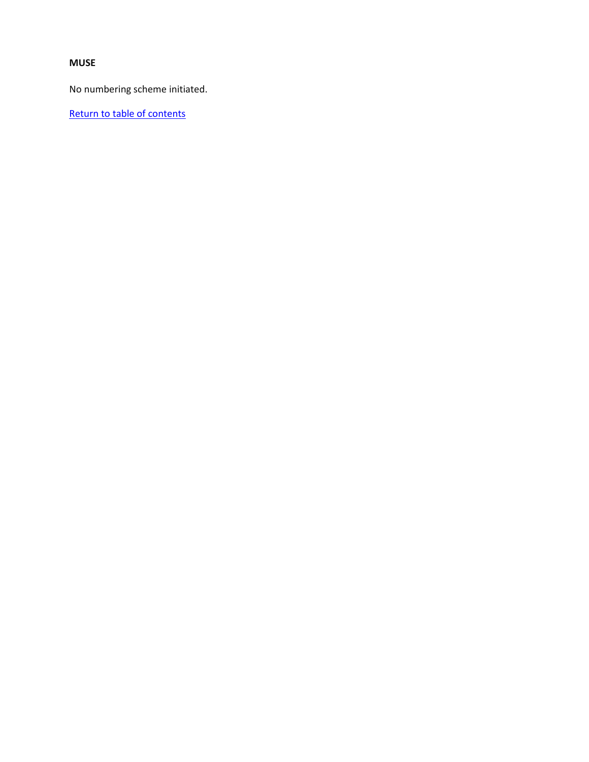**MUSE**

No numbering scheme initiated.

Return to table of contents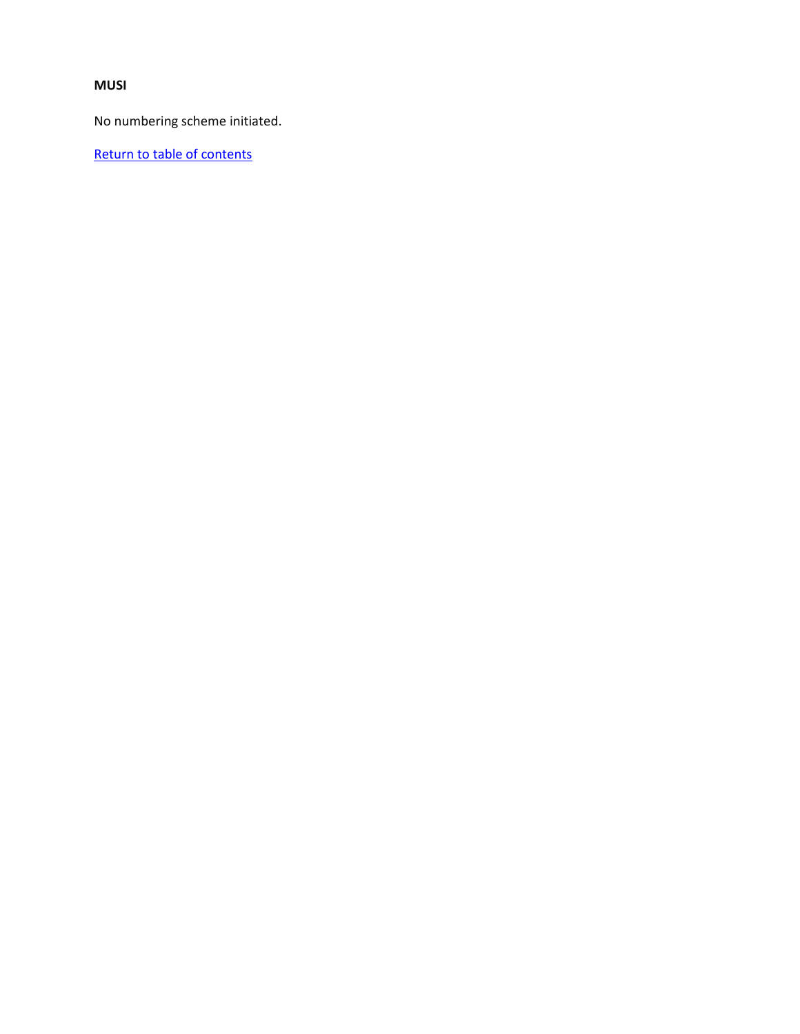**MUSI**

No numbering scheme initiated.

Return to table of contents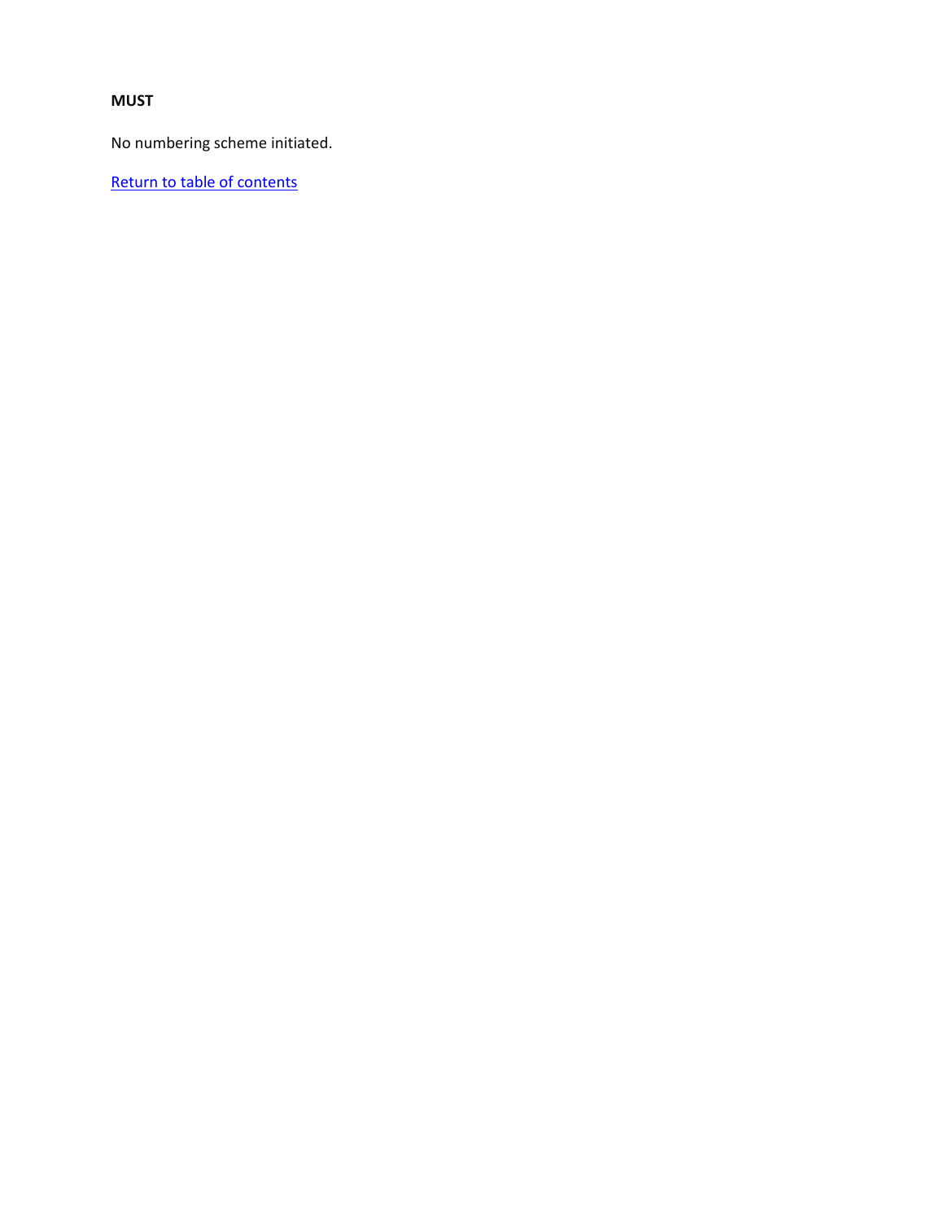**MUST**

No numbering scheme initiated.

Return to table of contents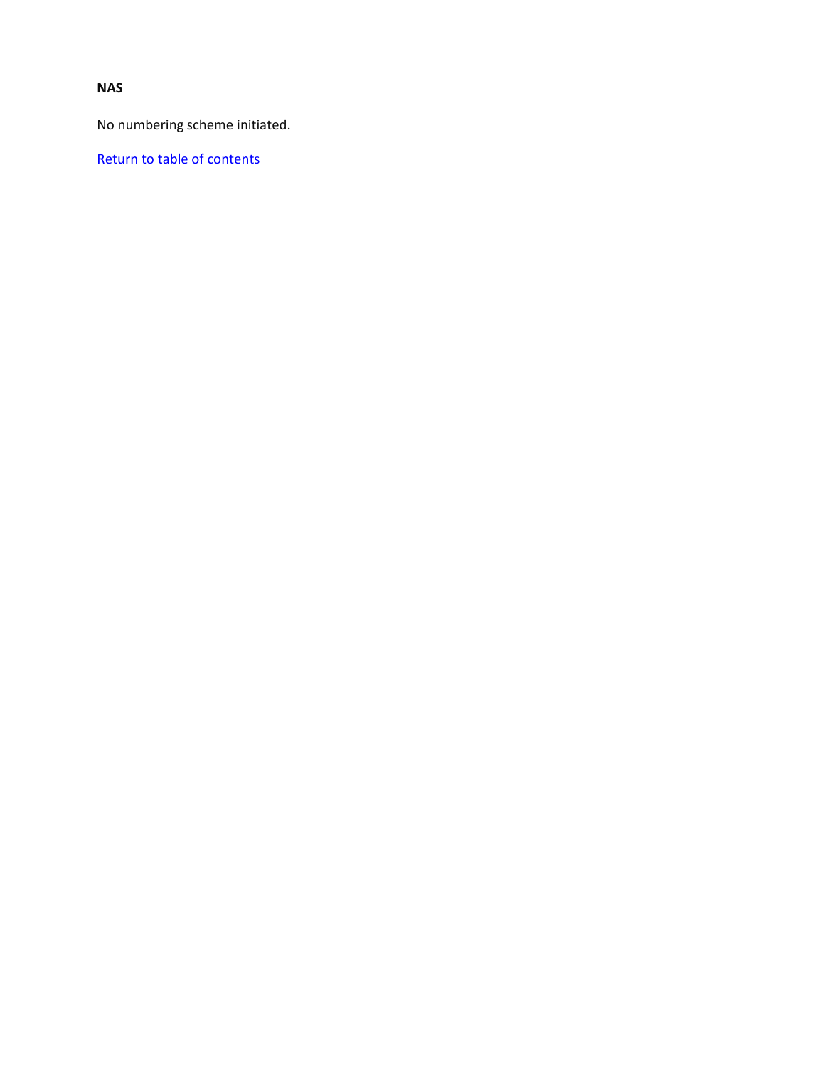**NAS**

No numbering scheme initiated.

Return to table of contents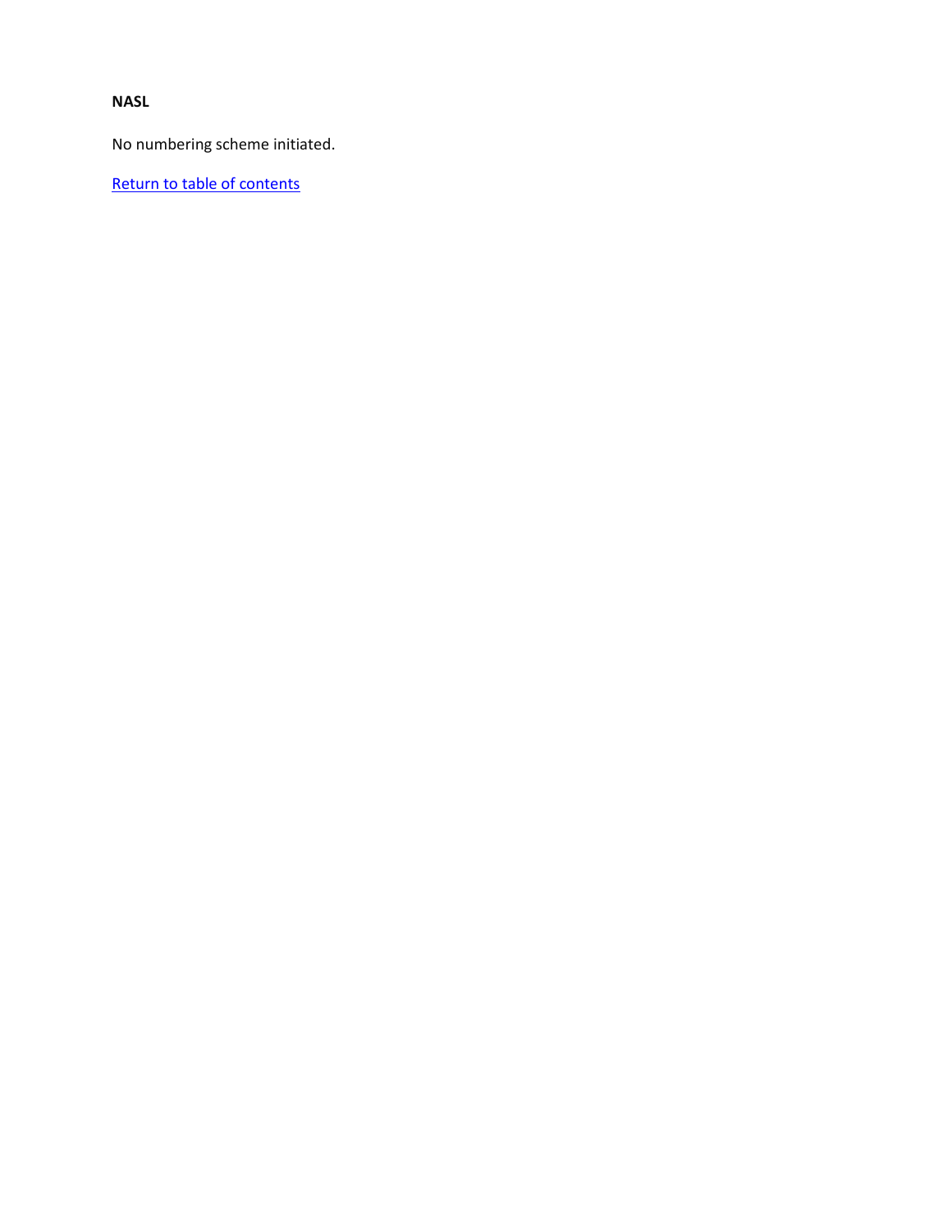**NASL**

No numbering scheme initiated.

Return to table of contents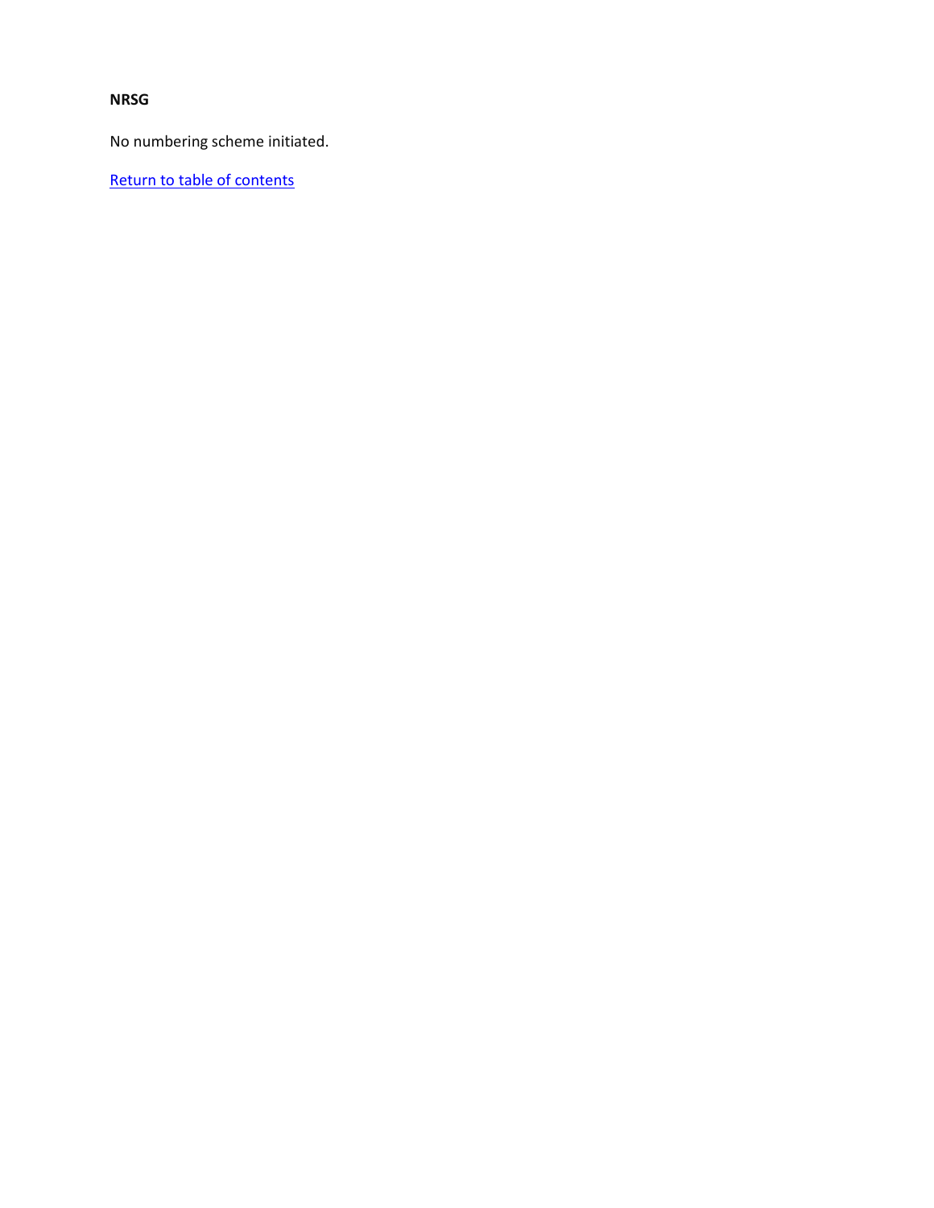**NRSG**

No numbering scheme initiated.

Return to table of contents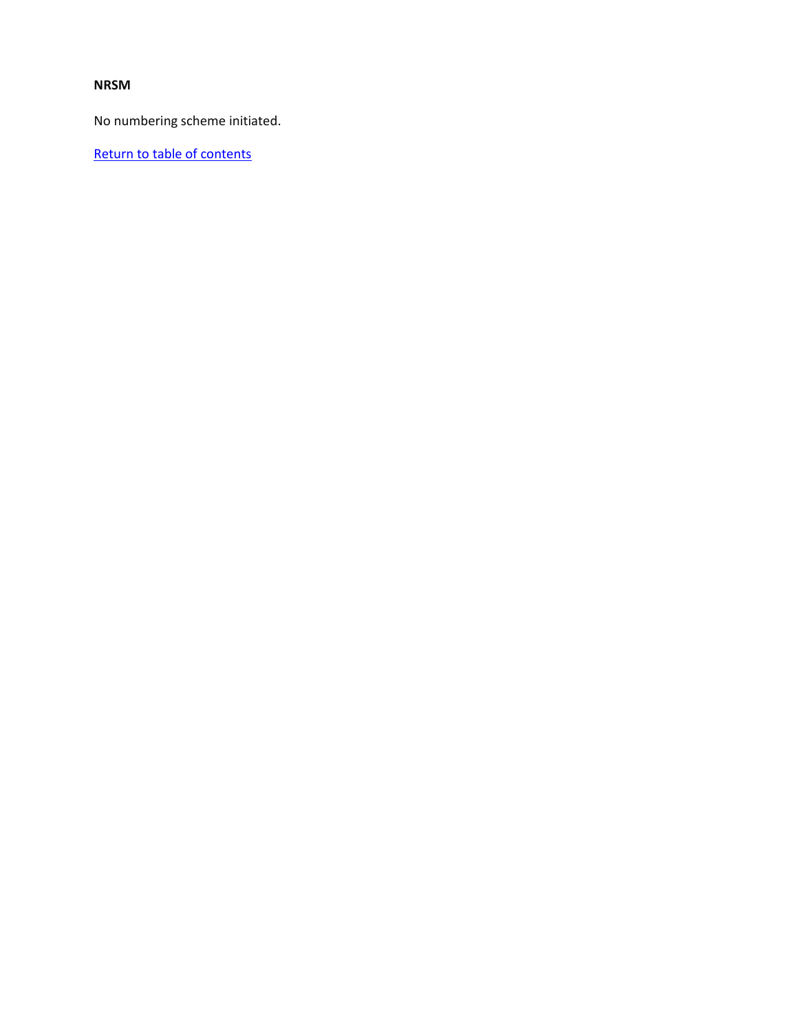**NRSM**

No numbering scheme initiated.

Return to table of contents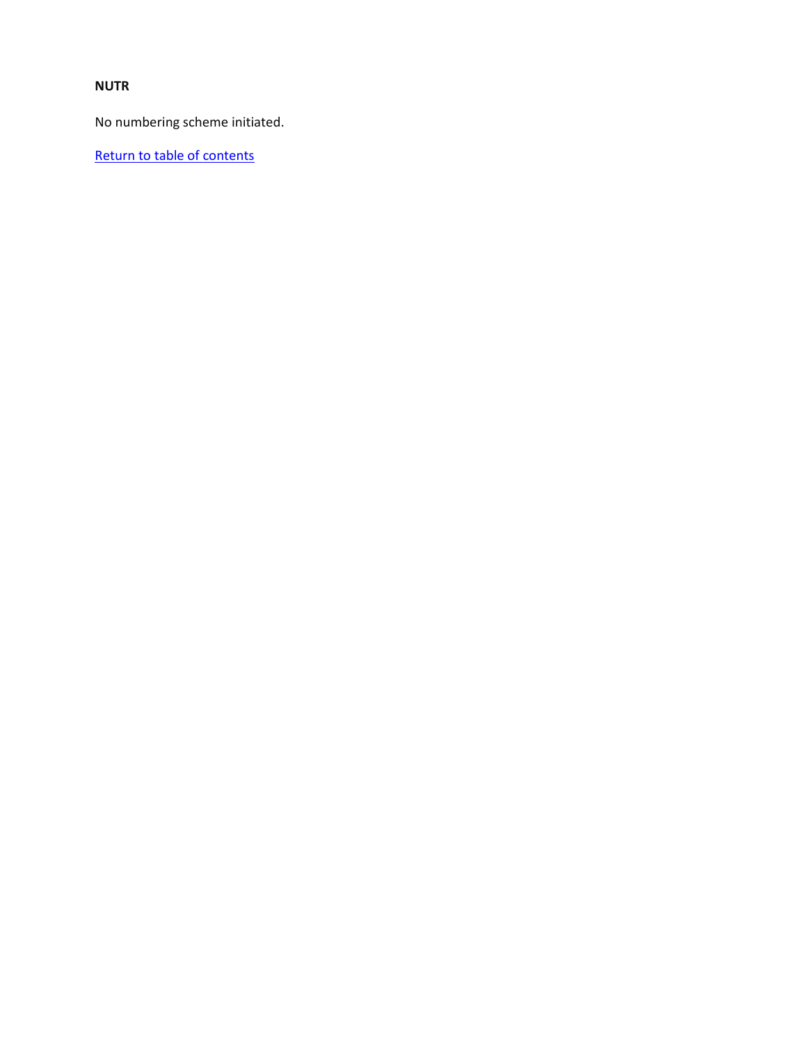**NUTR**

No numbering scheme initiated.

Return to table of contents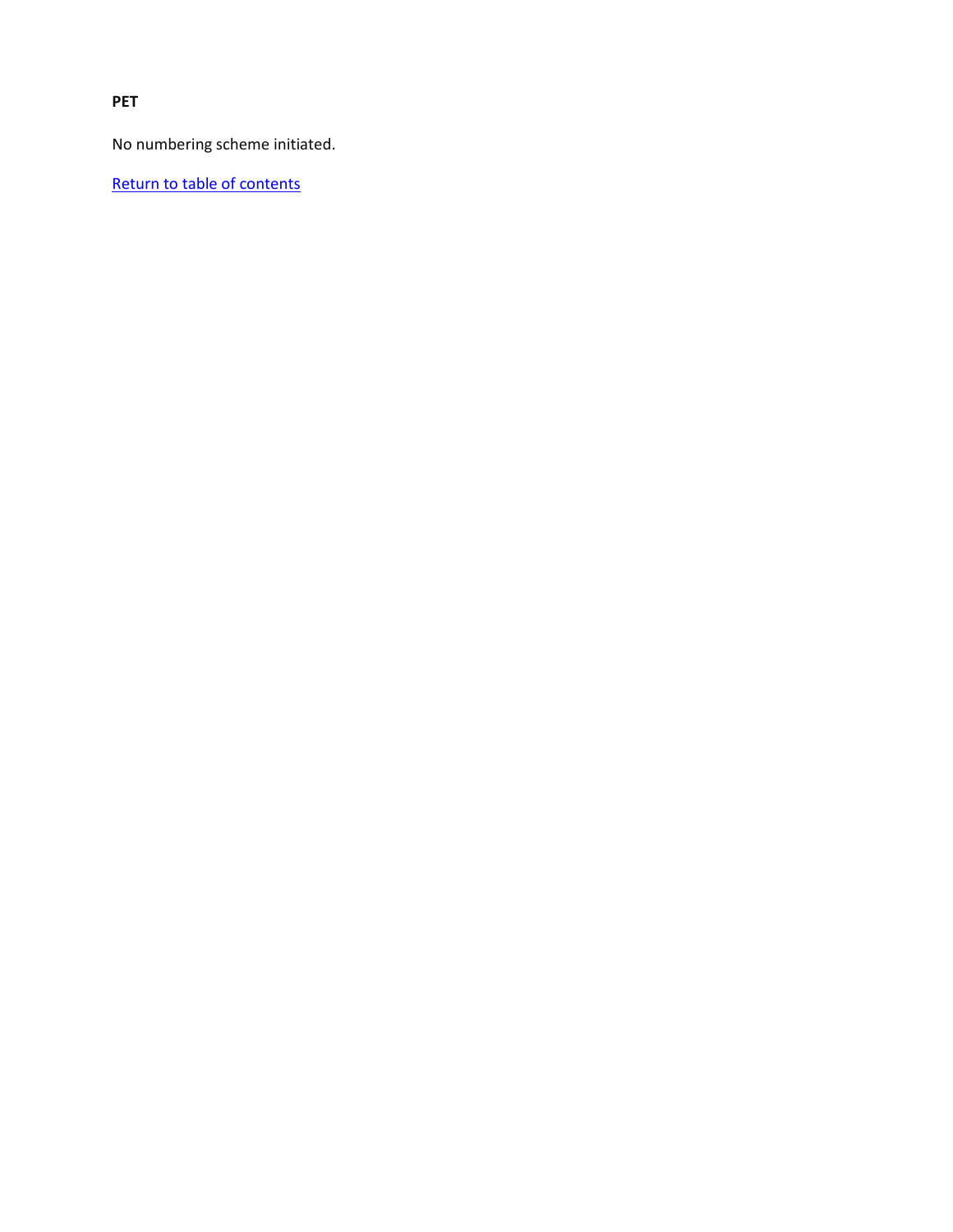**PET**

No numbering scheme initiated.

Return to table of contents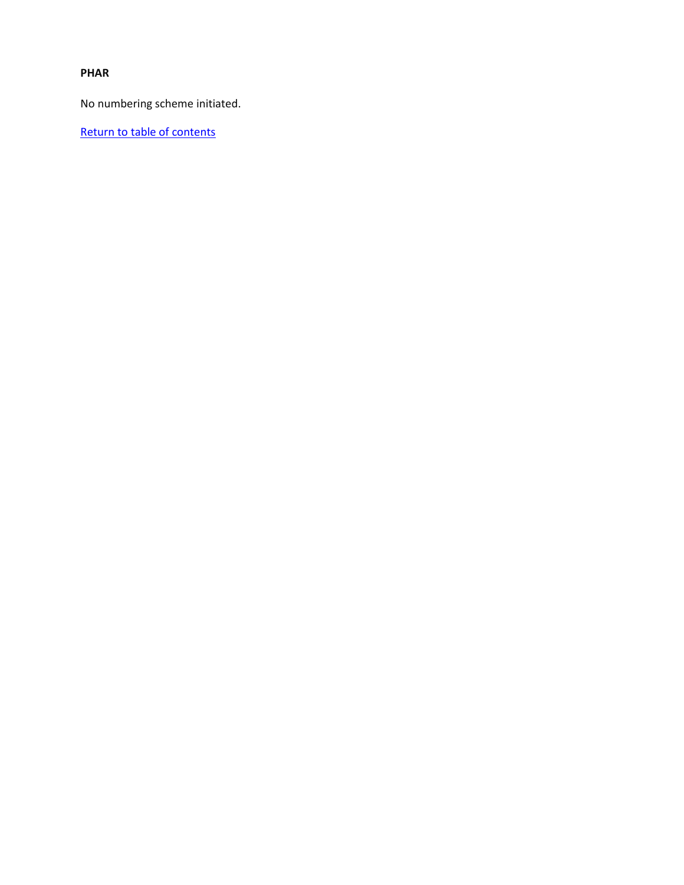**PHAR**

No numbering scheme initiated.

Return to table of contents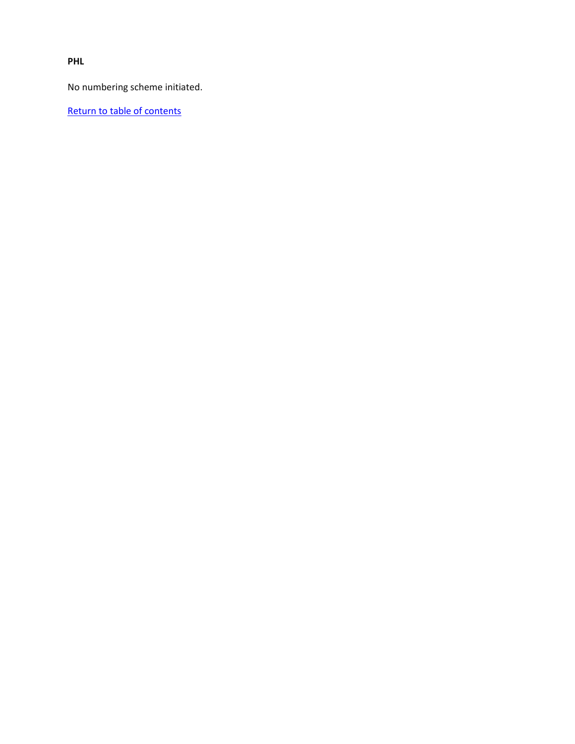**PHL**

No numbering scheme initiated.

Return to table of contents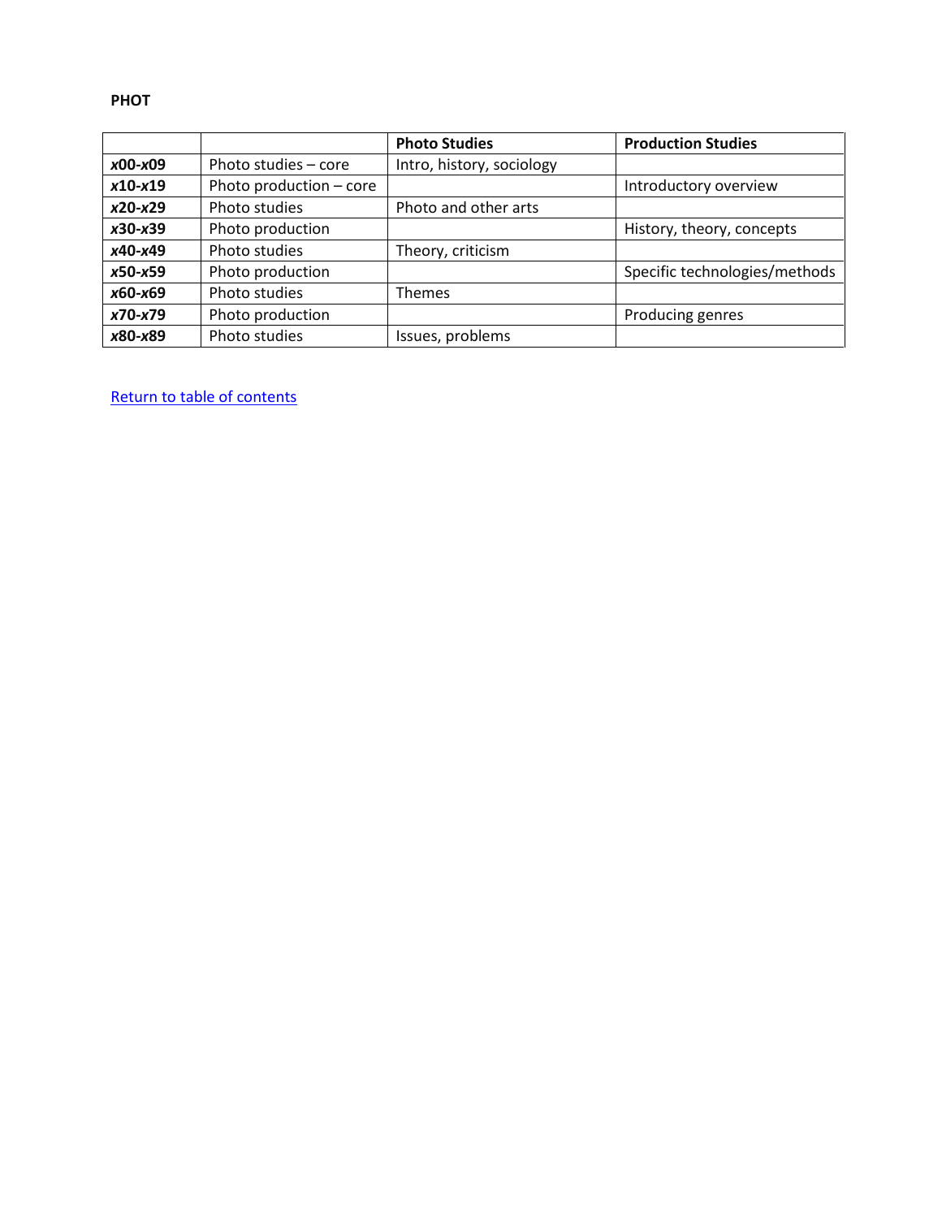**PHOT**

| | | Photo Studies | Production Studies |
|---|---|---|---|
| ***x*00-*x*09** | Photo studies – core | Intro, history, sociology | |
| ***x*10-*x*19** | Photo production – core | | Introductory overview |
| ***x*20-*x*29** | Photo studies | Photo and other arts | |
| ***x*30-*x*39** | Photo production | | History, theory, concepts |
| ***x*40-*x*49** | Photo studies | Theory, criticism | |
| ***x*50-*x*59** | Photo production | | Specific technologies/methods |
| ***x*60-*x*69** | Photo studies | Themes | |
| ***x*70-*x*79** | Photo production | | Producing genres |
| ***x*80-*x*89** | Photo studies | Issues, problems | |

Return to table of contents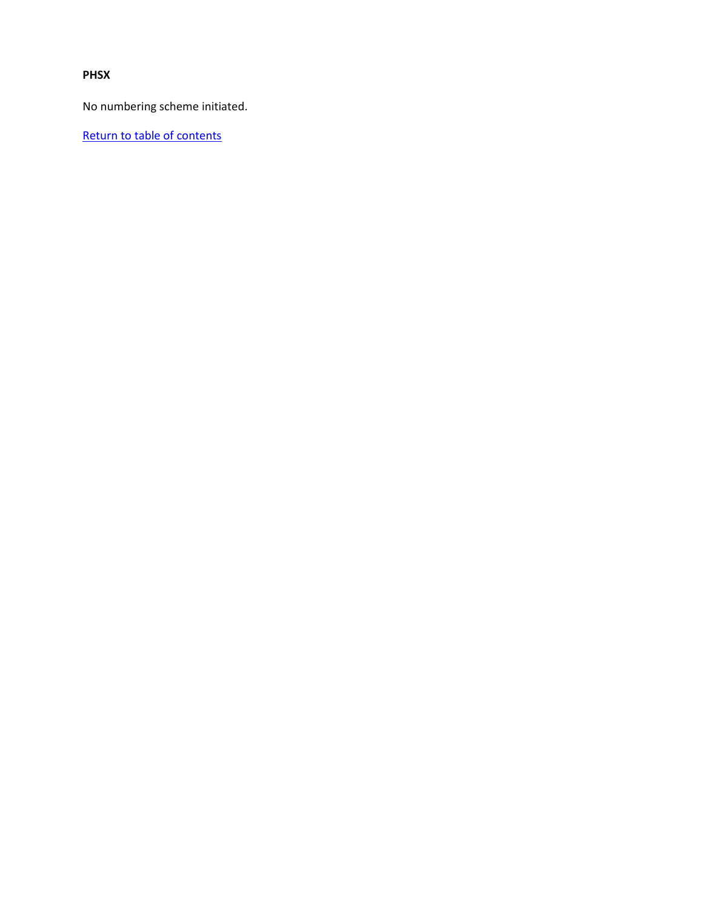**PHSX**

No numbering scheme initiated.

Return to table of contents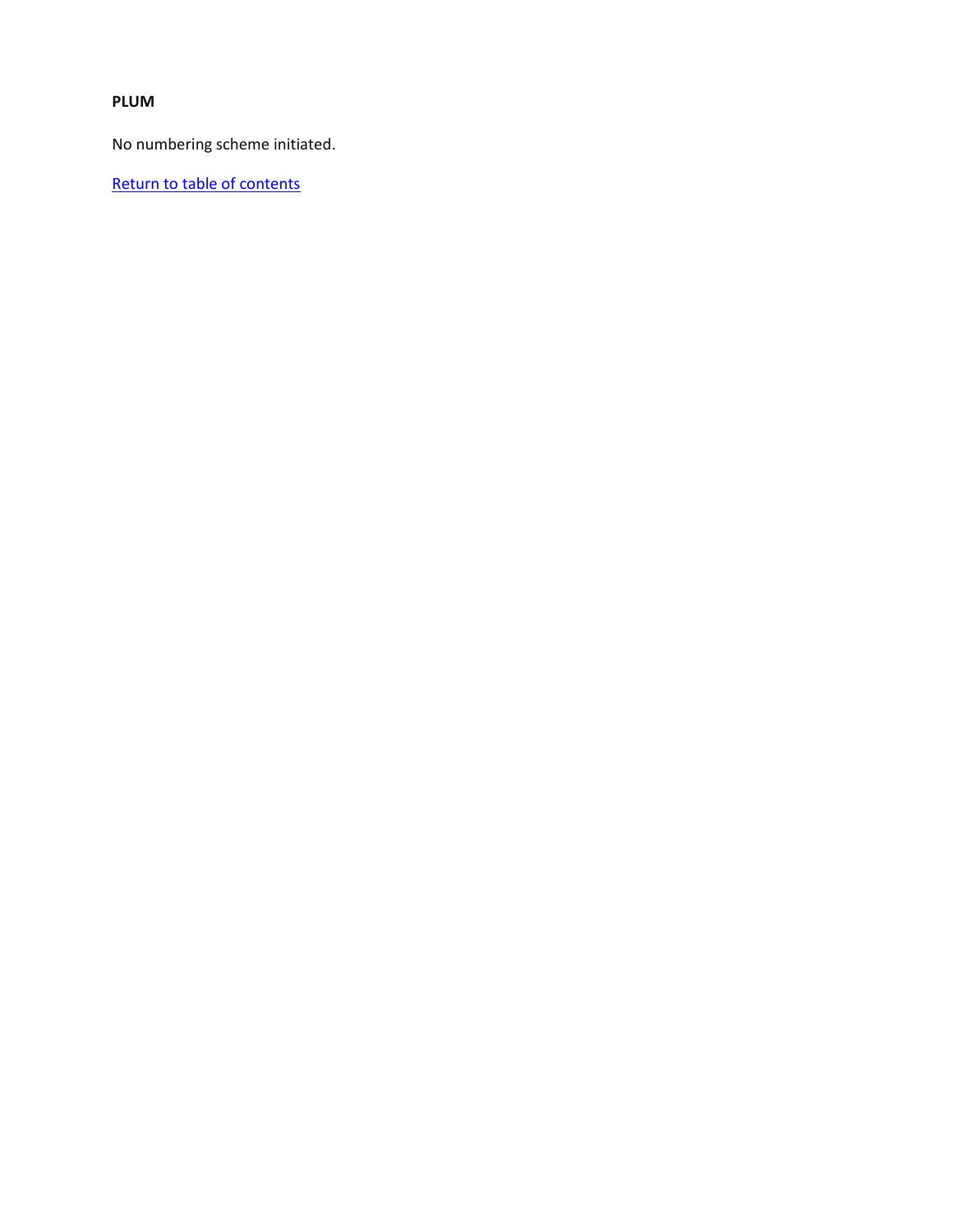**PLUM**

No numbering scheme initiated.

Return to table of contents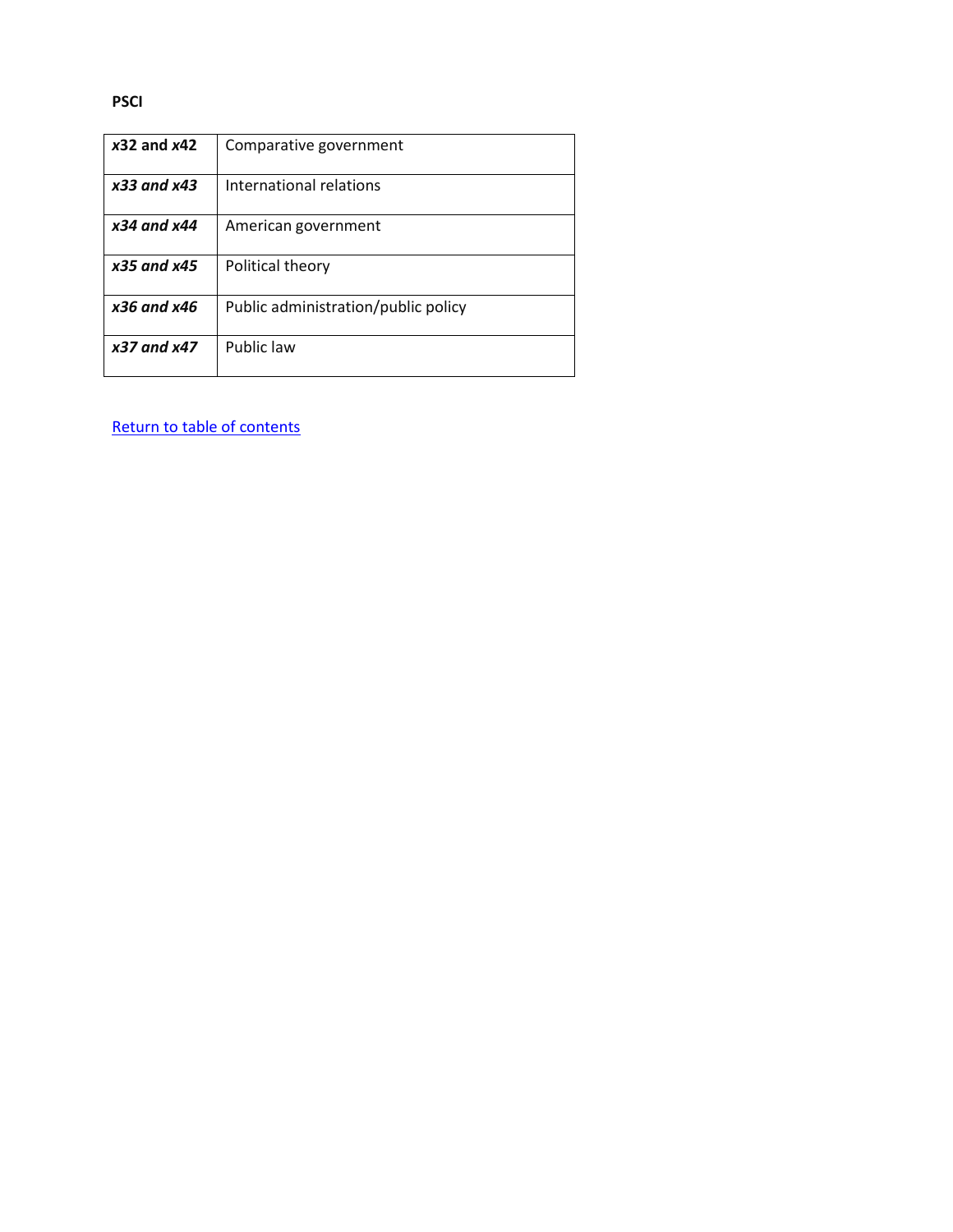**PSCI**

| | |
|---|---|
| ***x*32 and *x*42** | Comparative government |
| ***x33 and x43*** | International relations |
| ***x34 and x44*** | American government |
| ***x35 and x45*** | Political theory |
| ***x36 and x46*** | Public administration/public policy |
| ***x37 and x47*** | Public law |

[Return to table of contents]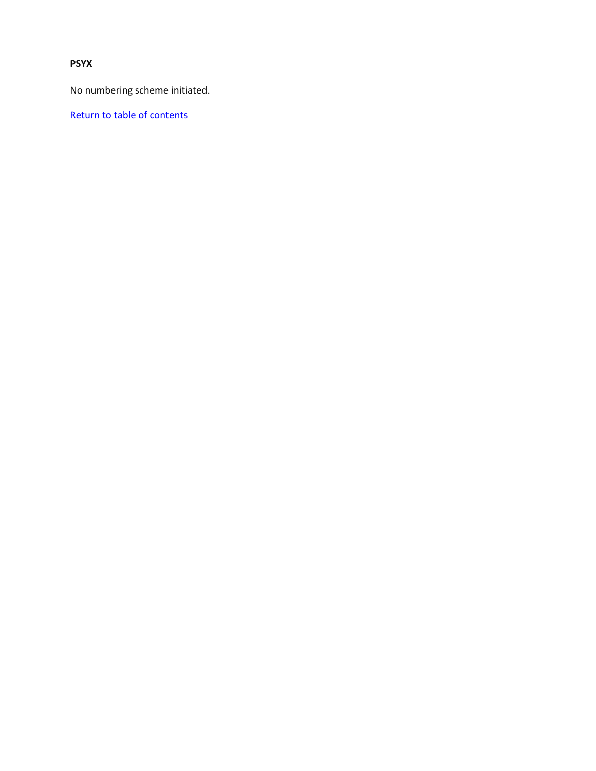**PSYX**

No numbering scheme initiated.

Return to table of contents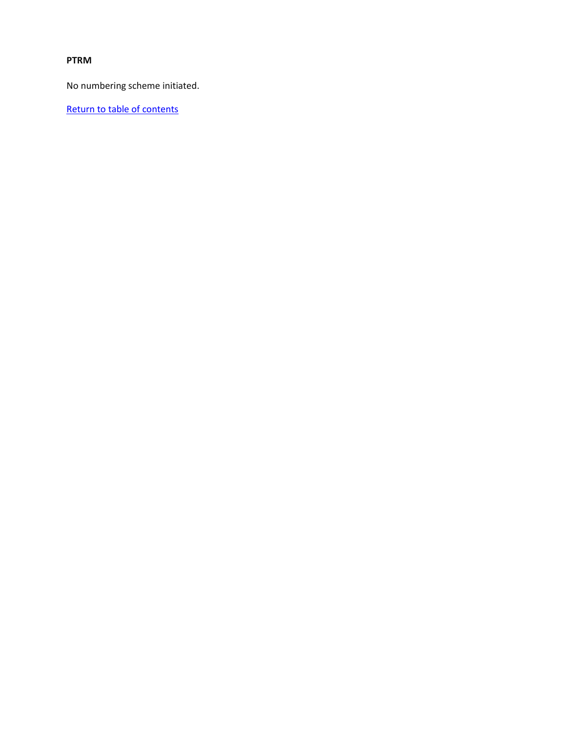**PTRM**

No numbering scheme initiated.

Return to table of contents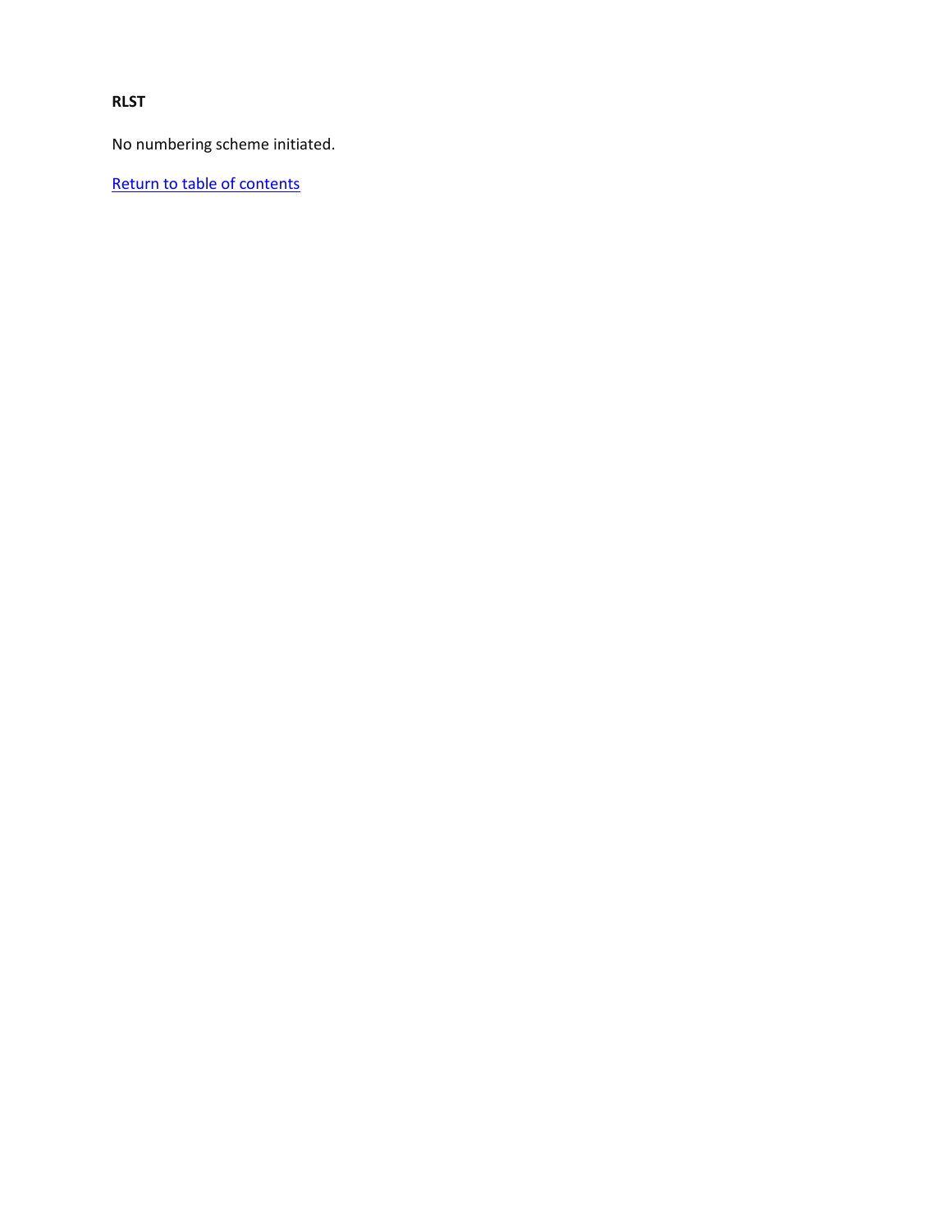**RLST**

No numbering scheme initiated.

Return to table of contents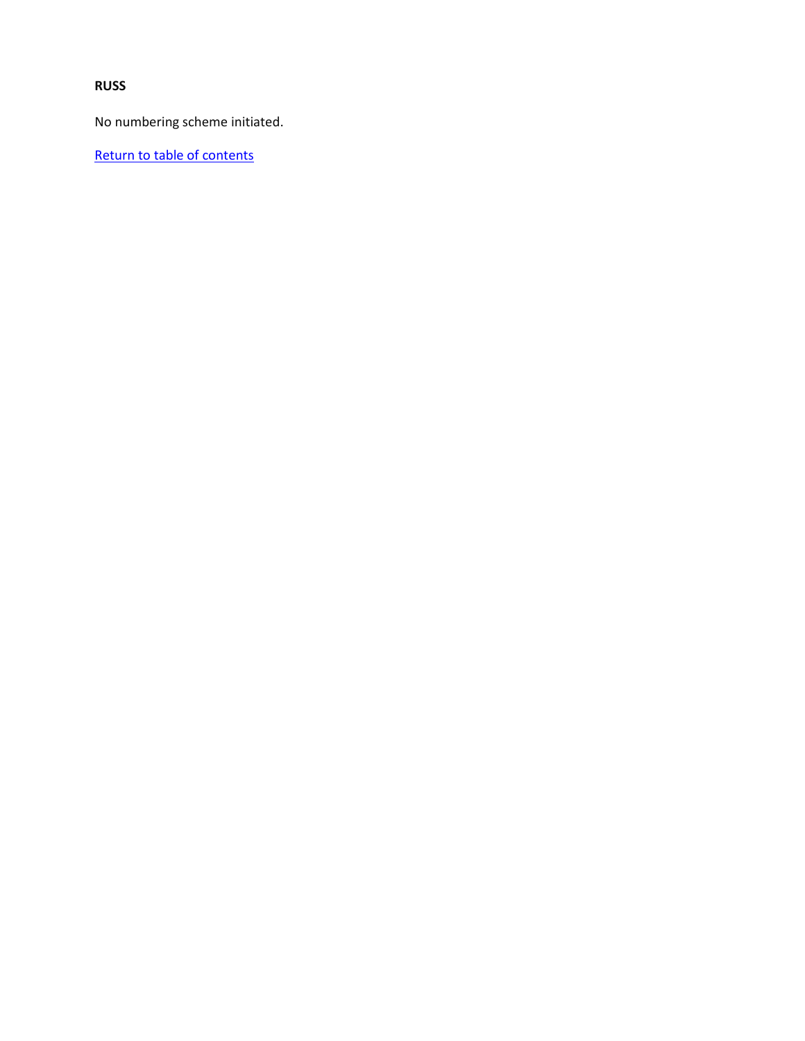**RUSS**

No numbering scheme initiated.

Return to table of contents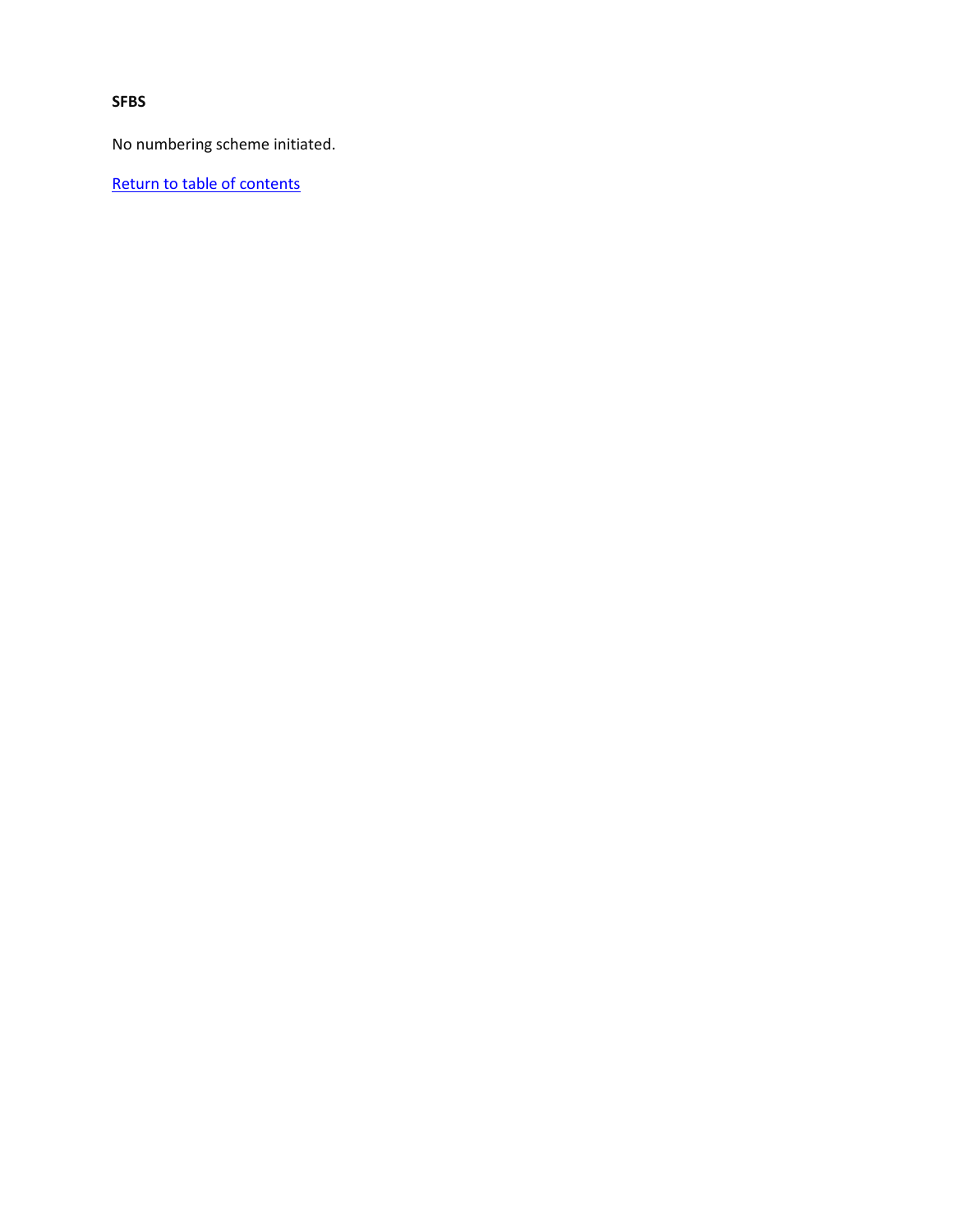**SFBS**

No numbering scheme initiated.

Return to table of contents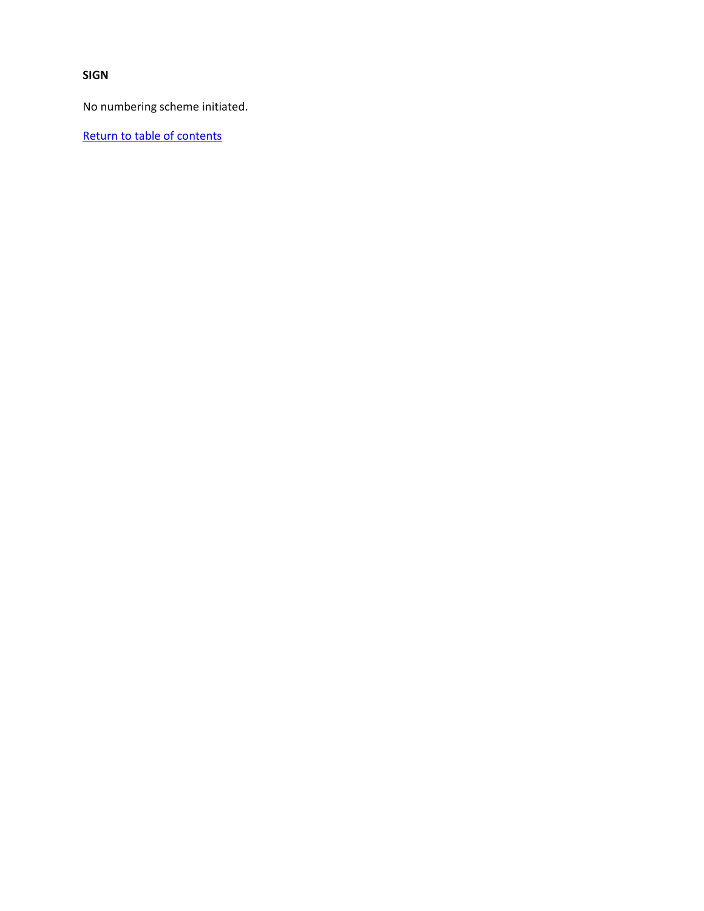**SIGN**

No numbering scheme initiated.

Return to table of contents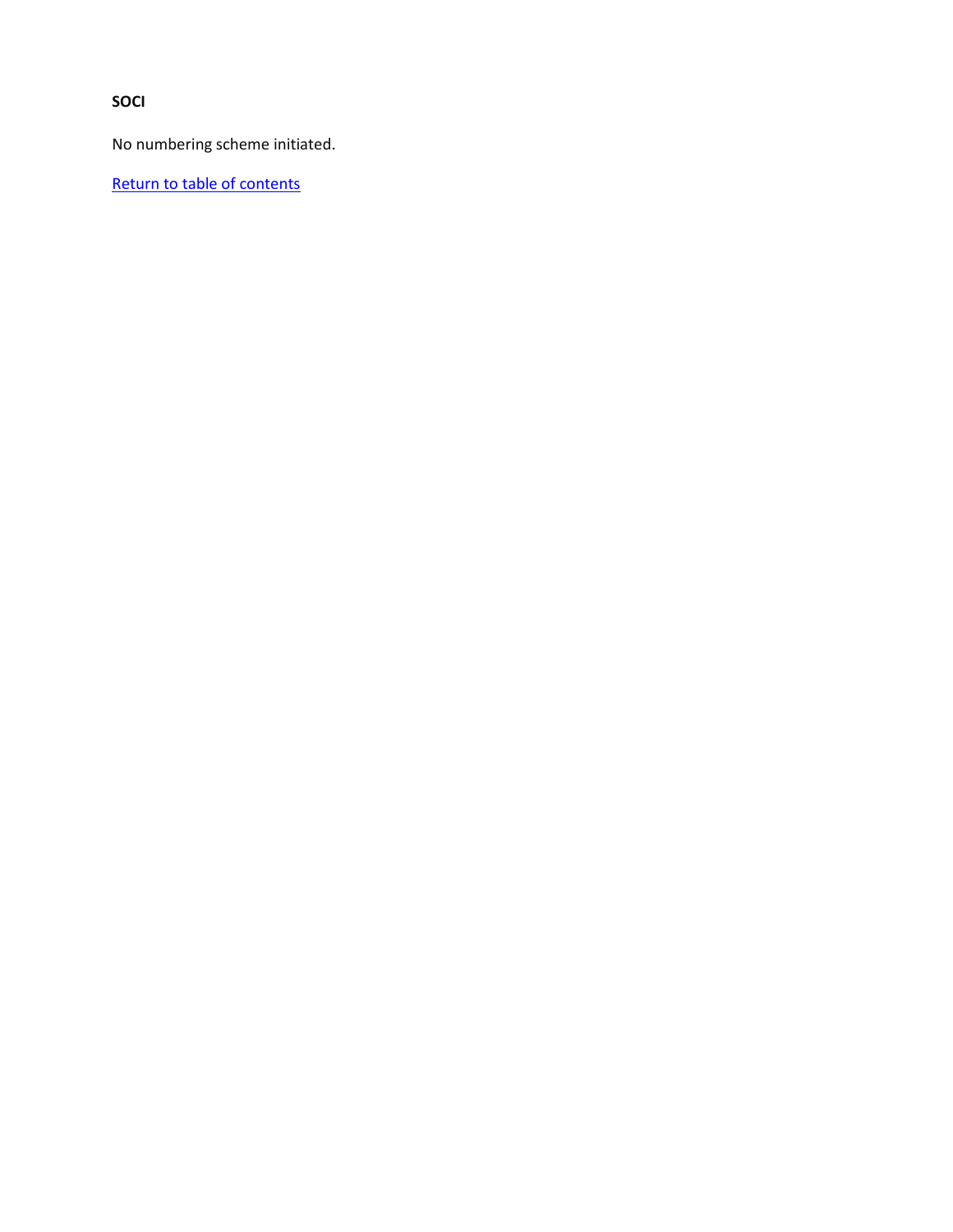**SOCI**

No numbering scheme initiated.

Return to table of contents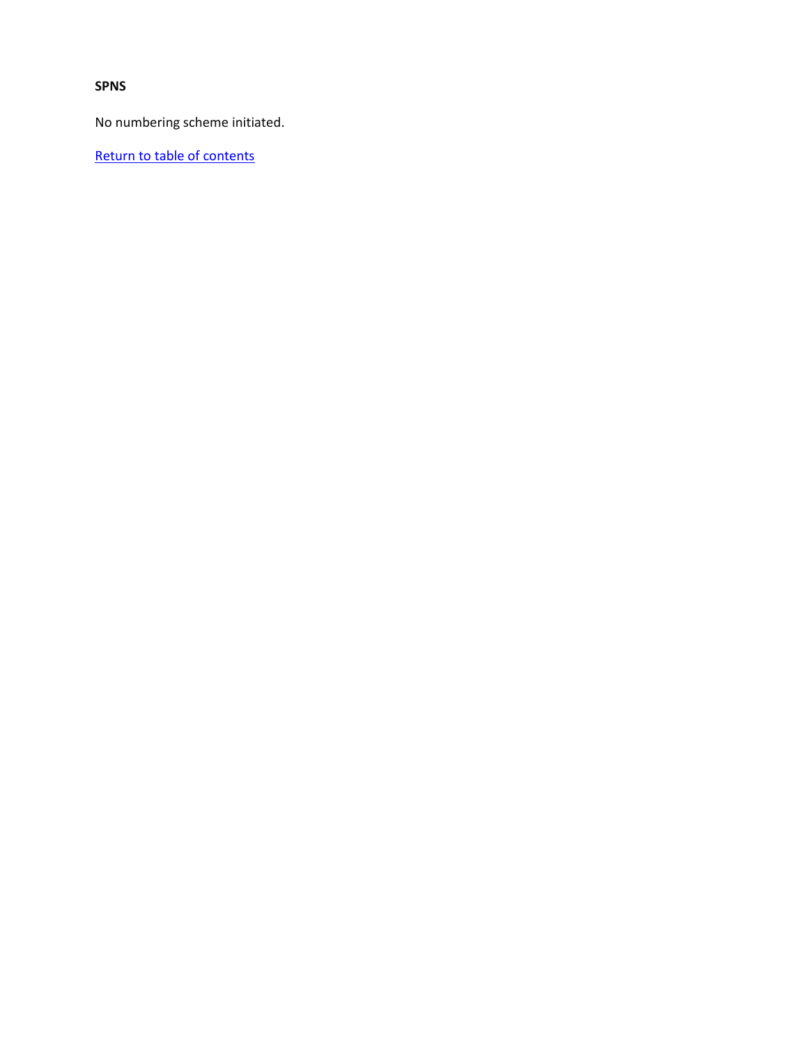**SPNS**

No numbering scheme initiated.

Return to table of contents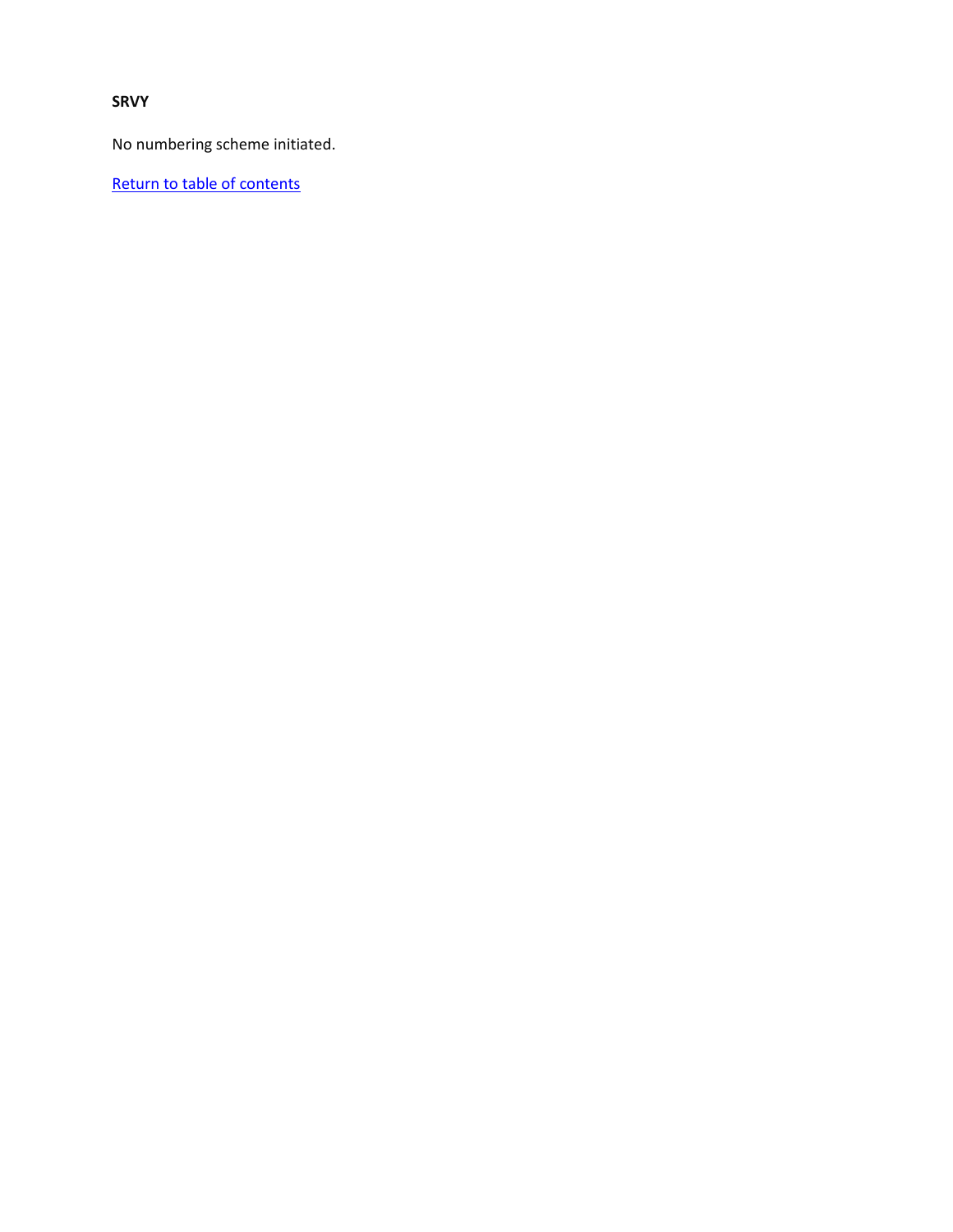**SRVY**

No numbering scheme initiated.

Return to table of contents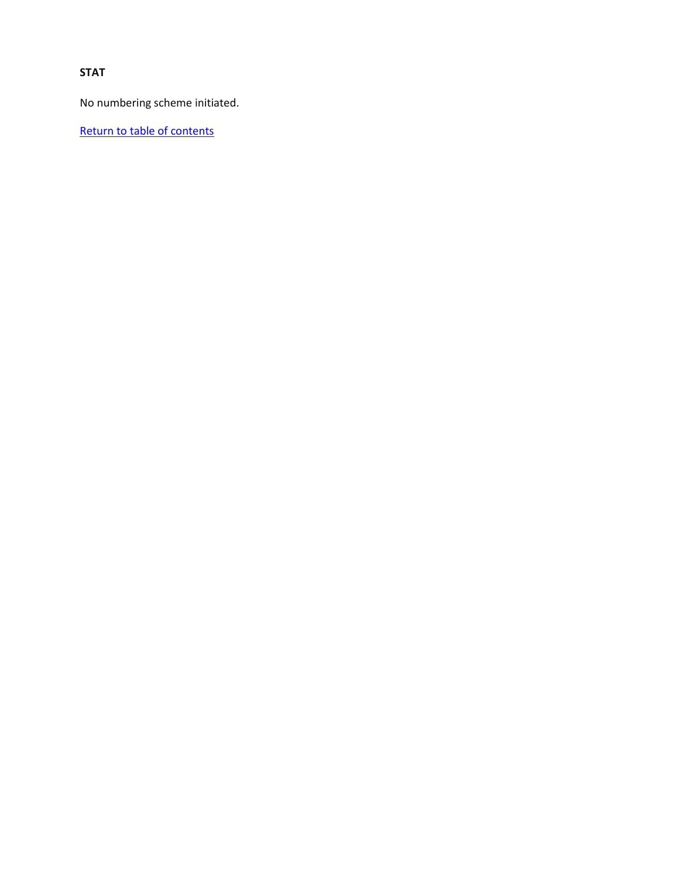**STAT**

No numbering scheme initiated.

Return to table of contents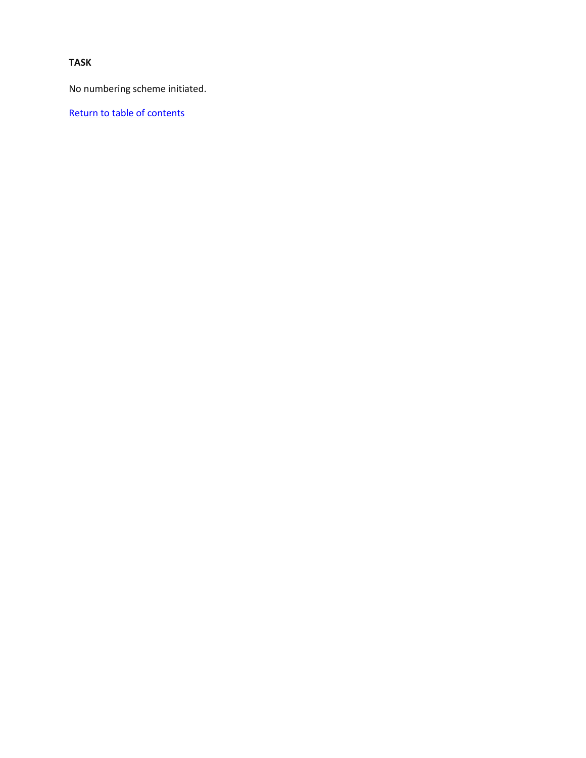**TASK**

No numbering scheme initiated.

Return to table of contents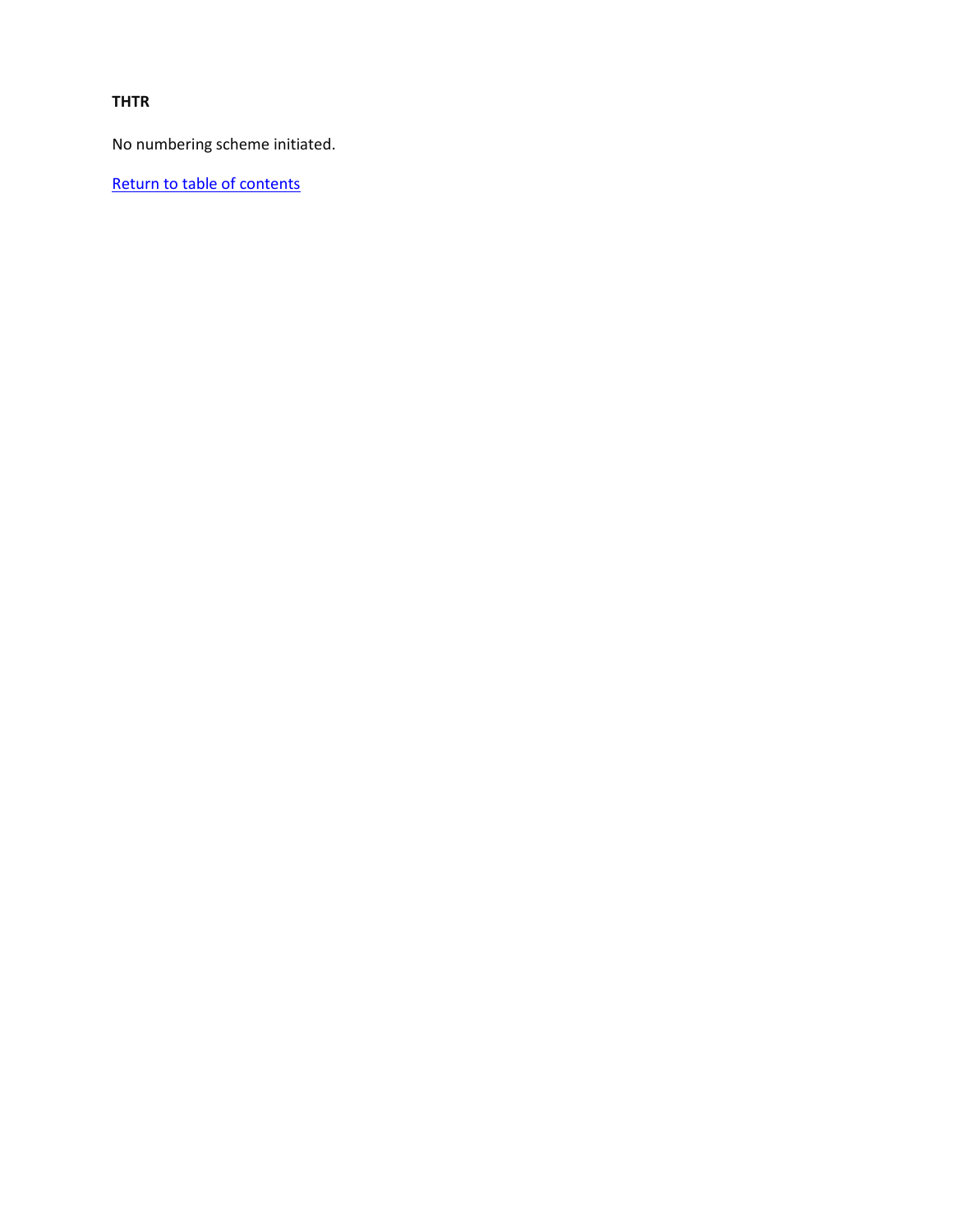**THTR**

No numbering scheme initiated.

Return to table of contents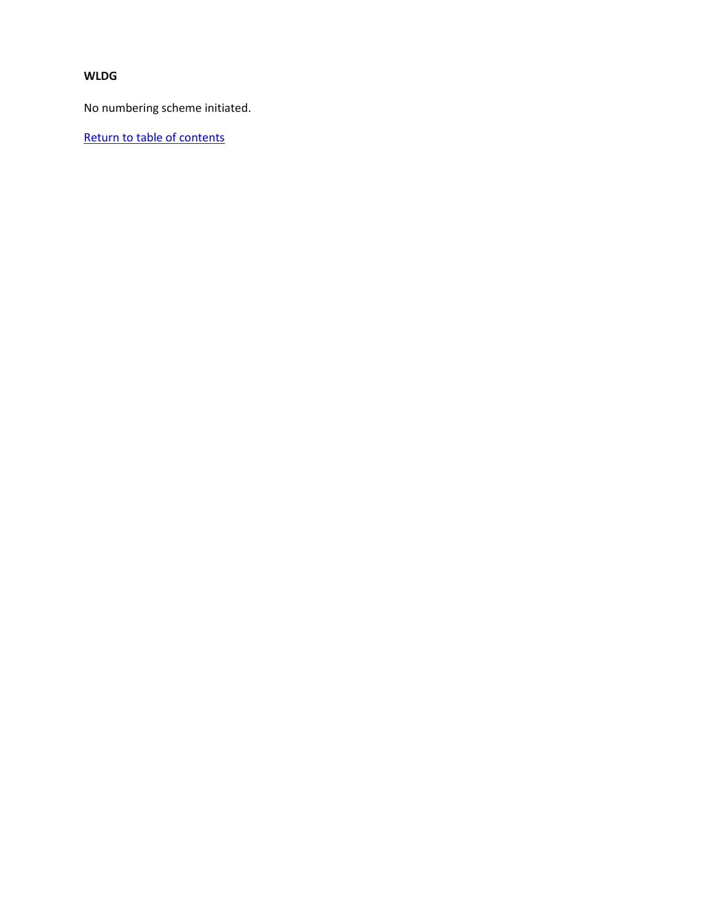**WLDG**

No numbering scheme initiated.

Return to table of contents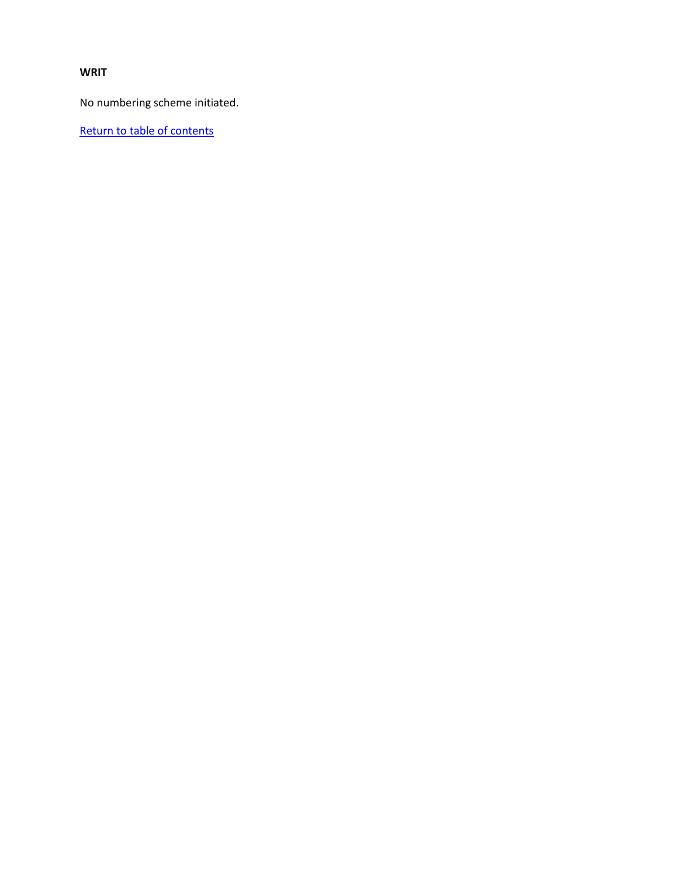**WRIT**

No numbering scheme initiated.

Return to table of contents